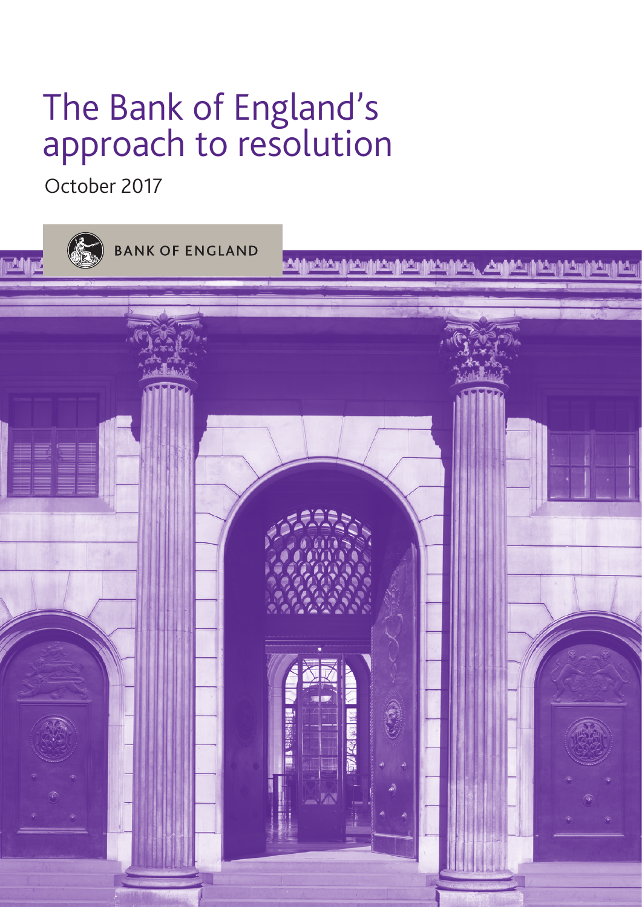# The Bank of England's approach to resolution

October 2017

BANK OF ENGLAND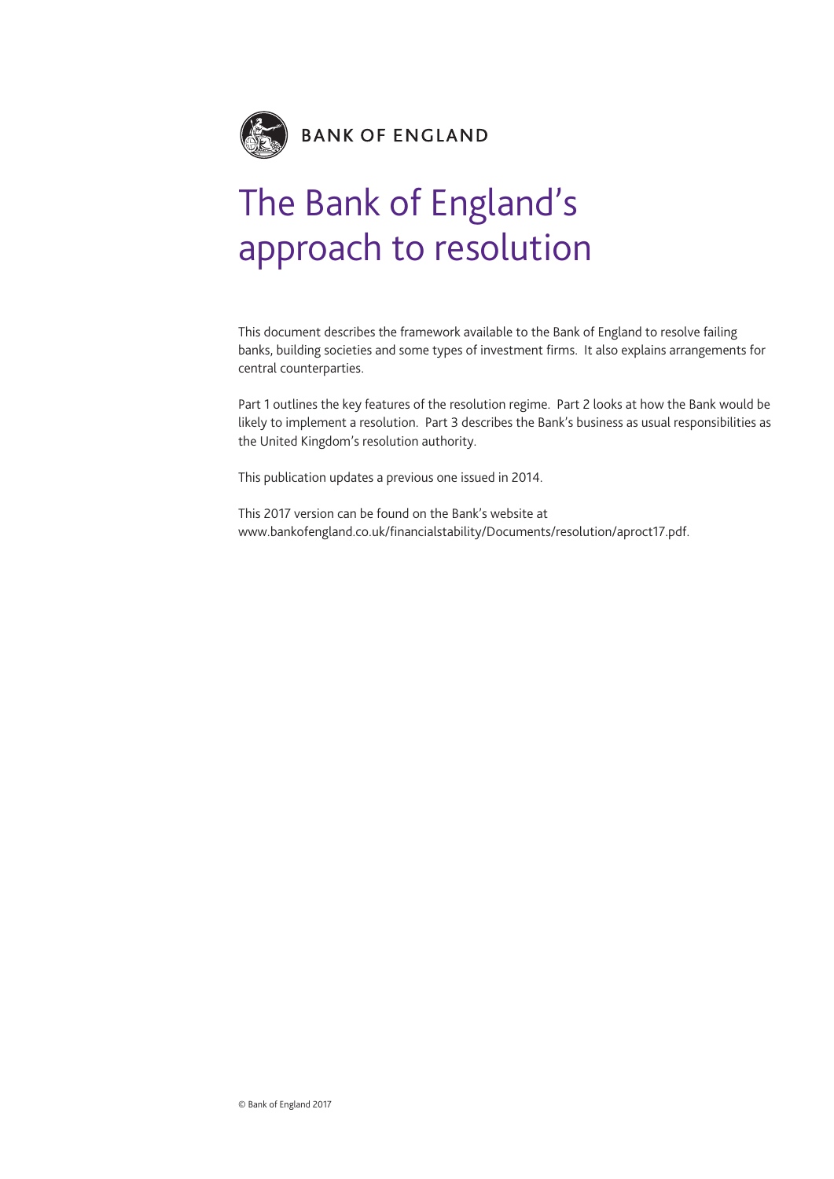BANK OF ENGLAND

# The Bank of England's approach to resolution

This document describes the framework available to the Bank of England to resolve failing banks, building societies and some types of investment firms. It also explains arrangements for central counterparties.

Part 1 outlines the key features of the resolution regime. Part 2 looks at how the Bank would be likely to implement a resolution. Part 3 describes the Bank's business as usual responsibilities as the United Kingdom's resolution authority.

This publication updates a previous one issued in 2014.

This 2017 version can be found on the Bank's website at www.bankofengland.co.uk/financialstability/Documents/resolution/aproct17.pdf.

© Bank of England 2017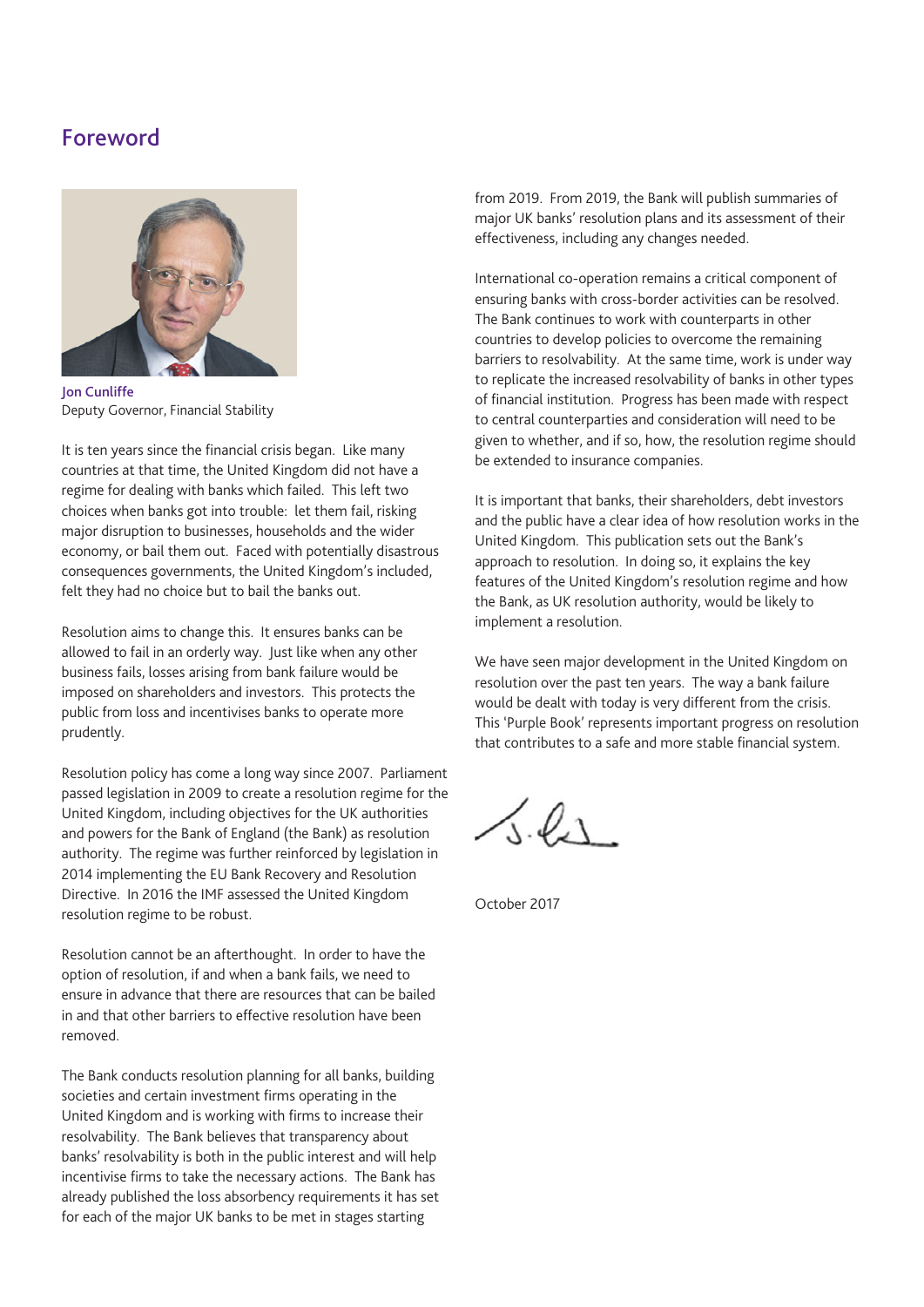# Foreword

**Jon Cunliffe**
Deputy Governor, Financial Stability

It is ten years since the financial crisis began. Like many countries at that time, the United Kingdom did not have a regime for dealing with banks which failed. This left two choices when banks got into trouble: let them fail, risking major disruption to businesses, households and the wider economy, or bail them out. Faced with potentially disastrous consequences governments, the United Kingdom's included, felt they had no choice but to bail the banks out.

Resolution aims to change this. It ensures banks can be allowed to fail in an orderly way. Just like when any other business fails, losses arising from bank failure would be imposed on shareholders and investors. This protects the public from loss and incentivises banks to operate more prudently.

Resolution policy has come a long way since 2007. Parliament passed legislation in 2009 to create a resolution regime for the United Kingdom, including objectives for the UK authorities and powers for the Bank of England (the Bank) as resolution authority. The regime was further reinforced by legislation in 2014 implementing the EU Bank Recovery and Resolution Directive. In 2016 the IMF assessed the United Kingdom resolution regime to be robust.

Resolution cannot be an afterthought. In order to have the option of resolution, if and when a bank fails, we need to ensure in advance that there are resources that can be bailed in and that other barriers to effective resolution have been removed.

The Bank conducts resolution planning for all banks, building societies and certain investment firms operating in the United Kingdom and is working with firms to increase their resolvability. The Bank believes that transparency about banks' resolvability is both in the public interest and will help incentivise firms to take the necessary actions. The Bank has already published the loss absorbency requirements it has set for each of the major UK banks to be met in stages starting from 2019. From 2019, the Bank will publish summaries of major UK banks' resolution plans and its assessment of their effectiveness, including any changes needed.

International co-operation remains a critical component of ensuring banks with cross-border activities can be resolved. The Bank continues to work with counterparts in other countries to develop policies to overcome the remaining barriers to resolvability. At the same time, work is under way to replicate the increased resolvability of banks in other types of financial institution. Progress has been made with respect to central counterparties and consideration will need to be given to whether, and if so, how, the resolution regime should be extended to insurance companies.

It is important that banks, their shareholders, debt investors and the public have a clear idea of how resolution works in the United Kingdom. This publication sets out the Bank's approach to resolution. In doing so, it explains the key features of the United Kingdom's resolution regime and how the Bank, as UK resolution authority, would be likely to implement a resolution.

We have seen major development in the United Kingdom on resolution over the past ten years. The way a bank failure would be dealt with today is very different from the crisis. This 'Purple Book' represents important progress on resolution that contributes to a safe and more stable financial system.

October 2017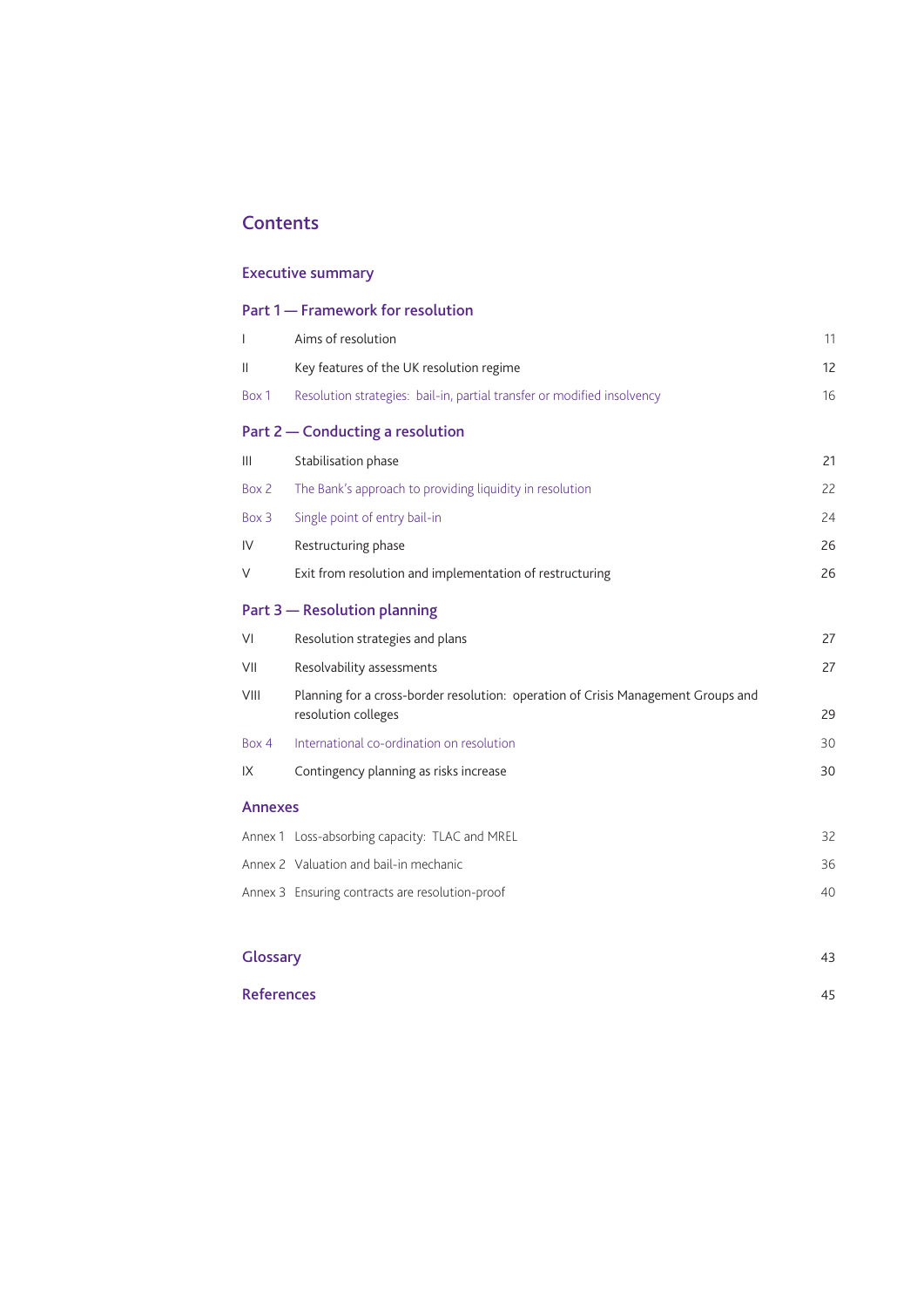# Contents

## Executive summary

## Part 1 — Framework for resolution

| | | |
|---|---|---|
| I | Aims of resolution | 11 |
| II | Key features of the UK resolution regime | 12 |
| Box 1 | Resolution strategies: bail-in, partial transfer or modified insolvency | 16 |

## Part 2 — Conducting a resolution

| | | |
|---|---|---|
| III | Stabilisation phase | 21 |
| Box 2 | The Bank's approach to providing liquidity in resolution | 22 |
| Box 3 | Single point of entry bail-in | 24 |
| IV | Restructuring phase | 26 |
| V | Exit from resolution and implementation of restructuring | 26 |

## Part 3 — Resolution planning

| | | |
|---|---|---|
| VI | Resolution strategies and plans | 27 |
| VII | Resolvability assessments | 27 |
| VIII | Planning for a cross-border resolution: operation of Crisis Management Groups and resolution colleges | 29 |
| Box 4 | International co-ordination on resolution | 30 |
| IX | Contingency planning as risks increase | 30 |

## Annexes

| | | |
|---|---|---|
| Annex 1 | Loss-absorbing capacity: TLAC and MREL | 32 |
| Annex 2 | Valuation and bail-in mechanic | 36 |
| Annex 3 | Ensuring contracts are resolution-proof | 40 |

## Glossary — 43

## References — 45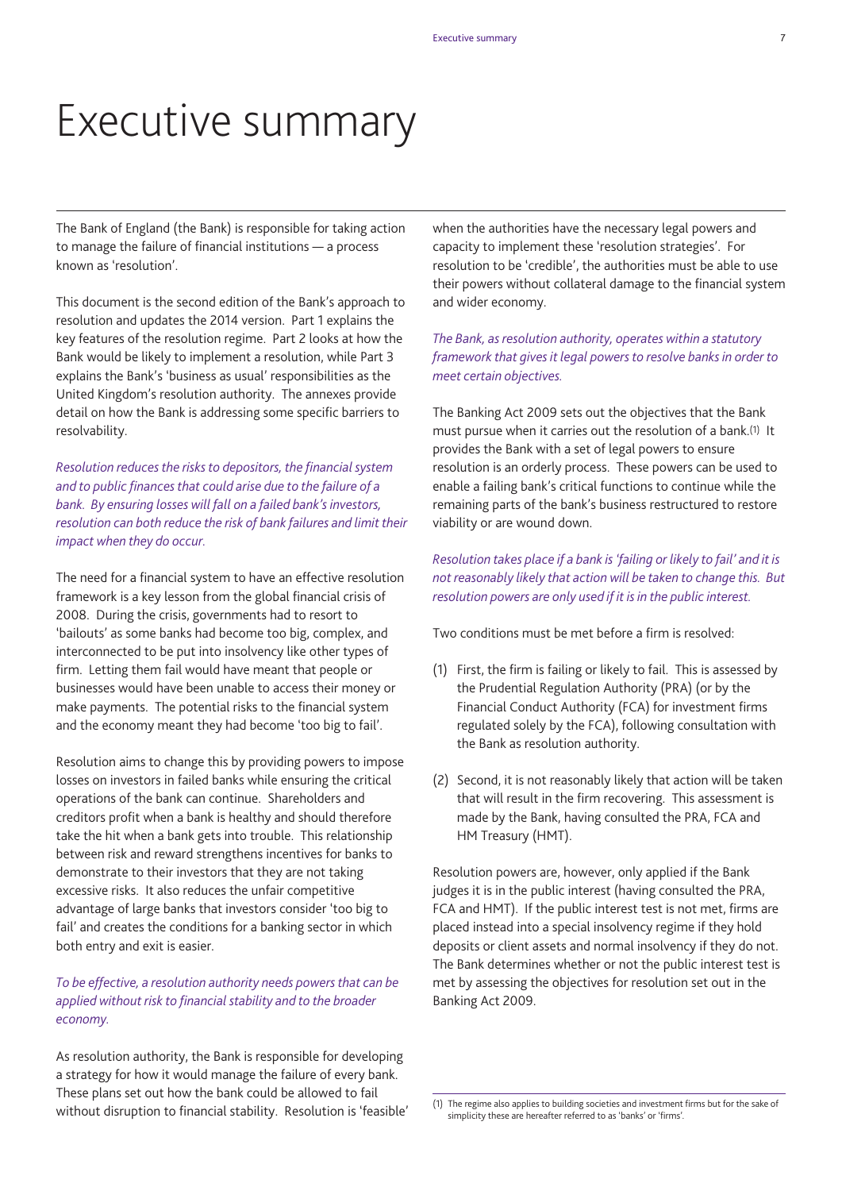# Executive summary

The Bank of England (the Bank) is responsible for taking action to manage the failure of financial institutions — a process known as 'resolution'.

This document is the second edition of the Bank's approach to resolution and updates the 2014 version. Part 1 explains the key features of the resolution regime. Part 2 looks at how the Bank would be likely to implement a resolution, while Part 3 explains the Bank's 'business as usual' responsibilities as the United Kingdom's resolution authority. The annexes provide detail on how the Bank is addressing some specific barriers to resolvability.

*Resolution reduces the risks to depositors, the financial system and to public finances that could arise due to the failure of a bank. By ensuring losses will fall on a failed bank's investors, resolution can both reduce the risk of bank failures and limit their impact when they do occur.*

The need for a financial system to have an effective resolution framework is a key lesson from the global financial crisis of 2008. During the crisis, governments had to resort to 'bailouts' as some banks had become too big, complex, and interconnected to be put into insolvency like other types of firm. Letting them fail would have meant that people or businesses would have been unable to access their money or make payments. The potential risks to the financial system and the economy meant they had become 'too big to fail'.

Resolution aims to change this by providing powers to impose losses on investors in failed banks while ensuring the critical operations of the bank can continue. Shareholders and creditors profit when a bank is healthy and should therefore take the hit when a bank gets into trouble. This relationship between risk and reward strengthens incentives for banks to demonstrate to their investors that they are not taking excessive risks. It also reduces the unfair competitive advantage of large banks that investors consider 'too big to fail' and creates the conditions for a banking sector in which both entry and exit is easier.

*To be effective, a resolution authority needs powers that can be applied without risk to financial stability and to the broader economy.*

As resolution authority, the Bank is responsible for developing a strategy for how it would manage the failure of every bank. These plans set out how the bank could be allowed to fail without disruption to financial stability. Resolution is 'feasible' when the authorities have the necessary legal powers and capacity to implement these 'resolution strategies'. For resolution to be 'credible', the authorities must be able to use their powers without collateral damage to the financial system and wider economy.

*The Bank, as resolution authority, operates within a statutory framework that gives it legal powers to resolve banks in order to meet certain objectives.*

The Banking Act 2009 sets out the objectives that the Bank must pursue when it carries out the resolution of a bank.[1] It provides the Bank with a set of legal powers to ensure resolution is an orderly process. These powers can be used to enable a failing bank's critical functions to continue while the remaining parts of the bank's business restructured to restore viability or are wound down.

*Resolution takes place if a bank is 'failing or likely to fail' and it is not reasonably likely that action will be taken to change this. But resolution powers are only used if it is in the public interest.*

Two conditions must be met before a firm is resolved:

(1) First, the firm is failing or likely to fail. This is assessed by the Prudential Regulation Authority (PRA) (or by the Financial Conduct Authority (FCA) for investment firms regulated solely by the FCA), following consultation with the Bank as resolution authority.

(2) Second, it is not reasonably likely that action will be taken that will result in the firm recovering. This assessment is made by the Bank, having consulted the PRA, FCA and HM Treasury (HMT).

Resolution powers are, however, only applied if the Bank judges it is in the public interest (having consulted the PRA, FCA and HMT). If the public interest test is not met, firms are placed instead into a special insolvency regime if they hold deposits or client assets and normal insolvency if they do not. The Bank determines whether or not the public interest test is met by assessing the objectives for resolution set out in the Banking Act 2009.

(1) The regime also applies to building societies and investment firms but for the sake of simplicity these are hereafter referred to as 'banks' or 'firms'.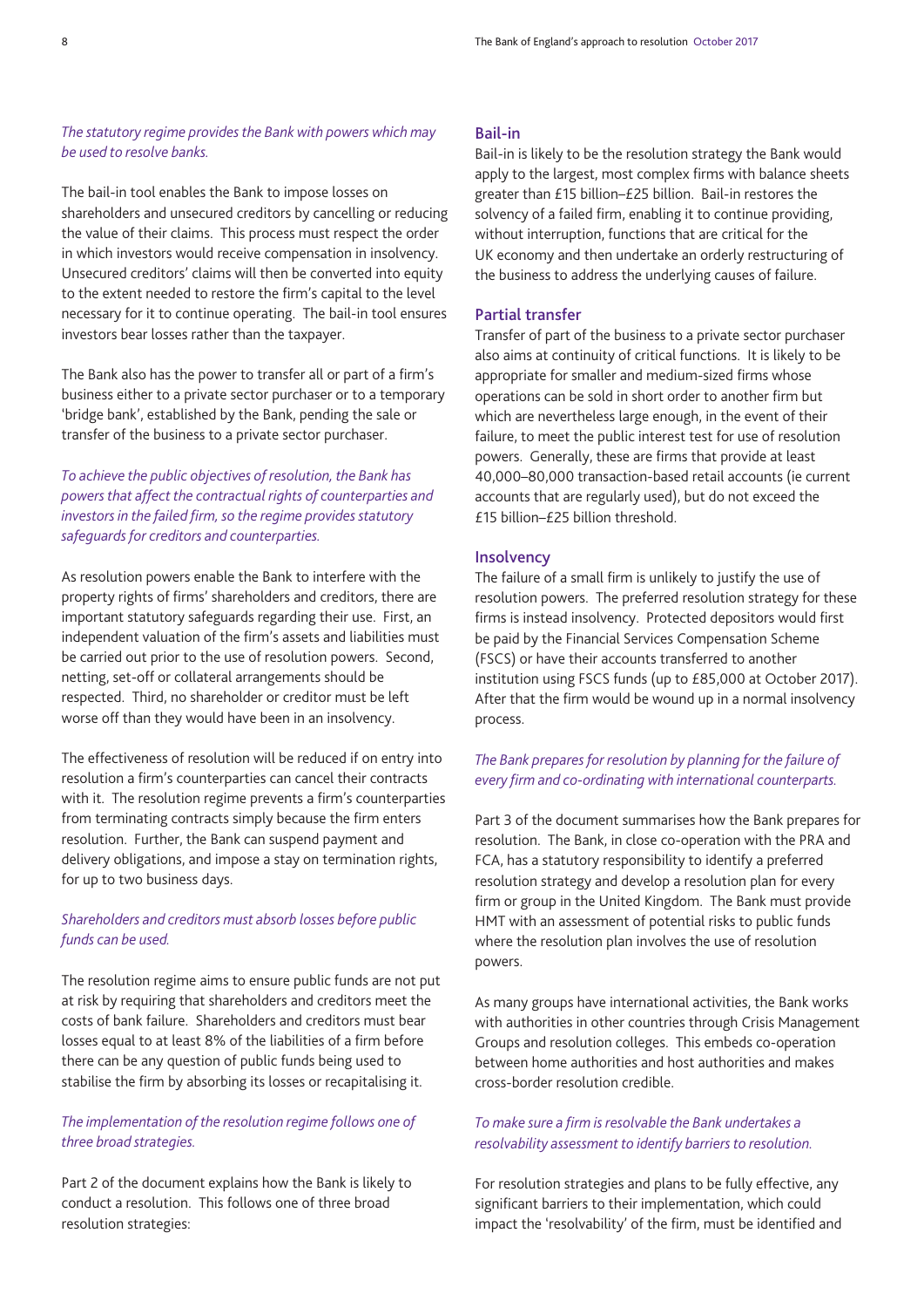*The statutory regime provides the Bank with powers which may be used to resolve banks.*

The bail-in tool enables the Bank to impose losses on shareholders and unsecured creditors by cancelling or reducing the value of their claims. This process must respect the order in which investors would receive compensation in insolvency. Unsecured creditors' claims will then be converted into equity to the extent needed to restore the firm's capital to the level necessary for it to continue operating. The bail-in tool ensures investors bear losses rather than the taxpayer.

The Bank also has the power to transfer all or part of a firm's business either to a private sector purchaser or to a temporary 'bridge bank', established by the Bank, pending the sale or transfer of the business to a private sector purchaser.

*To achieve the public objectives of resolution, the Bank has powers that affect the contractual rights of counterparties and investors in the failed firm, so the regime provides statutory safeguards for creditors and counterparties.*

As resolution powers enable the Bank to interfere with the property rights of firms' shareholders and creditors, there are important statutory safeguards regarding their use. First, an independent valuation of the firm's assets and liabilities must be carried out prior to the use of resolution powers. Second, netting, set-off or collateral arrangements should be respected. Third, no shareholder or creditor must be left worse off than they would have been in an insolvency.

The effectiveness of resolution will be reduced if on entry into resolution a firm's counterparties can cancel their contracts with it. The resolution regime prevents a firm's counterparties from terminating contracts simply because the firm enters resolution. Further, the Bank can suspend payment and delivery obligations, and impose a stay on termination rights, for up to two business days.

*Shareholders and creditors must absorb losses before public funds can be used.*

The resolution regime aims to ensure public funds are not put at risk by requiring that shareholders and creditors meet the costs of bank failure. Shareholders and creditors must bear losses equal to at least 8% of the liabilities of a firm before there can be any question of public funds being used to stabilise the firm by absorbing its losses or recapitalising it.

*The implementation of the resolution regime follows one of three broad strategies.*

Part 2 of the document explains how the Bank is likely to conduct a resolution. This follows one of three broad resolution strategies:

### Bail-in

Bail-in is likely to be the resolution strategy the Bank would apply to the largest, most complex firms with balance sheets greater than £15 billion–£25 billion. Bail-in restores the solvency of a failed firm, enabling it to continue providing, without interruption, functions that are critical for the UK economy and then undertake an orderly restructuring of the business to address the underlying causes of failure.

### Partial transfer

Transfer of part of the business to a private sector purchaser also aims at continuity of critical functions. It is likely to be appropriate for smaller and medium-sized firms whose operations can be sold in short order to another firm but which are nevertheless large enough, in the event of their failure, to meet the public interest test for use of resolution powers. Generally, these are firms that provide at least 40,000–80,000 transaction-based retail accounts (ie current accounts that are regularly used), but do not exceed the £15 billion–£25 billion threshold.

### Insolvency

The failure of a small firm is unlikely to justify the use of resolution powers. The preferred resolution strategy for these firms is instead insolvency. Protected depositors would first be paid by the Financial Services Compensation Scheme (FSCS) or have their accounts transferred to another institution using FSCS funds (up to £85,000 at October 2017). After that the firm would be wound up in a normal insolvency process.

*The Bank prepares for resolution by planning for the failure of every firm and co-ordinating with international counterparts.*

Part 3 of the document summarises how the Bank prepares for resolution. The Bank, in close co-operation with the PRA and FCA, has a statutory responsibility to identify a preferred resolution strategy and develop a resolution plan for every firm or group in the United Kingdom. The Bank must provide HMT with an assessment of potential risks to public funds where the resolution plan involves the use of resolution powers.

As many groups have international activities, the Bank works with authorities in other countries through Crisis Management Groups and resolution colleges. This embeds co-operation between home authorities and host authorities and makes cross-border resolution credible.

*To make sure a firm is resolvable the Bank undertakes a resolvability assessment to identify barriers to resolution.*

For resolution strategies and plans to be fully effective, any significant barriers to their implementation, which could impact the 'resolvability' of the firm, must be identified and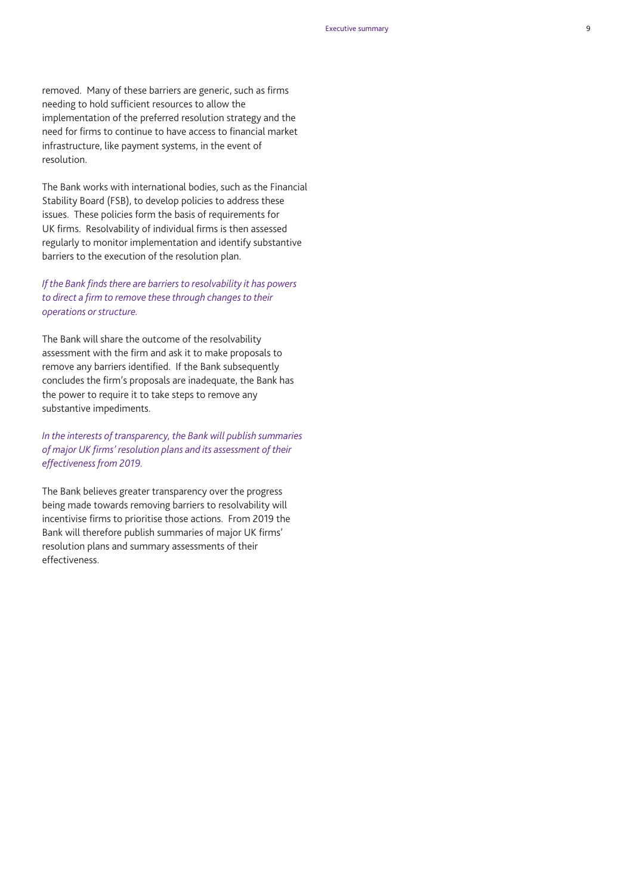removed. Many of these barriers are generic, such as firms needing to hold sufficient resources to allow the implementation of the preferred resolution strategy and the need for firms to continue to have access to financial market infrastructure, like payment systems, in the event of resolution.

The Bank works with international bodies, such as the Financial Stability Board (FSB), to develop policies to address these issues. These policies form the basis of requirements for UK firms. Resolvability of individual firms is then assessed regularly to monitor implementation and identify substantive barriers to the execution of the resolution plan.

*If the Bank finds there are barriers to resolvability it has powers to direct a firm to remove these through changes to their operations or structure.*

The Bank will share the outcome of the resolvability assessment with the firm and ask it to make proposals to remove any barriers identified. If the Bank subsequently concludes the firm's proposals are inadequate, the Bank has the power to require it to take steps to remove any substantive impediments.

*In the interests of transparency, the Bank will publish summaries of major UK firms' resolution plans and its assessment of their effectiveness from 2019.*

The Bank believes greater transparency over the progress being made towards removing barriers to resolvability will incentivise firms to prioritise those actions. From 2019 the Bank will therefore publish summaries of major UK firms' resolution plans and summary assessments of their effectiveness.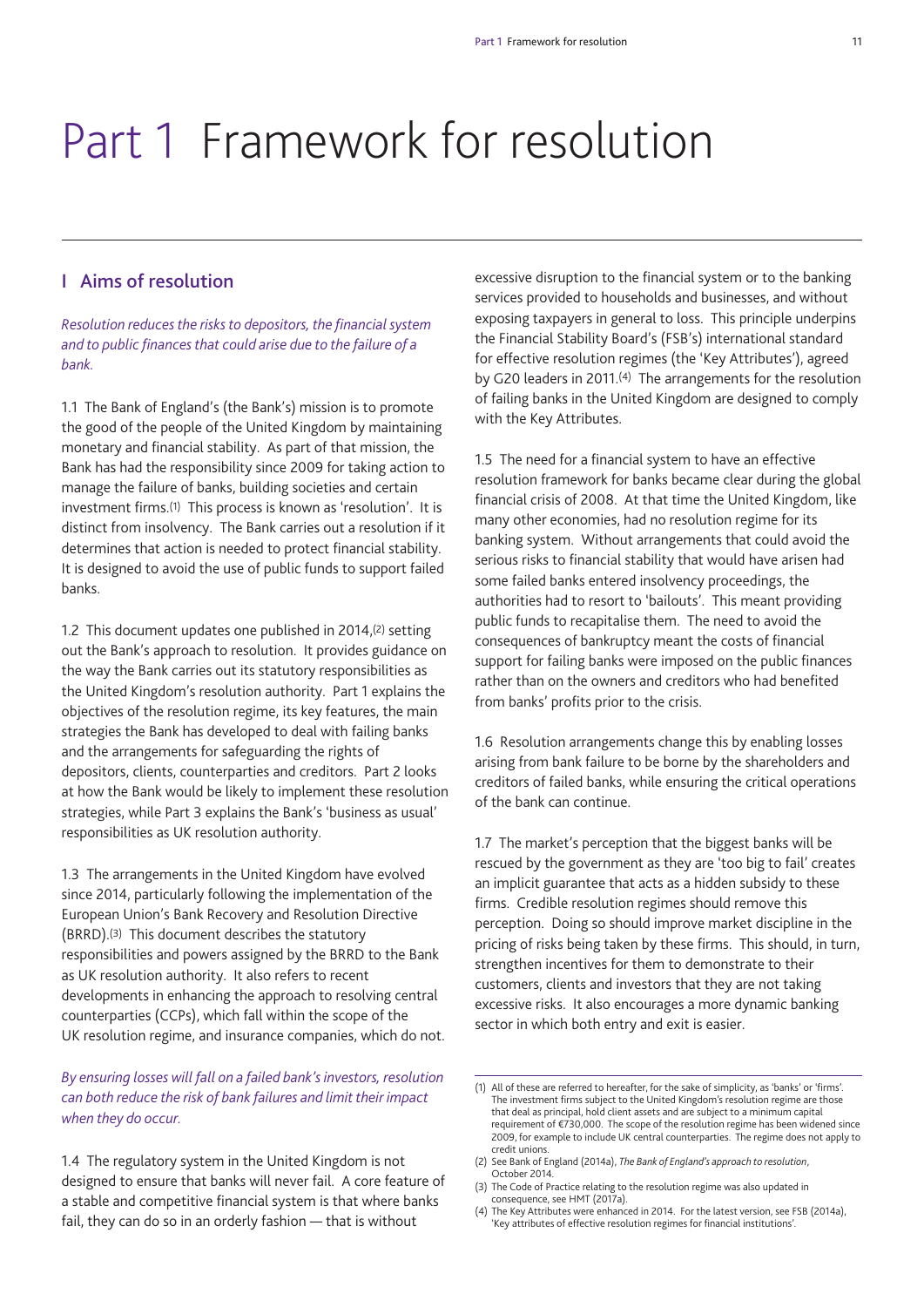# Part 1 Framework for resolution

## 1 Aims of resolution

*Resolution reduces the risks to depositors, the financial system and to public finances that could arise due to the failure of a bank.*

1.1 The Bank of England's (the Bank's) mission is to promote the good of the people of the United Kingdom by maintaining monetary and financial stability. As part of that mission, the Bank has had the responsibility since 2009 for taking action to manage the failure of banks, building societies and certain investment firms.[1] This process is known as 'resolution'. It is distinct from insolvency. The Bank carries out a resolution if it determines that action is needed to protect financial stability. It is designed to avoid the use of public funds to support failed banks.

1.2 This document updates one published in 2014,[2] setting out the Bank's approach to resolution. It provides guidance on the way the Bank carries out its statutory responsibilities as the United Kingdom's resolution authority. Part 1 explains the objectives of the resolution regime, its key features, the main strategies the Bank has developed to deal with failing banks and the arrangements for safeguarding the rights of depositors, clients, counterparties and creditors. Part 2 looks at how the Bank would be likely to implement these resolution strategies, while Part 3 explains the Bank's 'business as usual' responsibilities as UK resolution authority.

1.3 The arrangements in the United Kingdom have evolved since 2014, particularly following the implementation of the European Union's Bank Recovery and Resolution Directive (BRRD).[3] This document describes the statutory responsibilities and powers assigned by the BRRD to the Bank as UK resolution authority. It also refers to recent developments in enhancing the approach to resolving central counterparties (CCPs), which fall within the scope of the UK resolution regime, and insurance companies, which do not.

*By ensuring losses will fall on a failed bank's investors, resolution can both reduce the risk of bank failures and limit their impact when they do occur.*

1.4 The regulatory system in the United Kingdom is not designed to ensure that banks will never fail. A core feature of a stable and competitive financial system is that where banks fail, they can do so in an orderly fashion — that is without excessive disruption to the financial system or to the banking services provided to households and businesses, and without exposing taxpayers in general to loss. This principle underpins the Financial Stability Board's (FSB's) international standard for effective resolution regimes (the 'Key Attributes'), agreed by G20 leaders in 2011.[4] The arrangements for the resolution of failing banks in the United Kingdom are designed to comply with the Key Attributes.

1.5 The need for a financial system to have an effective resolution framework for banks became clear during the global financial crisis of 2008. At that time the United Kingdom, like many other economies, had no resolution regime for its banking system. Without arrangements that could avoid the serious risks to financial stability that would have arisen had some failed banks entered insolvency proceedings, the authorities had to resort to 'bailouts'. This meant providing public funds to recapitalise them. The need to avoid the consequences of bankruptcy meant the costs of financial support for failing banks were imposed on the public finances rather than on the owners and creditors who had benefited from banks' profits prior to the crisis.

1.6 Resolution arrangements change this by enabling losses arising from bank failure to be borne by the shareholders and creditors of failed banks, while ensuring the critical operations of the bank can continue.

1.7 The market's perception that the biggest banks will be rescued by the government as they are 'too big to fail' creates an implicit guarantee that acts as a hidden subsidy to these firms. Credible resolution regimes should remove this perception. Doing so should improve market discipline in the pricing of risks being taken by these firms. This should, in turn, strengthen incentives for them to demonstrate to their customers, clients and investors that they are not taking excessive risks. It also encourages a more dynamic banking sector in which both entry and exit is easier.

(1) All of these are referred to hereafter, for the sake of simplicity, as 'banks' or 'firms'. The investment firms subject to the United Kingdom's resolution regime are those that deal as principal, hold client assets and are subject to a minimum capital requirement of €730,000. The scope of the resolution regime has been widened since 2009, for example to include UK central counterparties. The regime does not apply to credit unions.

(2) See Bank of England (2014a), *The Bank of England's approach to resolution*, October 2014.

(3) The Code of Practice relating to the resolution regime was also updated in consequence, see HMT (2017a).

(4) The Key Attributes were enhanced in 2014. For the latest version, see FSB (2014a), 'Key attributes of effective resolution regimes for financial institutions'.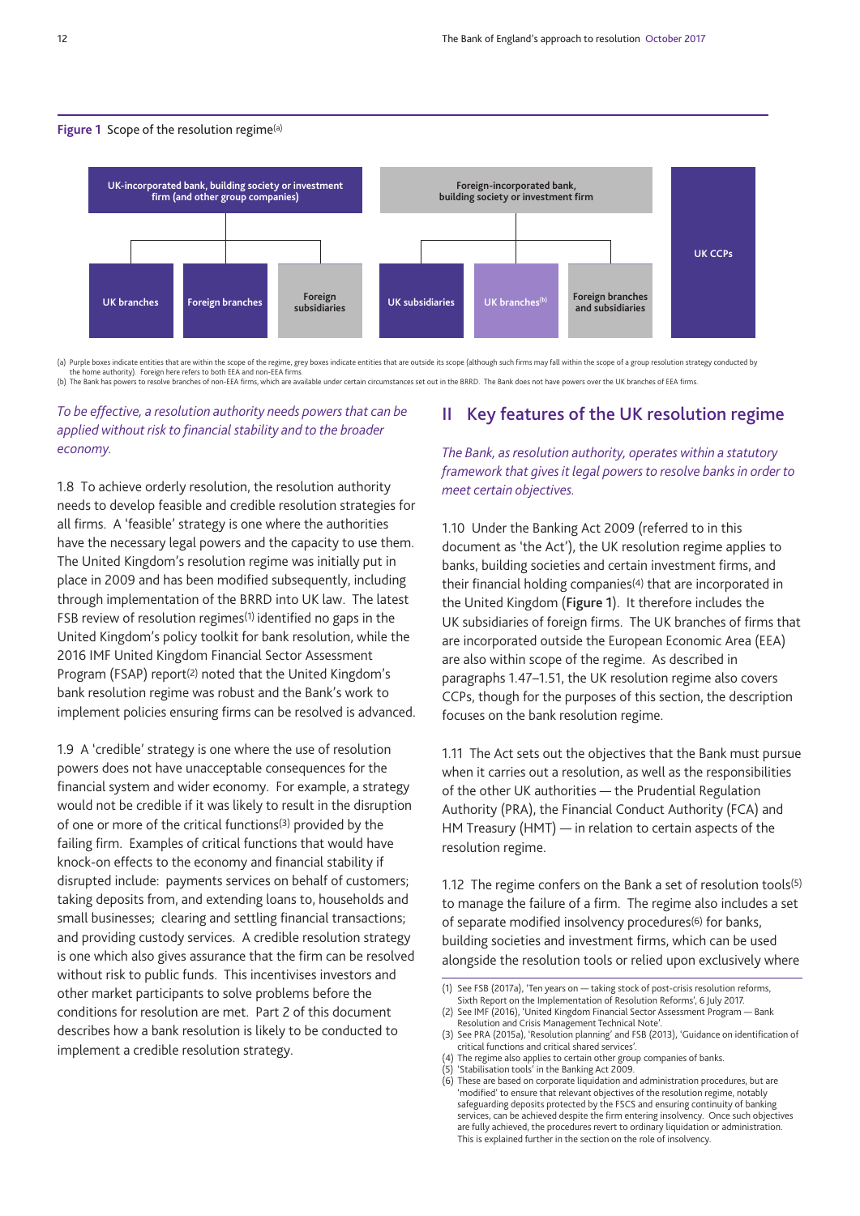**Figure 1** Scope of the resolution regime[(a)]

| UK-incorporated bank, building society or investment firm (and other group companies) | | | Foreign-incorporated bank, building society or investment firm | | | |
|---|---|---|---|---|---|---|
| UK branches | Foreign branches | Foreign subsidiaries | UK subsidiaries | UK branches[(b)] | Foreign branches and subsidiaries | UK CCPs |

(a) Purple boxes indicate entities that are within the scope of the regime, grey boxes indicate entities that are outside its scope (although such firms may fall within the scope of a group resolution strategy conducted by the home authority). Foreign here refers to both EEA and non-EEA firms.
(b) The Bank has powers to resolve branches of non-EEA firms, which are available under certain circumstances set out in the BRRD. The Bank does not have powers over the UK branches of EEA firms.

*To be effective, a resolution authority needs powers that can be applied without risk to financial stability and to the broader economy.*

1.8 To achieve orderly resolution, the resolution authority needs to develop feasible and credible resolution strategies for all firms. A 'feasible' strategy is one where the authorities have the necessary legal powers and the capacity to use them. The United Kingdom's resolution regime was initially put in place in 2009 and has been modified subsequently, including through implementation of the BRRD into UK law. The latest FSB review of resolution regimes[(1)] identified no gaps in the United Kingdom's policy toolkit for bank resolution, while the 2016 IMF United Kingdom Financial Sector Assessment Program (FSAP) report[(2)] noted that the United Kingdom's bank resolution regime was robust and the Bank's work to implement policies ensuring firms can be resolved is advanced.

1.9 A 'credible' strategy is one where the use of resolution powers does not have unacceptable consequences for the financial system and wider economy. For example, a strategy would not be credible if it was likely to result in the disruption of one or more of the critical functions[(3)] provided by the failing firm. Examples of critical functions that would have knock-on effects to the economy and financial stability if disrupted include: payments services on behalf of customers; taking deposits from, and extending loans to, households and small businesses; clearing and settling financial transactions; and providing custody services. A credible resolution strategy is one which also gives assurance that the firm can be resolved without risk to public funds. This incentivises investors and other market participants to solve problems before the conditions for resolution are met. Part 2 of this document describes how a bank resolution is likely to be conducted to implement a credible resolution strategy.

## II Key features of the UK resolution regime

*The Bank, as resolution authority, operates within a statutory framework that gives it legal powers to resolve banks in order to meet certain objectives.*

1.10 Under the Banking Act 2009 (referred to in this document as 'the Act'), the UK resolution regime applies to banks, building societies and certain investment firms, and their financial holding companies[(4)] that are incorporated in the United Kingdom (**Figure 1**). It therefore includes the UK subsidiaries of foreign firms. The UK branches of firms that are incorporated outside the European Economic Area (EEA) are also within scope of the regime. As described in paragraphs 1.47–1.51, the UK resolution regime also covers CCPs, though for the purposes of this section, the description focuses on the bank resolution regime.

1.11 The Act sets out the objectives that the Bank must pursue when it carries out a resolution, as well as the responsibilities of the other UK authorities — the Prudential Regulation Authority (PRA), the Financial Conduct Authority (FCA) and HM Treasury (HMT) — in relation to certain aspects of the resolution regime.

1.12 The regime confers on the Bank a set of resolution tools[(5)] to manage the failure of a firm. The regime also includes a set of separate modified insolvency procedures[(6)] for banks, building societies and investment firms, which can be used alongside the resolution tools or relied upon exclusively where

(1) See FSB (2017a), 'Ten years on — taking stock of post-crisis resolution reforms, Sixth Report on the Implementation of Resolution Reforms', 6 July 2017.
(2) See IMF (2016), 'United Kingdom Financial Sector Assessment Program — Bank Resolution and Crisis Management Technical Note'.
(3) See PRA (2015a), 'Resolution planning' and FSB (2013), 'Guidance on identification of critical functions and critical shared services'.
(4) The regime also applies to certain other group companies of banks.
(5) 'Stabilisation tools' in the Banking Act 2009.
(6) These are based on corporate liquidation and administration procedures, but are 'modified' to ensure that relevant objectives of the resolution regime, notably safeguarding deposits protected by the FSCS and ensuring continuity of banking services, can be achieved despite the firm entering insolvency. Once such objectives are fully achieved, the procedures revert to ordinary liquidation or administration. This is explained further in the section on the role of insolvency.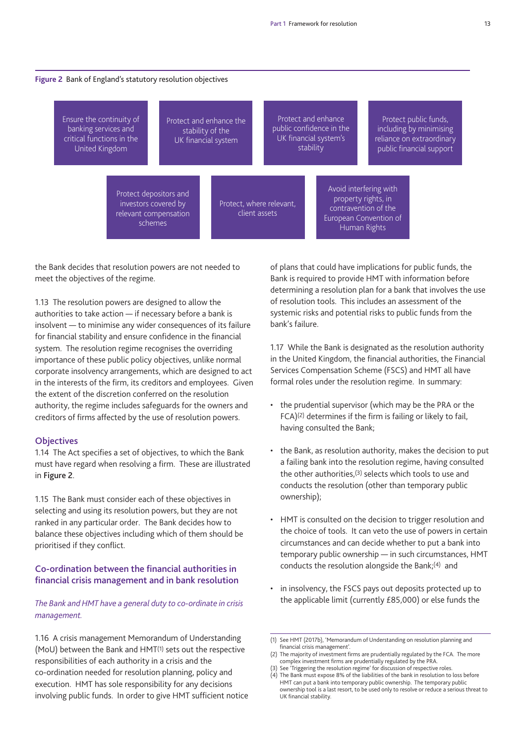**Figure 2** Bank of England's statutory resolution objectives

- Ensure the continuity of banking services and critical functions in the United Kingdom
- Protect and enhance the stability of the UK financial system
- Protect and enhance public confidence in the UK financial system's stability
- Protect public funds, including by minimising reliance on extraordinary public financial support
- Protect depositors and investors covered by relevant compensation schemes
- Protect, where relevant, client assets
- Avoid interfering with property rights, in contravention of the European Convention of Human Rights

the Bank decides that resolution powers are not needed to meet the objectives of the regime.

1.13 The resolution powers are designed to allow the authorities to take action — if necessary before a bank is insolvent — to minimise any wider consequences of its failure for financial stability and ensure confidence in the financial system. The resolution regime recognises the overriding importance of these public policy objectives, unlike normal corporate insolvency arrangements, which are designed to act in the interests of the firm, its creditors and employees. Given the extent of the discretion conferred on the resolution authority, the regime includes safeguards for the owners and creditors of firms affected by the use of resolution powers.

### Objectives

1.14 The Act specifies a set of objectives, to which the Bank must have regard when resolving a firm. These are illustrated in **Figure 2**.

1.15 The Bank must consider each of these objectives in selecting and using its resolution powers, but they are not ranked in any particular order. The Bank decides how to balance these objectives including which of them should be prioritised if they conflict.

### Co-ordination between the financial authorities in financial crisis management and in bank resolution

*The Bank and HMT have a general duty to co-ordinate in crisis management.*

1.16 A crisis management Memorandum of Understanding (MoU) between the Bank and HMT[1] sets out the respective responsibilities of each authority in a crisis and the co-ordination needed for resolution planning, policy and execution. HMT has sole responsibility for any decisions involving public funds. In order to give HMT sufficient notice of plans that could have implications for public funds, the Bank is required to provide HMT with information before determining a resolution plan for a bank that involves the use of resolution tools. This includes an assessment of the systemic risks and potential risks to public funds from the bank's failure.

1.17 While the Bank is designated as the resolution authority in the United Kingdom, the financial authorities, the Financial Services Compensation Scheme (FSCS) and HMT all have formal roles under the resolution regime. In summary:

- the prudential supervisor (which may be the PRA or the FCA)[2] determines if the firm is failing or likely to fail, having consulted the Bank;
- the Bank, as resolution authority, makes the decision to put a failing bank into the resolution regime, having consulted the other authorities,[3] selects which tools to use and conducts the resolution (other than temporary public ownership);
- HMT is consulted on the decision to trigger resolution and the choice of tools. It can veto the use of powers in certain circumstances and can decide whether to put a bank into temporary public ownership — in such circumstances, HMT conducts the resolution alongside the Bank;[4] and
- in insolvency, the FSCS pays out deposits protected up to the applicable limit (currently £85,000) or else funds the

(1) See HMT (2017b), 'Memorandum of Understanding on resolution planning and financial crisis management'.
(2) The majority of investment firms are prudentially regulated by the FCA. The more complex investment firms are prudentially regulated by the PRA.
(3) See 'Triggering the resolution regime' for discussion of respective roles.
(4) The Bank must expose 8% of the liabilities of the bank in resolution to loss before HMT can put a bank into temporary public ownership. The temporary public ownership tool is a last resort, to be used only to resolve or reduce a serious threat to UK financial stability.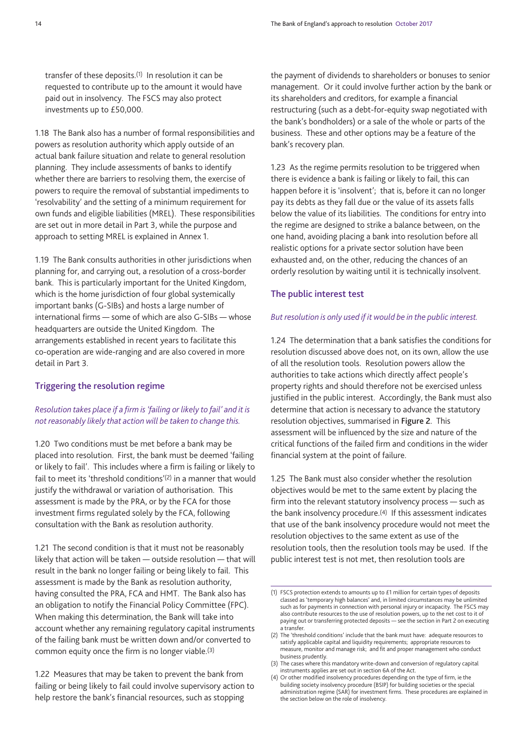transfer of these deposits.[1] In resolution it can be requested to contribute up to the amount it would have paid out in insolvency. The FSCS may also protect investments up to £50,000.

1.18 The Bank also has a number of formal responsibilities and powers as resolution authority which apply outside of an actual bank failure situation and relate to general resolution planning. They include assessments of banks to identify whether there are barriers to resolving them, the exercise of powers to require the removal of substantial impediments to 'resolvability' and the setting of a minimum requirement for own funds and eligible liabilities (MREL). These responsibilities are set out in more detail in Part 3, while the purpose and approach to setting MREL is explained in Annex 1.

1.19 The Bank consults authorities in other jurisdictions when planning for, and carrying out, a resolution of a cross-border bank. This is particularly important for the United Kingdom, which is the home jurisdiction of four global systemically important banks (G-SIBs) and hosts a large number of international firms — some of which are also G-SIBs — whose headquarters are outside the United Kingdom. The arrangements established in recent years to facilitate this co-operation are wide-ranging and are also covered in more detail in Part 3.

## Triggering the resolution regime

*Resolution takes place if a firm is 'failing or likely to fail' and it is not reasonably likely that action will be taken to change this.*

1.20 Two conditions must be met before a bank may be placed into resolution. First, the bank must be deemed 'failing or likely to fail'. This includes where a firm is failing or likely to fail to meet its 'threshold conditions'[2] in a manner that would justify the withdrawal or variation of authorisation. This assessment is made by the PRA, or by the FCA for those investment firms regulated solely by the FCA, following consultation with the Bank as resolution authority.

1.21 The second condition is that it must not be reasonably likely that action will be taken — outside resolution — that will result in the bank no longer failing or being likely to fail. This assessment is made by the Bank as resolution authority, having consulted the PRA, FCA and HMT. The Bank also has an obligation to notify the Financial Policy Committee (FPC). When making this determination, the Bank will take into account whether any remaining regulatory capital instruments of the failing bank must be written down and/or converted to common equity once the firm is no longer viable.[3]

1.22 Measures that may be taken to prevent the bank from failing or being likely to fail could involve supervisory action to help restore the bank's financial resources, such as stopping the payment of dividends to shareholders or bonuses to senior management. Or it could involve further action by the bank or its shareholders and creditors, for example a financial restructuring (such as a debt-for-equity swap negotiated with the bank's bondholders) or a sale of the whole or parts of the business. These and other options may be a feature of the bank's recovery plan.

1.23 As the regime permits resolution to be triggered when there is evidence a bank is failing or likely to fail, this can happen before it is 'insolvent'; that is, before it can no longer pay its debts as they fall due or the value of its assets falls below the value of its liabilities. The conditions for entry into the regime are designed to strike a balance between, on the one hand, avoiding placing a bank into resolution before all realistic options for a private sector solution have been exhausted and, on the other, reducing the chances of an orderly resolution by waiting until it is technically insolvent.

## The public interest test

*But resolution is only used if it would be in the public interest.*

1.24 The determination that a bank satisfies the conditions for resolution discussed above does not, on its own, allow the use of all the resolution tools. Resolution powers allow the authorities to take actions which directly affect people's property rights and should therefore not be exercised unless justified in the public interest. Accordingly, the Bank must also determine that action is necessary to advance the statutory resolution objectives, summarised in **Figure 2**. This assessment will be influenced by the size and nature of the critical functions of the failed firm and conditions in the wider financial system at the point of failure.

1.25 The Bank must also consider whether the resolution objectives would be met to the same extent by placing the firm into the relevant statutory insolvency process — such as the bank insolvency procedure.[4] If this assessment indicates that use of the bank insolvency procedure would not meet the resolution objectives to the same extent as use of the resolution tools, then the resolution tools may be used. If the public interest test is not met, then resolution tools are

---

(1) FSCS protection extends to amounts up to £1 million for certain types of deposits classed as 'temporary high balances' and, in limited circumstances may be unlimited such as for payments in connection with personal injury or incapacity. The FSCS may also contribute resources to the use of resolution powers, up to the net cost to it of paying out or transferring protected deposits — see the section in Part 2 on executing a transfer.

(2) The 'threshold conditions' include that the bank must have: adequate resources to satisfy applicable capital and liquidity requirements; appropriate resources to measure, monitor and manage risk; and fit and proper management who conduct business prudently.

(3) The cases where this mandatory write-down and conversion of regulatory capital instruments applies are set out in section 6A of the Act.

(4) Or other modified insolvency procedures depending on the type of firm, ie the building society insolvency procedure (BSIP) for building societies or the special administration regime (SAR) for investment firms. These procedures are explained in the section below on the role of insolvency.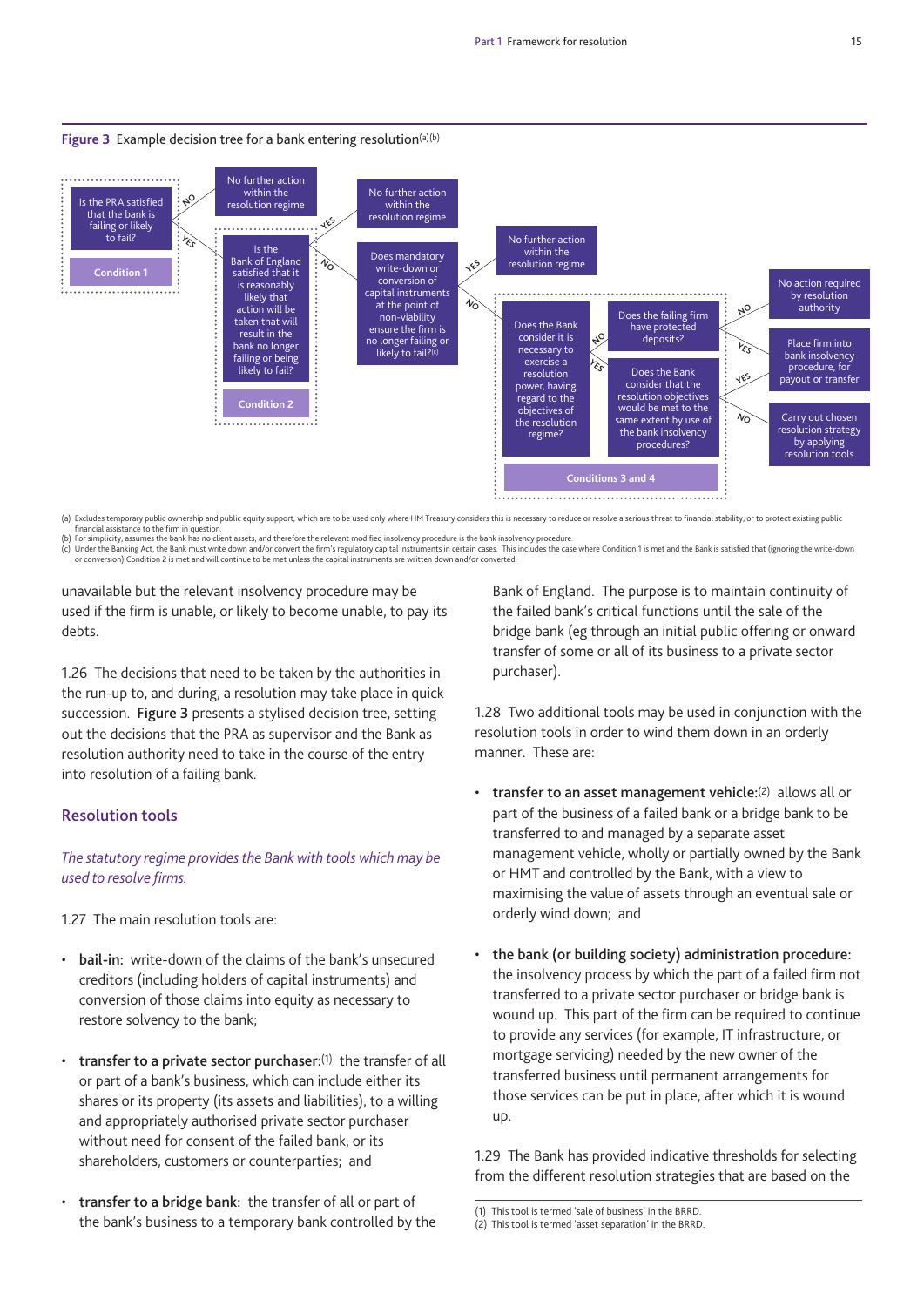**Figure 3** Example decision tree for a bank entering resolution[(a)(b)]

Is the PRA satisfied that the bank is failing or likely to fail?

**Condition 1**

NO → No further action within the resolution regime

YES → Is the Bank of England satisfied that it is reasonably likely that action will be taken that will result in the bank no longer failing or being likely to fail?

**Condition 2**

YES → No further action within the resolution regime

NO → Does mandatory write-down or conversion of capital instruments at the point of non-viability ensure the firm is no longer failing or likely to fail?[(c)]

YES → No further action within the resolution regime

NO → Does the Bank consider it is necessary to exercise a resolution power, having regard to the objectives of the resolution regime?

NO → Does the failing firm have protected deposits?

- NO → No action required by resolution authority
- YES → Place firm into bank insolvency procedure, for payout or transfer

YES → Does the Bank consider that the resolution objectives would be met to the same extent by use of the bank insolvency procedures?

- YES → Place firm into bank insolvency procedure, for payout or transfer
- NO → Carry out chosen resolution strategy by applying resolution tools

**Conditions 3 and 4**

(a) Excludes temporary public ownership and public equity support, which are to be used only where HM Treasury considers this is necessary to reduce or resolve a serious threat to financial stability, or to protect existing public financial assistance to the firm in question.
(b) For simplicity, assumes the bank has no client assets, and therefore the relevant modified insolvency procedure is the bank insolvency procedure.
(c) Under the Banking Act, the Bank must write down and/or convert the firm's regulatory capital instruments in certain cases. This includes the case where Condition 1 is met and the Bank is satisfied that (ignoring the write-down or conversion) Condition 2 is met and will continue to be met unless the capital instruments are written down and/or converted.

unavailable but the relevant insolvency procedure may be used if the firm is unable, or likely to become unable, to pay its debts.

1.26 The decisions that need to be taken by the authorities in the run-up to, and during, a resolution may take place in quick succession. **Figure 3** presents a stylised decision tree, setting out the decisions that the PRA as supervisor and the Bank as resolution authority need to take in the course of the entry into resolution of a failing bank.

## Resolution tools

*The statutory regime provides the Bank with tools which may be used to resolve firms.*

1.27 The main resolution tools are:

- **bail-in:** write-down of the claims of the bank's unsecured creditors (including holders of capital instruments) and conversion of those claims into equity as necessary to restore solvency to the bank;
- **transfer to a private sector purchaser:**[(1)] the transfer of all or part of a bank's business, which can include either its shares or its property (its assets and liabilities), to a willing and appropriately authorised private sector purchaser without need for consent of the failed bank, or its shareholders, customers or counterparties; and
- **transfer to a bridge bank:** the transfer of all or part of the bank's business to a temporary bank controlled by the Bank of England. The purpose is to maintain continuity of the failed bank's critical functions until the sale of the bridge bank (eg through an initial public offering or onward transfer of some or all of its business to a private sector purchaser).

1.28 Two additional tools may be used in conjunction with the resolution tools in order to wind them down in an orderly manner. These are:

- **transfer to an asset management vehicle:**[(2)] allows all or part of the business of a failed bank or a bridge bank to be transferred to and managed by a separate asset management vehicle, wholly or partially owned by the Bank or HMT and controlled by the Bank, with a view to maximising the value of assets through an eventual sale or orderly wind down; and
- **the bank (or building society) administration procedure:** the insolvency process by which the part of a failed firm not transferred to a private sector purchaser or bridge bank is wound up. This part of the firm can be required to continue to provide any services (for example, IT infrastructure, or mortgage servicing) needed by the new owner of the transferred business until permanent arrangements for those services can be put in place, after which it is wound up.

1.29 The Bank has provided indicative thresholds for selecting from the different resolution strategies that are based on the

(1) This tool is termed 'sale of business' in the BRRD.
(2) This tool is termed 'asset separation' in the BRRD.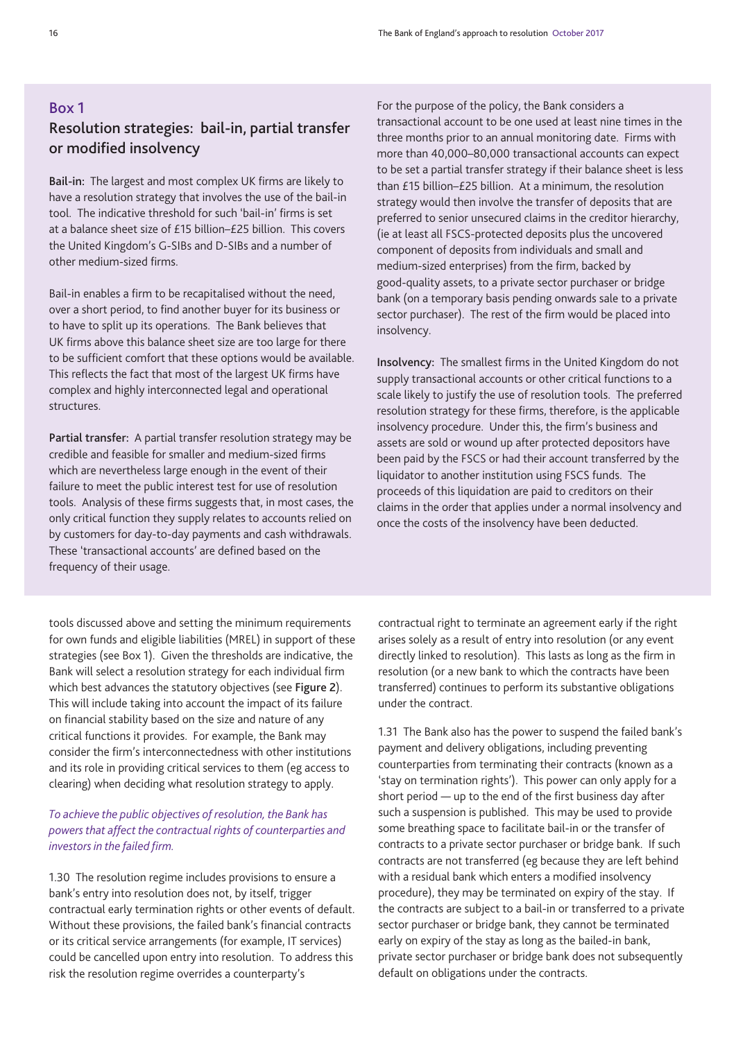## Box 1

### Resolution strategies: bail-in, partial transfer or modified insolvency

**Bail-in:** The largest and most complex UK firms are likely to have a resolution strategy that involves the use of the bail-in tool. The indicative threshold for such 'bail-in' firms is set at a balance sheet size of £15 billion–£25 billion. This covers the United Kingdom's G-SIBs and D-SIBs and a number of other medium-sized firms.

Bail-in enables a firm to be recapitalised without the need, over a short period, to find another buyer for its business or to have to split up its operations. The Bank believes that UK firms above this balance sheet size are too large for there to be sufficient comfort that these options would be available. This reflects the fact that most of the largest UK firms have complex and highly interconnected legal and operational structures.

**Partial transfer:** A partial transfer resolution strategy may be credible and feasible for smaller and medium-sized firms which are nevertheless large enough in the event of their failure to meet the public interest test for use of resolution tools. Analysis of these firms suggests that, in most cases, the only critical function they supply relates to accounts relied on by customers for day-to-day payments and cash withdrawals. These 'transactional accounts' are defined based on the frequency of their usage.

For the purpose of the policy, the Bank considers a transactional account to be one used at least nine times in the three months prior to an annual monitoring date. Firms with more than 40,000–80,000 transactional accounts can expect to be set a partial transfer strategy if their balance sheet is less than £15 billion–£25 billion. At a minimum, the resolution strategy would then involve the transfer of deposits that are preferred to senior unsecured claims in the creditor hierarchy, (ie at least all FSCS-protected deposits plus the uncovered component of deposits from individuals and small and medium-sized enterprises) from the firm, backed by good-quality assets, to a private sector purchaser or bridge bank (on a temporary basis pending onwards sale to a private sector purchaser). The rest of the firm would be placed into insolvency.

**Insolvency:** The smallest firms in the United Kingdom do not supply transactional accounts or other critical functions to a scale likely to justify the use of resolution tools. The preferred resolution strategy for these firms, therefore, is the applicable insolvency procedure. Under this, the firm's business and assets are sold or wound up after protected depositors have been paid by the FSCS or had their account transferred by the liquidator to another institution using FSCS funds. The proceeds of this liquidation are paid to creditors on their claims in the order that applies under a normal insolvency and once the costs of the insolvency have been deducted.

tools discussed above and setting the minimum requirements for own funds and eligible liabilities (MREL) in support of these strategies (see Box 1). Given the thresholds are indicative, the Bank will select a resolution strategy for each individual firm which best advances the statutory objectives (see **Figure 2**). This will include taking into account the impact of its failure on financial stability based on the size and nature of any critical functions it provides. For example, the Bank may consider the firm's interconnectedness with other institutions and its role in providing critical services to them (eg access to clearing) when deciding what resolution strategy to apply.

*To achieve the public objectives of resolution, the Bank has powers that affect the contractual rights of counterparties and investors in the failed firm.*

1.30 The resolution regime includes provisions to ensure a bank's entry into resolution does not, by itself, trigger contractual early termination rights or other events of default. Without these provisions, the failed bank's financial contracts or its critical service arrangements (for example, IT services) could be cancelled upon entry into resolution. To address this risk the resolution regime overrides a counterparty's contractual right to terminate an agreement early if the right arises solely as a result of entry into resolution (or any event directly linked to resolution). This lasts as long as the firm in resolution (or a new bank to which the contracts have been transferred) continues to perform its substantive obligations under the contract.

1.31 The Bank also has the power to suspend the failed bank's payment and delivery obligations, including preventing counterparties from terminating their contracts (known as a 'stay on termination rights'). This power can only apply for a short period — up to the end of the first business day after such a suspension is published. This may be used to provide some breathing space to facilitate bail-in or the transfer of contracts to a private sector purchaser or bridge bank. If such contracts are not transferred (eg because they are left behind with a residual bank which enters a modified insolvency procedure), they may be terminated on expiry of the stay. If the contracts are subject to a bail-in or transferred to a private sector purchaser or bridge bank, they cannot be terminated early on expiry of the stay as long as the bailed-in bank, private sector purchaser or bridge bank does not subsequently default on obligations under the contracts.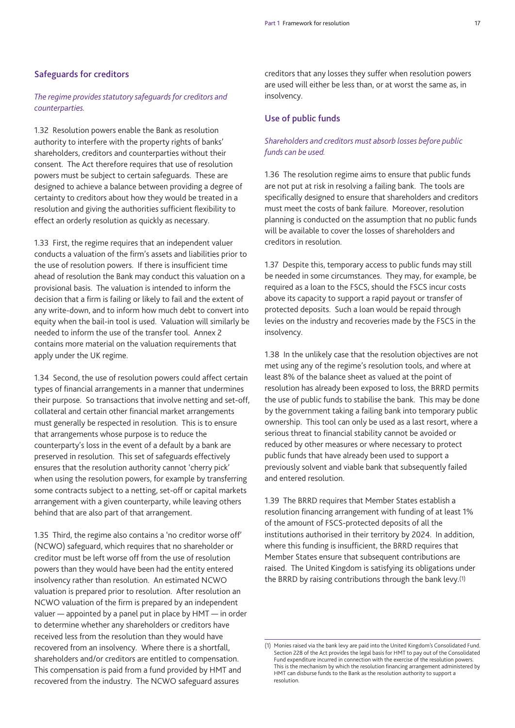## Safeguards for creditors

*The regime provides statutory safeguards for creditors and counterparties.*

1.32 Resolution powers enable the Bank as resolution authority to interfere with the property rights of banks' shareholders, creditors and counterparties without their consent. The Act therefore requires that use of resolution powers must be subject to certain safeguards. These are designed to achieve a balance between providing a degree of certainty to creditors about how they would be treated in a resolution and giving the authorities sufficient flexibility to effect an orderly resolution as quickly as necessary.

1.33 First, the regime requires that an independent valuer conducts a valuation of the firm's assets and liabilities prior to the use of resolution powers. If there is insufficient time ahead of resolution the Bank may conduct this valuation on a provisional basis. The valuation is intended to inform the decision that a firm is failing or likely to fail and the extent of any write-down, and to inform how much debt to convert into equity when the bail-in tool is used. Valuation will similarly be needed to inform the use of the transfer tool. Annex 2 contains more material on the valuation requirements that apply under the UK regime.

1.34 Second, the use of resolution powers could affect certain types of financial arrangements in a manner that undermines their purpose. So transactions that involve netting and set-off, collateral and certain other financial market arrangements must generally be respected in resolution. This is to ensure that arrangements whose purpose is to reduce the counterparty's loss in the event of a default by a bank are preserved in resolution. This set of safeguards effectively ensures that the resolution authority cannot 'cherry pick' when using the resolution powers, for example by transferring some contracts subject to a netting, set-off or capital markets arrangement with a given counterparty, while leaving others behind that are also part of that arrangement.

1.35 Third, the regime also contains a 'no creditor worse off' (NCWO) safeguard, which requires that no shareholder or creditor must be left worse off from the use of resolution powers than they would have been had the entity entered insolvency rather than resolution. An estimated NCWO valuation is prepared prior to resolution. After resolution an NCWO valuation of the firm is prepared by an independent valuer — appointed by a panel put in place by HMT — in order to determine whether any shareholders or creditors have received less from the resolution than they would have recovered from an insolvency. Where there is a shortfall, shareholders and/or creditors are entitled to compensation. This compensation is paid from a fund provided by HMT and recovered from the industry. The NCWO safeguard assures creditors that any losses they suffer when resolution powers are used will either be less than, or at worst the same as, in insolvency.

## Use of public funds

*Shareholders and creditors must absorb losses before public funds can be used.*

1.36 The resolution regime aims to ensure that public funds are not put at risk in resolving a failing bank. The tools are specifically designed to ensure that shareholders and creditors must meet the costs of bank failure. Moreover, resolution planning is conducted on the assumption that no public funds will be available to cover the losses of shareholders and creditors in resolution.

1.37 Despite this, temporary access to public funds may still be needed in some circumstances. They may, for example, be required as a loan to the FSCS, should the FSCS incur costs above its capacity to support a rapid payout or transfer of protected deposits. Such a loan would be repaid through levies on the industry and recoveries made by the FSCS in the insolvency.

1.38 In the unlikely case that the resolution objectives are not met using any of the regime's resolution tools, and where at least 8% of the balance sheet as valued at the point of resolution has already been exposed to loss, the BRRD permits the use of public funds to stabilise the bank. This may be done by the government taking a failing bank into temporary public ownership. This tool can only be used as a last resort, where a serious threat to financial stability cannot be avoided or reduced by other measures or where necessary to protect public funds that have already been used to support a previously solvent and viable bank that subsequently failed and entered resolution.

1.39 The BRRD requires that Member States establish a resolution financing arrangement with funding of at least 1% of the amount of FSCS-protected deposits of all the institutions authorised in their territory by 2024. In addition, where this funding is insufficient, the BRRD requires that Member States ensure that subsequent contributions are raised. The United Kingdom is satisfying its obligations under the BRRD by raising contributions through the bank levy.[1]

(1) Monies raised via the bank levy are paid into the United Kingdom's Consolidated Fund. Section 228 of the Act provides the legal basis for HMT to pay out of the Consolidated Fund expenditure incurred in connection with the exercise of the resolution powers. This is the mechanism by which the resolution financing arrangement administered by HMT can disburse funds to the Bank as the resolution authority to support a resolution.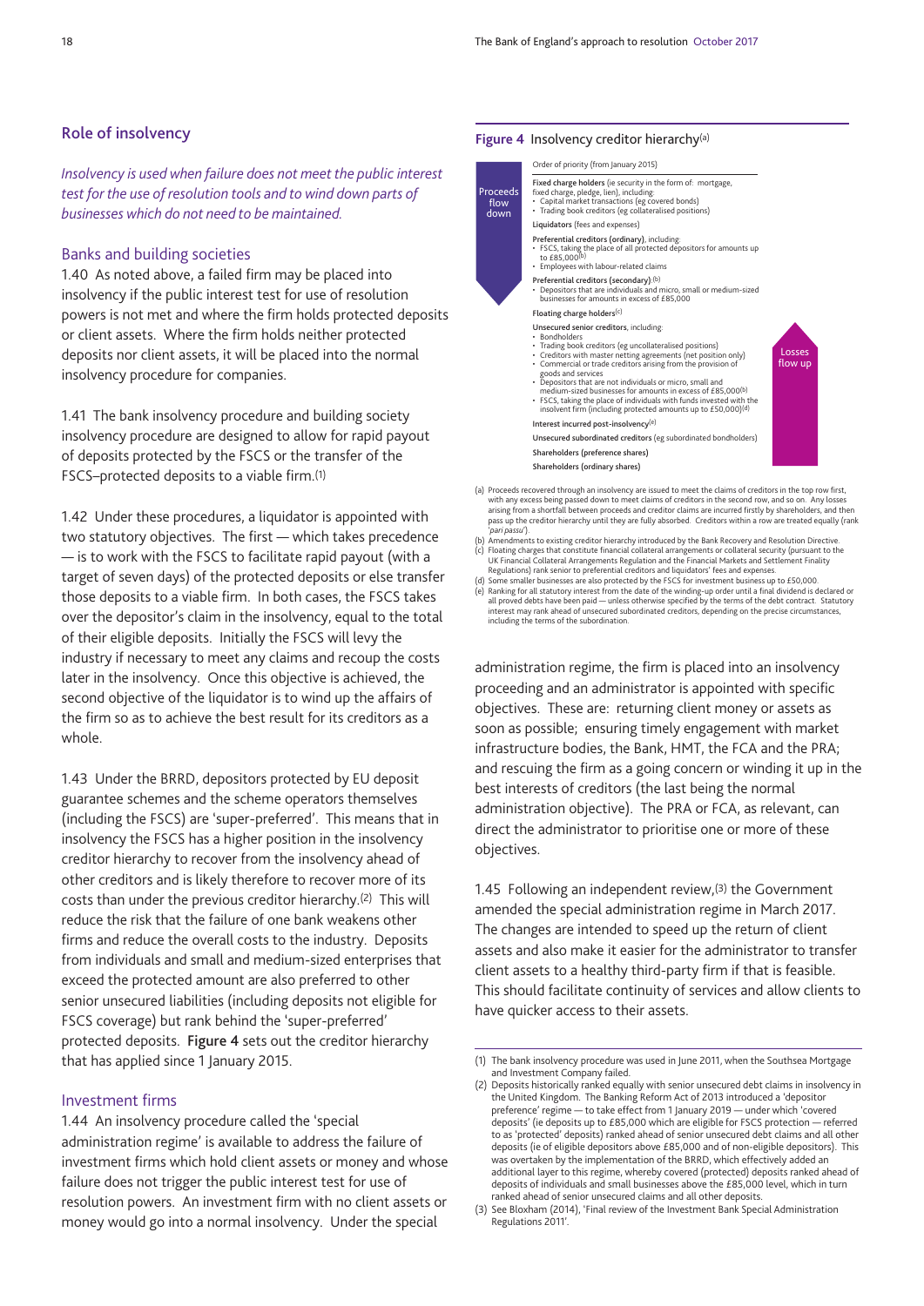## Role of insolvency

*Insolvency is used when failure does not meet the public interest test for the use of resolution tools and to wind down parts of businesses which do not need to be maintained.*

### Banks and building societies

1.40 As noted above, a failed firm may be placed into insolvency if the public interest test for use of resolution powers is not met and where the firm holds protected deposits or client assets. Where the firm holds neither protected deposits nor client assets, it will be placed into the normal insolvency procedure for companies.

1.41 The bank insolvency procedure and building society insolvency procedure are designed to allow for rapid payout of deposits protected by the FSCS or the transfer of the FSCS–protected deposits to a viable firm.[(1)]

1.42 Under these procedures, a liquidator is appointed with two statutory objectives. The first — which takes precedence — is to work with the FSCS to facilitate rapid payout (with a target of seven days) of the protected deposits or else transfer those deposits to a viable firm. In both cases, the FSCS takes over the depositor's claim in the insolvency, equal to the total of their eligible deposits. Initially the FSCS will levy the industry if necessary to meet any claims and recoup the costs later in the insolvency. Once this objective is achieved, the second objective of the liquidator is to wind up the affairs of the firm so as to achieve the best result for its creditors as a whole.

1.43 Under the BRRD, depositors protected by EU deposit guarantee schemes and the scheme operators themselves (including the FSCS) are 'super-preferred'. This means that in insolvency the FSCS has a higher position in the insolvency creditor hierarchy to recover from the insolvency ahead of other creditors and is likely therefore to recover more of its costs than under the previous creditor hierarchy.[(2)] This will reduce the risk that the failure of one bank weakens other firms and reduce the overall costs to the industry. Deposits from individuals and small and medium-sized enterprises that exceed the protected amount are also preferred to other senior unsecured liabilities (including deposits not eligible for FSCS coverage) but rank behind the 'super-preferred' protected deposits. **Figure 4** sets out the creditor hierarchy that has applied since 1 January 2015.

**Figure 4** Insolvency creditor hierarchy[(a)]

Proceeds flow down / Losses flow up

Order of priority (from January 2015)

- **Fixed charge holders** (ie security in the form of: mortgage, fixed charge, pledge, lien), including:
  - Capital market transactions (eg covered bonds)
  - Trading book creditors (eg collateralised positions)
- **Liquidators** (fees and expenses)
- **Preferential creditors (ordinary)**, including:
  - FSCS, taking the place of all protected depositors for amounts up to £85,000[(b)]
  - Employees with labour-related claims
- **Preferential creditors (secondary)**:[(b)]
  - Depositors that are individuals and micro, small or medium-sized businesses for amounts in excess of £85,000
- **Floating charge holders**[(c)]
- **Unsecured senior creditors**, including:
  - Bondholders
  - Trading book creditors (eg uncollateralised positions)
  - Creditors with master netting agreements (net position only)
  - Commercial or trade creditors arising from the provision of goods and services
  - Depositors that are not individuals or micro, small and medium-sized businesses for amounts in excess of £85,000[(b)]
  - FSCS, taking the place of individuals with funds invested with the insolvent firm (including protected amounts up to £50,000)[(d)]
- **Interest incurred post-insolvency**[(e)]
- **Unsecured subordinated creditors** (eg subordinated bondholders)
- **Shareholders (preference shares)**
- **Shareholders (ordinary shares)**

(a) Proceeds recovered through an insolvency are issued to meet the claims of creditors in the top row first, with any excess being passed down to meet claims of creditors in the second row, and so on. Any losses arising from a shortfall between proceeds and creditor claims are incurred firstly by shareholders, and then pass up the creditor hierarchy until they are fully absorbed. Creditors within a row are treated equally (rank '*pari passu*').
(b) Amendments to existing creditor hierarchy introduced by the Bank Recovery and Resolution Directive.
(c) Floating charges that constitute financial collateral arrangements or collateral security (pursuant to the UK Financial Collateral Arrangements Regulation and the Financial Markets and Settlement Finality Regulations) rank senior to preferential creditors and liquidators' fees and expenses.
(d) Some smaller businesses are also protected by the FSCS for investment business up to £50,000.
(e) Ranking for all statutory interest from the date of the winding-up order until a final dividend is declared or all proved debts have been paid — unless otherwise specified by the terms of the debt contract. Statutory interest may rank ahead of unsecured subordinated creditors, depending on the precise circumstances, including the terms of the subordination.

### Investment firms

1.44 An insolvency procedure called the 'special administration regime' is available to address the failure of investment firms which hold client assets or money and whose failure does not trigger the public interest test for use of resolution powers. An investment firm with no client assets or money would go into a normal insolvency. Under the special administration regime, the firm is placed into an insolvency proceeding and an administrator is appointed with specific objectives. These are: returning client money or assets as soon as possible; ensuring timely engagement with market infrastructure bodies, the Bank, HMT, the FCA and the PRA; and rescuing the firm as a going concern or winding it up in the best interests of creditors (the last being the normal administration objective). The PRA or FCA, as relevant, can direct the administrator to prioritise one or more of these objectives.

1.45 Following an independent review,[(3)] the Government amended the special administration regime in March 2017. The changes are intended to speed up the return of client assets and also make it easier for the administrator to transfer client assets to a healthy third-party firm if that is feasible. This should facilitate continuity of services and allow clients to have quicker access to their assets.

(1) The bank insolvency procedure was used in June 2011, when the Southsea Mortgage and Investment Company failed.
(2) Deposits historically ranked equally with senior unsecured debt claims in insolvency in the United Kingdom. The Banking Reform Act of 2013 introduced a 'depositor preference' regime — to take effect from 1 January 2019 — under which 'covered deposits' (ie deposits up to £85,000 which are eligible for FSCS protection — referred to as 'protected' deposits) ranked ahead of senior unsecured debt claims and all other deposits (ie of eligible depositors above £85,000 and of non-eligible depositors). This was overtaken by the implementation of the BRRD, which effectively added an additional layer to this regime, whereby covered (protected) deposits ranked ahead of deposits of individuals and small businesses above the £85,000 level, which in turn ranked ahead of senior unsecured claims and all other deposits.
(3) See Bloxham (2014), 'Final review of the Investment Bank Special Administration Regulations 2011'.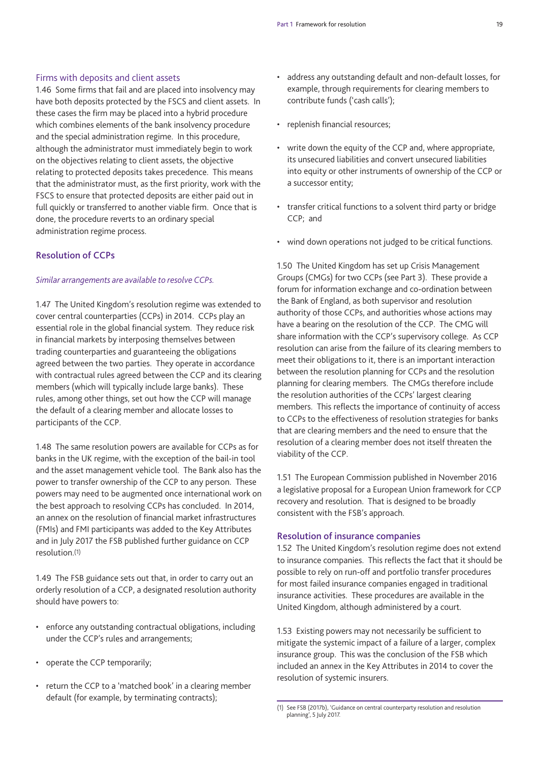### Firms with deposits and client assets

1.46 Some firms that fail and are placed into insolvency may have both deposits protected by the FSCS and client assets. In these cases the firm may be placed into a hybrid procedure which combines elements of the bank insolvency procedure and the special administration regime. In this procedure, although the administrator must immediately begin to work on the objectives relating to client assets, the objective relating to protected deposits takes precedence. This means that the administrator must, as the first priority, work with the FSCS to ensure that protected deposits are either paid out in full quickly or transferred to another viable firm. Once that is done, the procedure reverts to an ordinary special administration regime process.

## Resolution of CCPs

*Similar arrangements are available to resolve CCPs.*

1.47 The United Kingdom's resolution regime was extended to cover central counterparties (CCPs) in 2014. CCPs play an essential role in the global financial system. They reduce risk in financial markets by interposing themselves between trading counterparties and guaranteeing the obligations agreed between the two parties. They operate in accordance with contractual rules agreed between the CCP and its clearing members (which will typically include large banks). These rules, among other things, set out how the CCP will manage the default of a clearing member and allocate losses to participants of the CCP.

1.48 The same resolution powers are available for CCPs as for banks in the UK regime, with the exception of the bail-in tool and the asset management vehicle tool. The Bank also has the power to transfer ownership of the CCP to any person. These powers may need to be augmented once international work on the best approach to resolving CCPs has concluded. In 2014, an annex on the resolution of financial market infrastructures (FMIs) and FMI participants was added to the Key Attributes and in July 2017 the FSB published further guidance on CCP resolution.[1]

1.49 The FSB guidance sets out that, in order to carry out an orderly resolution of a CCP, a designated resolution authority should have powers to:

- enforce any outstanding contractual obligations, including under the CCP's rules and arrangements;
- operate the CCP temporarily;
- return the CCP to a 'matched book' in a clearing member default (for example, by terminating contracts);
- address any outstanding default and non-default losses, for example, through requirements for clearing members to contribute funds ('cash calls');
- replenish financial resources;
- write down the equity of the CCP and, where appropriate, its unsecured liabilities and convert unsecured liabilities into equity or other instruments of ownership of the CCP or a successor entity;
- transfer critical functions to a solvent third party or bridge CCP; and
- wind down operations not judged to be critical functions.

1.50 The United Kingdom has set up Crisis Management Groups (CMGs) for two CCPs (see Part 3). These provide a forum for information exchange and co-ordination between the Bank of England, as both supervisor and resolution authority of those CCPs, and authorities whose actions may have a bearing on the resolution of the CCP. The CMG will share information with the CCP's supervisory college. As CCP resolution can arise from the failure of its clearing members to meet their obligations to it, there is an important interaction between the resolution planning for CCPs and the resolution planning for clearing members. The CMGs therefore include the resolution authorities of the CCPs' largest clearing members. This reflects the importance of continuity of access to CCPs to the effectiveness of resolution strategies for banks that are clearing members and the need to ensure that the resolution of a clearing member does not itself threaten the viability of the CCP.

1.51 The European Commission published in November 2016 a legislative proposal for a European Union framework for CCP recovery and resolution. That is designed to be broadly consistent with the FSB's approach.

## Resolution of insurance companies

1.52 The United Kingdom's resolution regime does not extend to insurance companies. This reflects the fact that it should be possible to rely on run-off and portfolio transfer procedures for most failed insurance companies engaged in traditional insurance activities. These procedures are available in the United Kingdom, although administered by a court.

1.53 Existing powers may not necessarily be sufficient to mitigate the systemic impact of a failure of a larger, complex insurance group. This was the conclusion of the FSB which included an annex in the Key Attributes in 2014 to cover the resolution of systemic insurers.

(1) See FSB (2017b), 'Guidance on central counterparty resolution and resolution planning', 5 July 2017.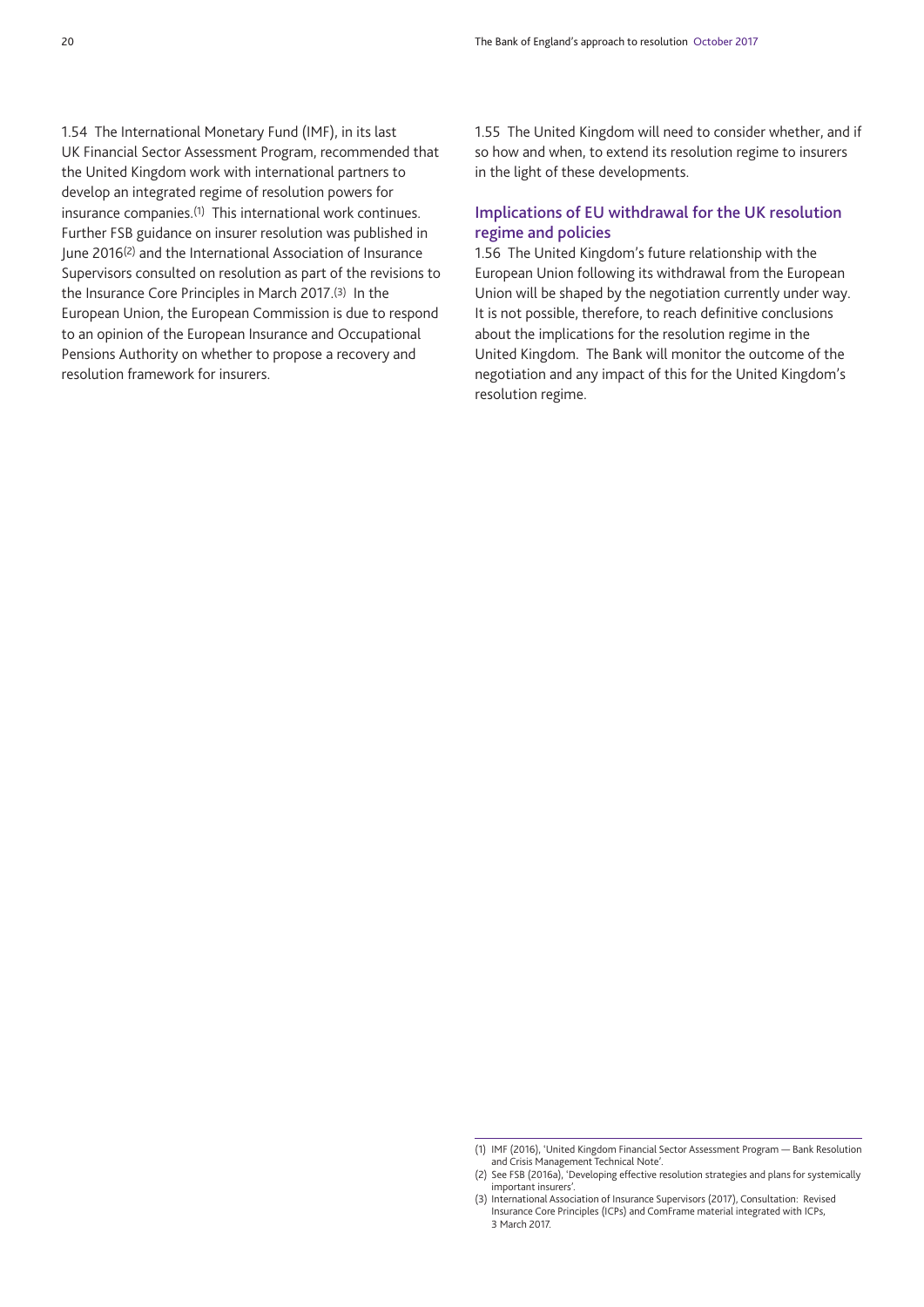1.54 The International Monetary Fund (IMF), in its last UK Financial Sector Assessment Program, recommended that the United Kingdom work with international partners to develop an integrated regime of resolution powers for insurance companies.[1] This international work continues. Further FSB guidance on insurer resolution was published in June 2016[2] and the International Association of Insurance Supervisors consulted on resolution as part of the revisions to the Insurance Core Principles in March 2017.[3] In the European Union, the European Commission is due to respond to an opinion of the European Insurance and Occupational Pensions Authority on whether to propose a recovery and resolution framework for insurers.

1.55 The United Kingdom will need to consider whether, and if so how and when, to extend its resolution regime to insurers in the light of these developments.

## Implications of EU withdrawal for the UK resolution regime and policies

1.56 The United Kingdom's future relationship with the European Union following its withdrawal from the European Union will be shaped by the negotiation currently under way. It is not possible, therefore, to reach definitive conclusions about the implications for the resolution regime in the United Kingdom. The Bank will monitor the outcome of the negotiation and any impact of this for the United Kingdom's resolution regime.

---

(1) IMF (2016), 'United Kingdom Financial Sector Assessment Program — Bank Resolution and Crisis Management Technical Note'.

(2) See FSB (2016a), 'Developing effective resolution strategies and plans for systemically important insurers'.

(3) International Association of Insurance Supervisors (2017), Consultation: Revised Insurance Core Principles (ICPs) and ComFrame material integrated with ICPs, 3 March 2017.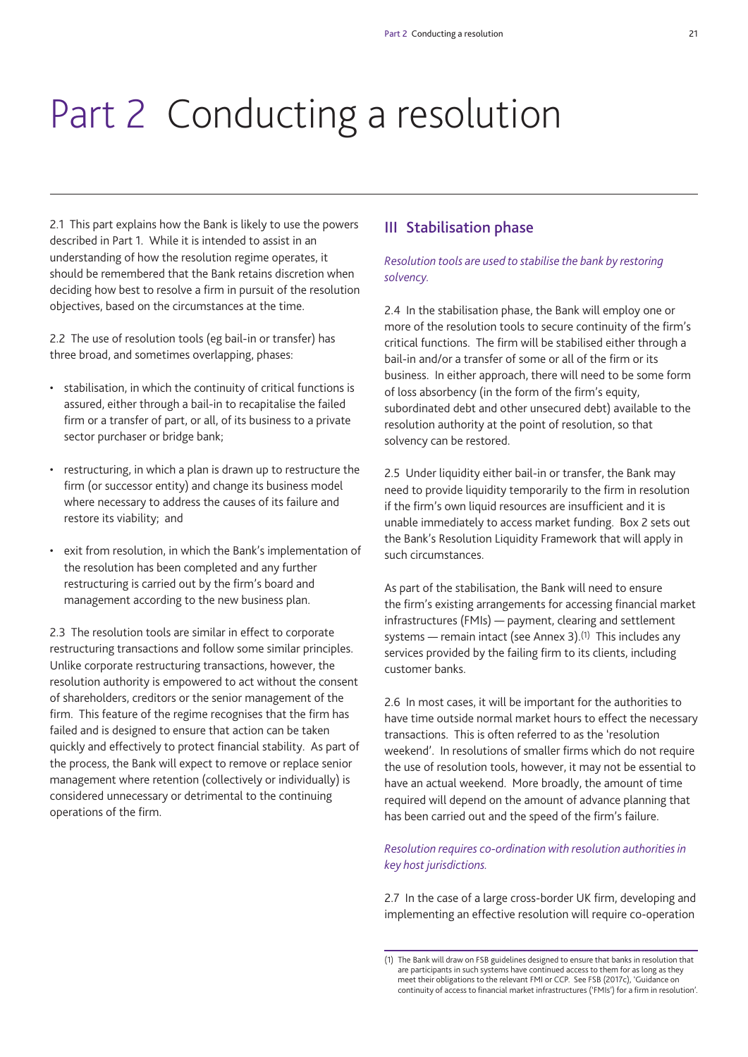# Part 2 Conducting a resolution

2.1 This part explains how the Bank is likely to use the powers described in Part 1. While it is intended to assist in an understanding of how the resolution regime operates, it should be remembered that the Bank retains discretion when deciding how best to resolve a firm in pursuit of the resolution objectives, based on the circumstances at the time.

2.2 The use of resolution tools (eg bail-in or transfer) has three broad, and sometimes overlapping, phases:

- stabilisation, in which the continuity of critical functions is assured, either through a bail-in to recapitalise the failed firm or a transfer of part, or all, of its business to a private sector purchaser or bridge bank;
- restructuring, in which a plan is drawn up to restructure the firm (or successor entity) and change its business model where necessary to address the causes of its failure and restore its viability; and
- exit from resolution, in which the Bank's implementation of the resolution has been completed and any further restructuring is carried out by the firm's board and management according to the new business plan.

2.3 The resolution tools are similar in effect to corporate restructuring transactions and follow some similar principles. Unlike corporate restructuring transactions, however, the resolution authority is empowered to act without the consent of shareholders, creditors or the senior management of the firm. This feature of the regime recognises that the firm has failed and is designed to ensure that action can be taken quickly and effectively to protect financial stability. As part of the process, the Bank will expect to remove or replace senior management where retention (collectively or individually) is considered unnecessary or detrimental to the continuing operations of the firm.

## III Stabilisation phase

*Resolution tools are used to stabilise the bank by restoring solvency.*

2.4 In the stabilisation phase, the Bank will employ one or more of the resolution tools to secure continuity of the firm's critical functions. The firm will be stabilised either through a bail-in and/or a transfer of some or all of the firm or its business. In either approach, there will need to be some form of loss absorbency (in the form of the firm's equity, subordinated debt and other unsecured debt) available to the resolution authority at the point of resolution, so that solvency can be restored.

2.5 Under liquidity either bail-in or transfer, the Bank may need to provide liquidity temporarily to the firm in resolution if the firm's own liquid resources are insufficient and it is unable immediately to access market funding. Box 2 sets out the Bank's Resolution Liquidity Framework that will apply in such circumstances.

As part of the stabilisation, the Bank will need to ensure the firm's existing arrangements for accessing financial market infrastructures (FMIs) — payment, clearing and settlement systems — remain intact (see Annex 3).[1] This includes any services provided by the failing firm to its clients, including customer banks.

2.6 In most cases, it will be important for the authorities to have time outside normal market hours to effect the necessary transactions. This is often referred to as the 'resolution weekend'. In resolutions of smaller firms which do not require the use of resolution tools, however, it may not be essential to have an actual weekend. More broadly, the amount of time required will depend on the amount of advance planning that has been carried out and the speed of the firm's failure.

*Resolution requires co-ordination with resolution authorities in key host jurisdictions.*

2.7 In the case of a large cross-border UK firm, developing and implementing an effective resolution will require co-operation

(1) The Bank will draw on FSB guidelines designed to ensure that banks in resolution that are participants in such systems have continued access to them for as long as they meet their obligations to the relevant FMI or CCP. See FSB (2017c), 'Guidance on continuity of access to financial market infrastructures ('FMIs') for a firm in resolution'.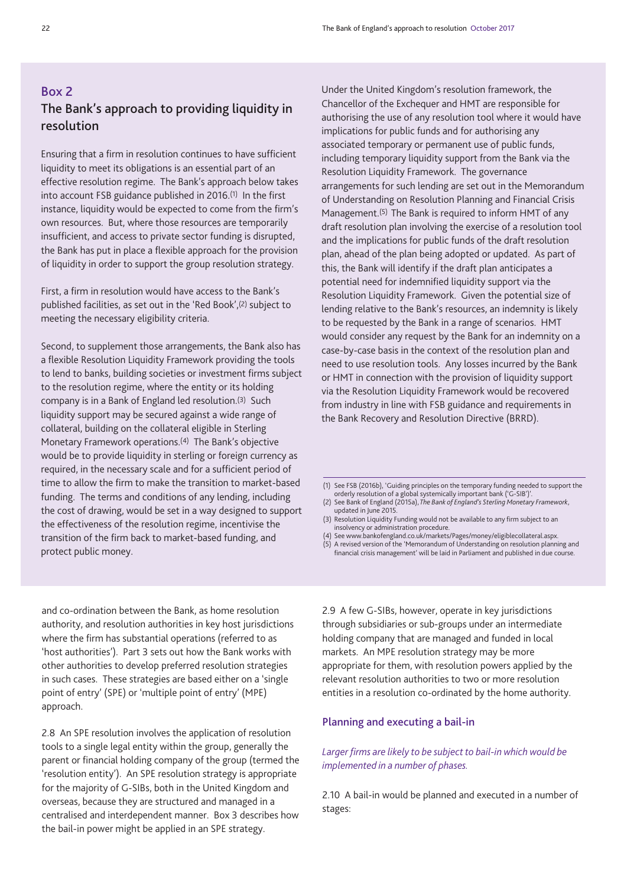## Box 2

### The Bank's approach to providing liquidity in resolution

Ensuring that a firm in resolution continues to have sufficient liquidity to meet its obligations is an essential part of an effective resolution regime. The Bank's approach below takes into account FSB guidance published in 2016.[1] In the first instance, liquidity would be expected to come from the firm's own resources. But, where those resources are temporarily insufficient, and access to private sector funding is disrupted, the Bank has put in place a flexible approach for the provision of liquidity in order to support the group resolution strategy.

First, a firm in resolution would have access to the Bank's published facilities, as set out in the 'Red Book',[2] subject to meeting the necessary eligibility criteria.

Second, to supplement those arrangements, the Bank also has a flexible Resolution Liquidity Framework providing the tools to lend to banks, building societies or investment firms subject to the resolution regime, where the entity or its holding company is in a Bank of England led resolution.[3] Such liquidity support may be secured against a wide range of collateral, building on the collateral eligible in Sterling Monetary Framework operations.[4] The Bank's objective would be to provide liquidity in sterling or foreign currency as required, in the necessary scale and for a sufficient period of time to allow the firm to make the transition to market-based funding. The terms and conditions of any lending, including the cost of drawing, would be set in a way designed to support the effectiveness of the resolution regime, incentivise the transition of the firm back to market-based funding, and protect public money.

Under the United Kingdom's resolution framework, the Chancellor of the Exchequer and HMT are responsible for authorising the use of any resolution tool where it would have implications for public funds and for authorising any associated temporary or permanent use of public funds, including temporary liquidity support from the Bank via the Resolution Liquidity Framework. The governance arrangements for such lending are set out in the Memorandum of Understanding on Resolution Planning and Financial Crisis Management.[5] The Bank is required to inform HMT of any draft resolution plan involving the exercise of a resolution tool and the implications for public funds of the draft resolution plan, ahead of the plan being adopted or updated. As part of this, the Bank will identify if the draft plan anticipates a potential need for indemnified liquidity support via the Resolution Liquidity Framework. Given the potential size of lending relative to the Bank's resources, an indemnity is likely to be requested by the Bank in a range of scenarios. HMT would consider any request by the Bank for an indemnity on a case-by-case basis in the context of the resolution plan and need to use resolution tools. Any losses incurred by the Bank or HMT in connection with the provision of liquidity support via the Resolution Liquidity Framework would be recovered from industry in line with FSB guidance and requirements in the Bank Recovery and Resolution Directive (BRRD).

(1) See FSB (2016b), 'Guiding principles on the temporary funding needed to support the orderly resolution of a global systemically important bank ('G-SIB')'.
(2) See Bank of England (2015a), *The Bank of England's Sterling Monetary Framework*, updated in June 2015.
(3) Resolution Liquidity Funding would not be available to any firm subject to an insolvency or administration procedure.
(4) See www.bankofengland.co.uk/markets/Pages/money/eligiblecollateral.aspx.
(5) A revised version of the 'Memorandum of Understanding on resolution planning and financial crisis management' will be laid in Parliament and published in due course.

---

and co-ordination between the Bank, as home resolution authority, and resolution authorities in key host jurisdictions where the firm has substantial operations (referred to as 'host authorities'). Part 3 sets out how the Bank works with other authorities to develop preferred resolution strategies in such cases. These strategies are based either on a 'single point of entry' (SPE) or 'multiple point of entry' (MPE) approach.

2.8 An SPE resolution involves the application of resolution tools to a single legal entity within the group, generally the parent or financial holding company of the group (termed the 'resolution entity'). An SPE resolution strategy is appropriate for the majority of G-SIBs, both in the United Kingdom and overseas, because they are structured and managed in a centralised and interdependent manner. Box 3 describes how the bail-in power might be applied in an SPE strategy.

2.9 A few G-SIBs, however, operate in key jurisdictions through subsidiaries or sub-groups under an intermediate holding company that are managed and funded in local markets. An MPE resolution strategy may be more appropriate for them, with resolution powers applied by the relevant resolution authorities to two or more resolution entities in a resolution co-ordinated by the home authority.

### Planning and executing a bail-in

*Larger firms are likely to be subject to bail-in which would be implemented in a number of phases.*

2.10 A bail-in would be planned and executed in a number of stages: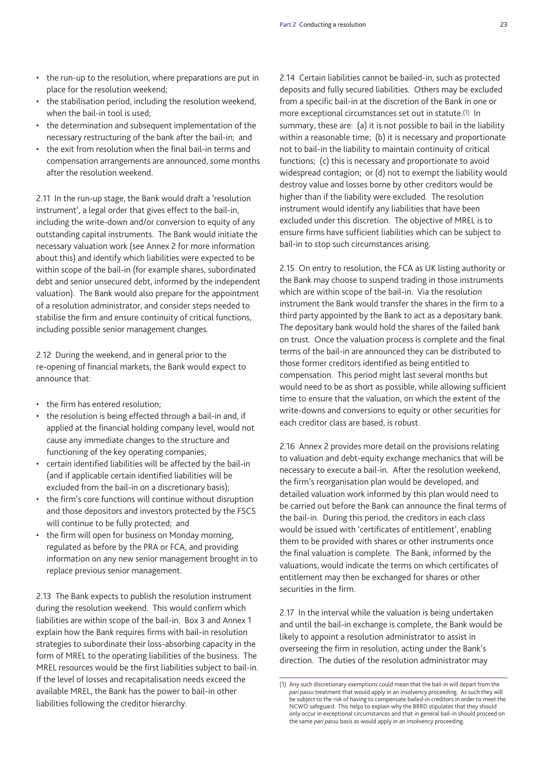- the run-up to the resolution, where preparations are put in place for the resolution weekend;
- the stabilisation period, including the resolution weekend, when the bail-in tool is used;
- the determination and subsequent implementation of the necessary restructuring of the bank after the bail-in; and
- the exit from resolution when the final bail-in terms and compensation arrangements are announced, some months after the resolution weekend.

2.11 In the run-up stage, the Bank would draft a 'resolution instrument', a legal order that gives effect to the bail-in, including the write-down and/or conversion to equity of any outstanding capital instruments. The Bank would initiate the necessary valuation work (see Annex 2 for more information about this) and identify which liabilities were expected to be within scope of the bail-in (for example shares, subordinated debt and senior unsecured debt, informed by the independent valuation). The Bank would also prepare for the appointment of a resolution administrator, and consider steps needed to stabilise the firm and ensure continuity of critical functions, including possible senior management changes.

2.12 During the weekend, and in general prior to the re-opening of financial markets, the Bank would expect to announce that:

- the firm has entered resolution;
- the resolution is being effected through a bail-in and, if applied at the financial holding company level, would not cause any immediate changes to the structure and functioning of the key operating companies;
- certain identified liabilities will be affected by the bail-in (and if applicable certain identified liabilities will be excluded from the bail-in on a discretionary basis);
- the firm's core functions will continue without disruption and those depositors and investors protected by the FSCS will continue to be fully protected; and
- the firm will open for business on Monday morning, regulated as before by the PRA or FCA, and providing information on any new senior management brought in to replace previous senior management.

2.13 The Bank expects to publish the resolution instrument during the resolution weekend. This would confirm which liabilities are within scope of the bail-in. Box 3 and Annex 1 explain how the Bank requires firms with bail-in resolution strategies to subordinate their loss-absorbing capacity in the form of MREL to the operating liabilities of the business. The MREL resources would be the first liabilities subject to bail-in. If the level of losses and recapitalisation needs exceed the available MREL, the Bank has the power to bail-in other liabilities following the creditor hierarchy.

2.14 Certain liabilities cannot be bailed-in, such as protected deposits and fully secured liabilities. Others may be excluded from a specific bail-in at the discretion of the Bank in one or more exceptional circumstances set out in statute.[1] In summary, these are: (a) it is not possible to bail in the liability within a reasonable time; (b) it is necessary and proportionate not to bail-in the liability to maintain continuity of critical functions; (c) this is necessary and proportionate to avoid widespread contagion; or (d) not to exempt the liability would destroy value and losses borne by other creditors would be higher than if the liability were excluded. The resolution instrument would identify any liabilities that have been excluded under this discretion. The objective of MREL is to ensure firms have sufficient liabilities which can be subject to bail-in to stop such circumstances arising.

2.15 On entry to resolution, the FCA as UK listing authority or the Bank may choose to suspend trading in those instruments which are within scope of the bail-in. Via the resolution instrument the Bank would transfer the shares in the firm to a third party appointed by the Bank to act as a depositary bank. The depositary bank would hold the shares of the failed bank on trust. Once the valuation process is complete and the final terms of the bail-in are announced they can be distributed to those former creditors identified as being entitled to compensation. This period might last several months but would need to be as short as possible, while allowing sufficient time to ensure that the valuation, on which the extent of the write-downs and conversions to equity or other securities for each creditor class are based, is robust.

2.16 Annex 2 provides more detail on the provisions relating to valuation and debt-equity exchange mechanics that will be necessary to execute a bail-in. After the resolution weekend, the firm's reorganisation plan would be developed, and detailed valuation work informed by this plan would need to be carried out before the Bank can announce the final terms of the bail-in. During this period, the creditors in each class would be issued with 'certificates of entitlement', enabling them to be provided with shares or other instruments once the final valuation is complete. The Bank, informed by the valuations, would indicate the terms on which certificates of entitlement may then be exchanged for shares or other securities in the firm.

2.17 In the interval while the valuation is being undertaken and until the bail-in exchange is complete, the Bank would be likely to appoint a resolution administrator to assist in overseeing the firm in resolution, acting under the Bank's direction. The duties of the resolution administrator may

(1) Any such discretionary exemptions could mean that the bail-in will depart from the *pari passu* treatment that would apply in an insolvency proceeding. As such they will be subject to the risk of having to compensate bailed-in creditors in order to meet the NCWO safeguard. This helps to explain why the BRRD stipulates that they should only occur in exceptional circumstances and that in general bail-in should proceed on the same *pari passu* basis as would apply in an insolvency proceeding.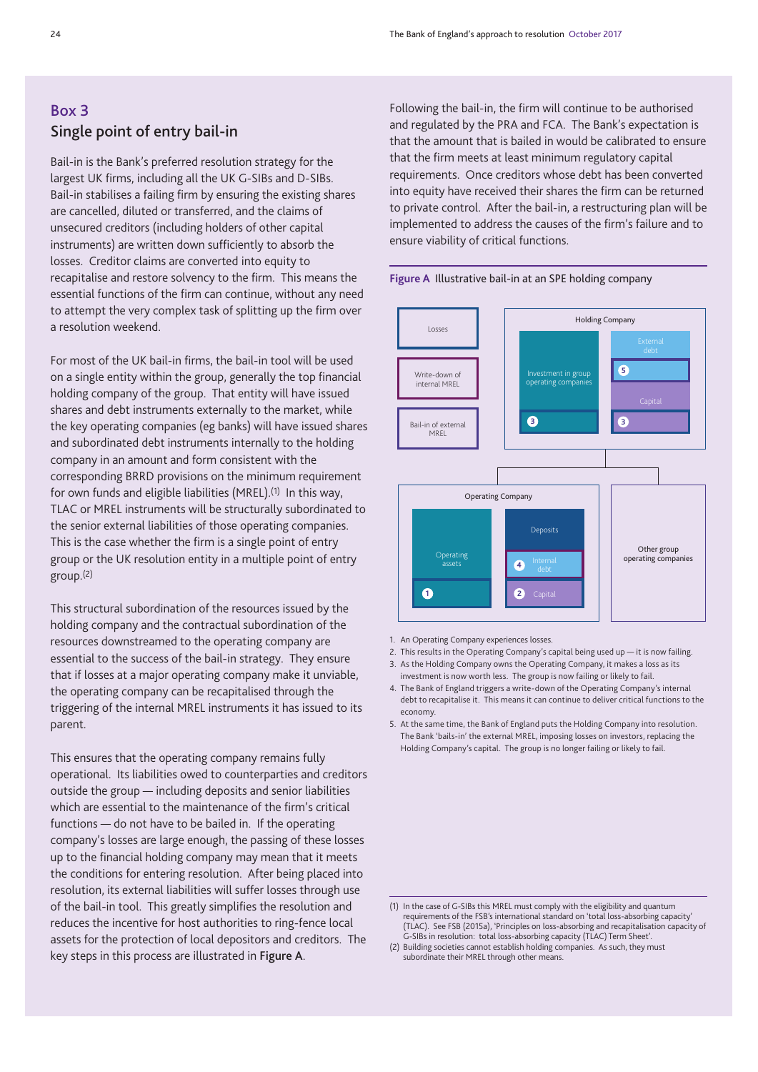## Box 3
### Single point of entry bail-in

Bail-in is the Bank's preferred resolution strategy for the largest UK firms, including all the UK G-SIBs and D-SIBs. Bail-in stabilises a failing firm by ensuring the existing shares are cancelled, diluted or transferred, and the claims of unsecured creditors (including holders of other capital instruments) are written down sufficiently to absorb the losses. Creditor claims are converted into equity to recapitalise and restore solvency to the firm. This means the essential functions of the firm can continue, without any need to attempt the very complex task of splitting up the firm over a resolution weekend.

For most of the UK bail-in firms, the bail-in tool will be used on a single entity within the group, generally the top financial holding company of the group. That entity will have issued shares and debt instruments externally to the market, while the key operating companies (eg banks) will have issued shares and subordinated debt instruments internally to the holding company in an amount and form consistent with the corresponding BRRD provisions on the minimum requirement for own funds and eligible liabilities (MREL).(1) In this way, TLAC or MREL instruments will be structurally subordinated to the senior external liabilities of those operating companies. This is the case whether the firm is a single point of entry group or the UK resolution entity in a multiple point of entry group.(2)

This structural subordination of the resources issued by the holding company and the contractual subordination of the resources downstreamed to the operating company are essential to the success of the bail-in strategy. They ensure that if losses at a major operating company make it unviable, the operating company can be recapitalised through the triggering of the internal MREL instruments it has issued to its parent.

This ensures that the operating company remains fully operational. Its liabilities owed to counterparties and creditors outside the group — including deposits and senior liabilities which are essential to the maintenance of the firm's critical functions — do not have to be bailed in. If the operating company's losses are large enough, the passing of these losses up to the financial holding company may mean that it meets the conditions for entering resolution. After being placed into resolution, its external liabilities will suffer losses through use of the bail-in tool. This greatly simplifies the resolution and reduces the incentive for host authorities to ring-fence local assets for the protection of local depositors and creditors. The key steps in this process are illustrated in **Figure A**.

Following the bail-in, the firm will continue to be authorised and regulated by the PRA and FCA. The Bank's expectation is that the amount that is bailed in would be calibrated to ensure that the firm meets at least minimum regulatory capital requirements. Once creditors whose debt has been converted into equity have received their shares the firm can be returned to private control. After the bail-in, a restructuring plan will be implemented to address the causes of the firm's failure and to ensure viability of critical functions.

**Figure A** Illustrative bail-in at an SPE holding company

Losses | Write-down of internal MREL | Bail-in of external MREL

Holding Company: Investment in group operating companies (3) | External debt (5) | Capital (3)

Operating Company: Operating assets (1) | Deposits | Internal debt (4) | Capital (2)

Other group operating companies

1. An Operating Company experiences losses.
2. This results in the Operating Company's capital being used up — it is now failing.
3. As the Holding Company owns the Operating Company, it makes a loss as its investment is now worth less. The group is now failing or likely to fail.
4. The Bank of England triggers a write-down of the Operating Company's internal debt to recapitalise it. This means it can continue to deliver critical functions to the economy.
5. At the same time, the Bank of England puts the Holding Company into resolution. The Bank 'bails-in' the external MREL, imposing losses on investors, replacing the Holding Company's capital. The group is no longer failing or likely to fail.

(1) In the case of G-SIBs this MREL must comply with the eligibility and quantum requirements of the FSB's international standard on 'total loss-absorbing capacity' (TLAC). See FSB (2015a), 'Principles on loss-absorbing and recapitalisation capacity of G-SIBs in resolution: total loss-absorbing capacity (TLAC) Term Sheet'.
(2) Building societies cannot establish holding companies. As such, they must subordinate their MREL through other means.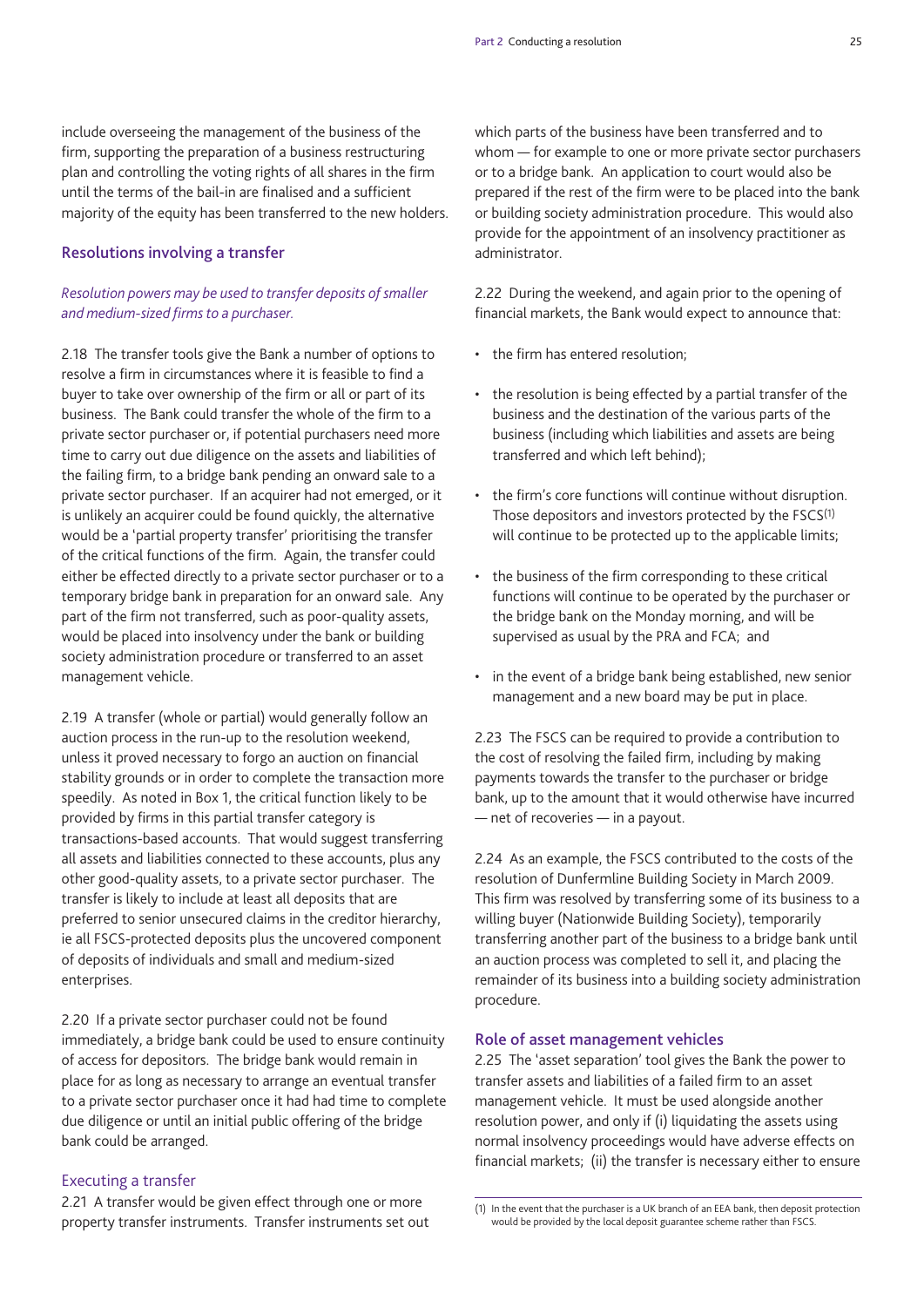include overseeing the management of the business of the firm, supporting the preparation of a business restructuring plan and controlling the voting rights of all shares in the firm until the terms of the bail-in are finalised and a sufficient majority of the equity has been transferred to the new holders.

## Resolutions involving a transfer

*Resolution powers may be used to transfer deposits of smaller and medium-sized firms to a purchaser.*

2.18 The transfer tools give the Bank a number of options to resolve a firm in circumstances where it is feasible to find a buyer to take over ownership of the firm or all or part of its business. The Bank could transfer the whole of the firm to a private sector purchaser or, if potential purchasers need more time to carry out due diligence on the assets and liabilities of the failing firm, to a bridge bank pending an onward sale to a private sector purchaser. If an acquirer had not emerged, or it is unlikely an acquirer could be found quickly, the alternative would be a 'partial property transfer' prioritising the transfer of the critical functions of the firm. Again, the transfer could either be effected directly to a private sector purchaser or to a temporary bridge bank in preparation for an onward sale. Any part of the firm not transferred, such as poor-quality assets, would be placed into insolvency under the bank or building society administration procedure or transferred to an asset management vehicle.

2.19 A transfer (whole or partial) would generally follow an auction process in the run-up to the resolution weekend, unless it proved necessary to forgo an auction on financial stability grounds or in order to complete the transaction more speedily. As noted in Box 1, the critical function likely to be provided by firms in this partial transfer category is transactions-based accounts. That would suggest transferring all assets and liabilities connected to these accounts, plus any other good-quality assets, to a private sector purchaser. The transfer is likely to include at least all deposits that are preferred to senior unsecured claims in the creditor hierarchy, ie all FSCS-protected deposits plus the uncovered component of deposits of individuals and small and medium-sized enterprises.

2.20 If a private sector purchaser could not be found immediately, a bridge bank could be used to ensure continuity of access for depositors. The bridge bank would remain in place for as long as necessary to arrange an eventual transfer to a private sector purchaser once it had had time to complete due diligence or until an initial public offering of the bridge bank could be arranged.

### Executing a transfer

2.21 A transfer would be given effect through one or more property transfer instruments. Transfer instruments set out which parts of the business have been transferred and to whom — for example to one or more private sector purchasers or to a bridge bank. An application to court would also be prepared if the rest of the firm were to be placed into the bank or building society administration procedure. This would also provide for the appointment of an insolvency practitioner as administrator.

2.22 During the weekend, and again prior to the opening of financial markets, the Bank would expect to announce that:

- the firm has entered resolution;
- the resolution is being effected by a partial transfer of the business and the destination of the various parts of the business (including which liabilities and assets are being transferred and which left behind);
- the firm's core functions will continue without disruption. Those depositors and investors protected by the FSCS[1] will continue to be protected up to the applicable limits;
- the business of the firm corresponding to these critical functions will continue to be operated by the purchaser or the bridge bank on the Monday morning, and will be supervised as usual by the PRA and FCA; and
- in the event of a bridge bank being established, new senior management and a new board may be put in place.

2.23 The FSCS can be required to provide a contribution to the cost of resolving the failed firm, including by making payments towards the transfer to the purchaser or bridge bank, up to the amount that it would otherwise have incurred — net of recoveries — in a payout.

2.24 As an example, the FSCS contributed to the costs of the resolution of Dunfermline Building Society in March 2009. This firm was resolved by transferring some of its business to a willing buyer (Nationwide Building Society), temporarily transferring another part of the business to a bridge bank until an auction process was completed to sell it, and placing the remainder of its business into a building society administration procedure.

## Role of asset management vehicles

2.25 The 'asset separation' tool gives the Bank the power to transfer assets and liabilities of a failed firm to an asset management vehicle. It must be used alongside another resolution power, and only if (i) liquidating the assets using normal insolvency proceedings would have adverse effects on financial markets; (ii) the transfer is necessary either to ensure

(1) In the event that the purchaser is a UK branch of an EEA bank, then deposit protection would be provided by the local deposit guarantee scheme rather than FSCS.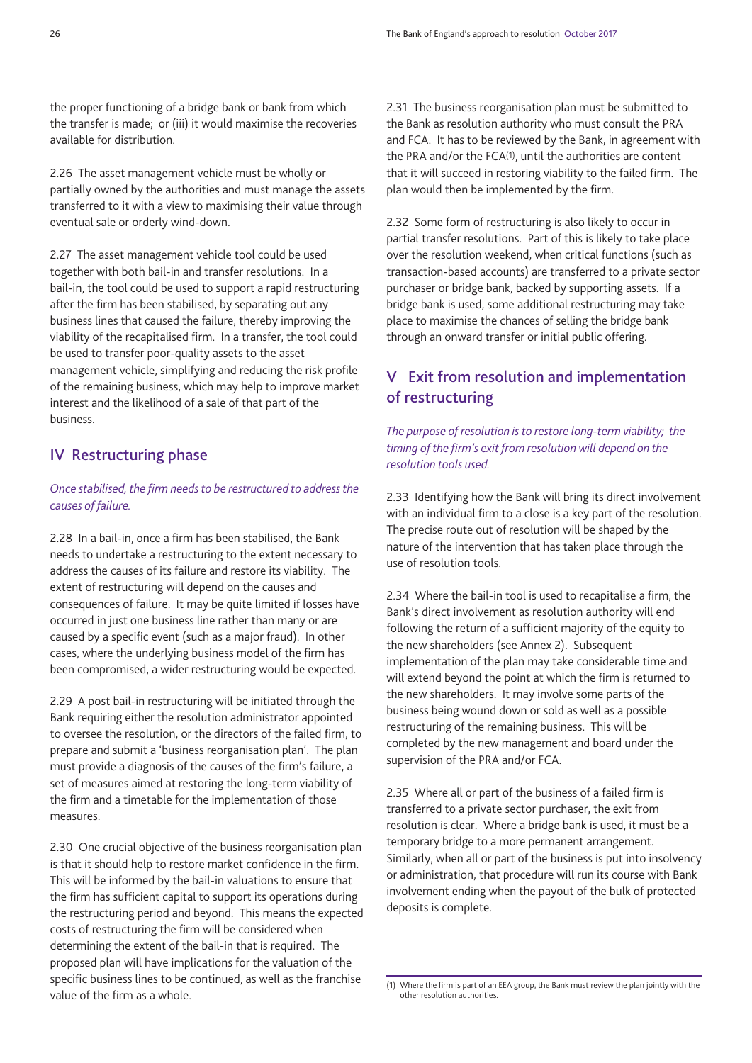the proper functioning of a bridge bank or bank from which the transfer is made; or (iii) it would maximise the recoveries available for distribution.

2.26 The asset management vehicle must be wholly or partially owned by the authorities and must manage the assets transferred to it with a view to maximising their value through eventual sale or orderly wind-down.

2.27 The asset management vehicle tool could be used together with both bail-in and transfer resolutions. In a bail-in, the tool could be used to support a rapid restructuring after the firm has been stabilised, by separating out any business lines that caused the failure, thereby improving the viability of the recapitalised firm. In a transfer, the tool could be used to transfer poor-quality assets to the asset management vehicle, simplifying and reducing the risk profile of the remaining business, which may help to improve market interest and the likelihood of a sale of that part of the business.

## IV Restructuring phase

*Once stabilised, the firm needs to be restructured to address the causes of failure.*

2.28 In a bail-in, once a firm has been stabilised, the Bank needs to undertake a restructuring to the extent necessary to address the causes of its failure and restore its viability. The extent of restructuring will depend on the causes and consequences of failure. It may be quite limited if losses have occurred in just one business line rather than many or are caused by a specific event (such as a major fraud). In other cases, where the underlying business model of the firm has been compromised, a wider restructuring would be expected.

2.29 A post bail-in restructuring will be initiated through the Bank requiring either the resolution administrator appointed to oversee the resolution, or the directors of the failed firm, to prepare and submit a 'business reorganisation plan'. The plan must provide a diagnosis of the causes of the firm's failure, a set of measures aimed at restoring the long-term viability of the firm and a timetable for the implementation of those measures.

2.30 One crucial objective of the business reorganisation plan is that it should help to restore market confidence in the firm. This will be informed by the bail-in valuations to ensure that the firm has sufficient capital to support its operations during the restructuring period and beyond. This means the expected costs of restructuring the firm will be considered when determining the extent of the bail-in that is required. The proposed plan will have implications for the valuation of the specific business lines to be continued, as well as the franchise value of the firm as a whole.

2.31 The business reorganisation plan must be submitted to the Bank as resolution authority who must consult the PRA and FCA. It has to be reviewed by the Bank, in agreement with the PRA and/or the FCA[1], until the authorities are content that it will succeed in restoring viability to the failed firm. The plan would then be implemented by the firm.

2.32 Some form of restructuring is also likely to occur in partial transfer resolutions. Part of this is likely to take place over the resolution weekend, when critical functions (such as transaction-based accounts) are transferred to a private sector purchaser or bridge bank, backed by supporting assets. If a bridge bank is used, some additional restructuring may take place to maximise the chances of selling the bridge bank through an onward transfer or initial public offering.

## V Exit from resolution and implementation of restructuring

*The purpose of resolution is to restore long-term viability; the timing of the firm's exit from resolution will depend on the resolution tools used.*

2.33 Identifying how the Bank will bring its direct involvement with an individual firm to a close is a key part of the resolution. The precise route out of resolution will be shaped by the nature of the intervention that has taken place through the use of resolution tools.

2.34 Where the bail-in tool is used to recapitalise a firm, the Bank's direct involvement as resolution authority will end following the return of a sufficient majority of the equity to the new shareholders (see Annex 2). Subsequent implementation of the plan may take considerable time and will extend beyond the point at which the firm is returned to the new shareholders. It may involve some parts of the business being wound down or sold as well as a possible restructuring of the remaining business. This will be completed by the new management and board under the supervision of the PRA and/or FCA.

2.35 Where all or part of the business of a failed firm is transferred to a private sector purchaser, the exit from resolution is clear. Where a bridge bank is used, it must be a temporary bridge to a more permanent arrangement. Similarly, when all or part of the business is put into insolvency or administration, that procedure will run its course with Bank involvement ending when the payout of the bulk of protected deposits is complete.

(1) Where the firm is part of an EEA group, the Bank must review the plan jointly with the other resolution authorities.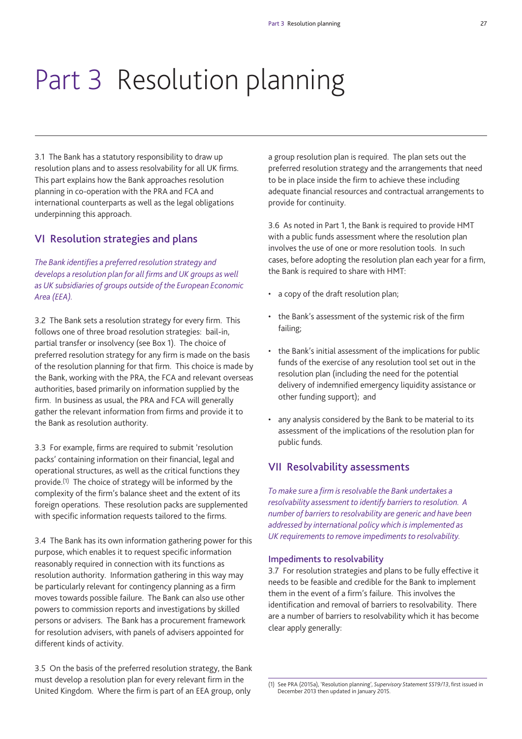# Part 3 Resolution planning

3.1 The Bank has a statutory responsibility to draw up resolution plans and to assess resolvability for all UK firms. This part explains how the Bank approaches resolution planning in co-operation with the PRA and FCA and international counterparts as well as the legal obligations underpinning this approach.

## VI Resolution strategies and plans

*The Bank identifies a preferred resolution strategy and develops a resolution plan for all firms and UK groups as well as UK subsidiaries of groups outside of the European Economic Area (EEA).*

3.2 The Bank sets a resolution strategy for every firm. This follows one of three broad resolution strategies: bail-in, partial transfer or insolvency (see Box 1). The choice of preferred resolution strategy for any firm is made on the basis of the resolution planning for that firm. This choice is made by the Bank, working with the PRA, the FCA and relevant overseas authorities, based primarily on information supplied by the firm. In business as usual, the PRA and FCA will generally gather the relevant information from firms and provide it to the Bank as resolution authority.

3.3 For example, firms are required to submit 'resolution packs' containing information on their financial, legal and operational structures, as well as the critical functions they provide.[1] The choice of strategy will be informed by the complexity of the firm's balance sheet and the extent of its foreign operations. These resolution packs are supplemented with specific information requests tailored to the firms.

3.4 The Bank has its own information gathering power for this purpose, which enables it to request specific information reasonably required in connection with its functions as resolution authority. Information gathering in this way may be particularly relevant for contingency planning as a firm moves towards possible failure. The Bank can also use other powers to commission reports and investigations by skilled persons or advisers. The Bank has a procurement framework for resolution advisers, with panels of advisers appointed for different kinds of activity.

3.5 On the basis of the preferred resolution strategy, the Bank must develop a resolution plan for every relevant firm in the United Kingdom. Where the firm is part of an EEA group, only a group resolution plan is required. The plan sets out the preferred resolution strategy and the arrangements that need to be in place inside the firm to achieve these including adequate financial resources and contractual arrangements to provide for continuity.

3.6 As noted in Part 1, the Bank is required to provide HMT with a public funds assessment where the resolution plan involves the use of one or more resolution tools. In such cases, before adopting the resolution plan each year for a firm, the Bank is required to share with HMT:

- a copy of the draft resolution plan;
- the Bank's assessment of the systemic risk of the firm failing;
- the Bank's initial assessment of the implications for public funds of the exercise of any resolution tool set out in the resolution plan (including the need for the potential delivery of indemnified emergency liquidity assistance or other funding support); and
- any analysis considered by the Bank to be material to its assessment of the implications of the resolution plan for public funds.

## VII Resolvability assessments

*To make sure a firm is resolvable the Bank undertakes a resolvability assessment to identify barriers to resolution. A number of barriers to resolvability are generic and have been addressed by international policy which is implemented as UK requirements to remove impediments to resolvability.*

### Impediments to resolvability

3.7 For resolution strategies and plans to be fully effective it needs to be feasible and credible for the Bank to implement them in the event of a firm's failure. This involves the identification and removal of barriers to resolvability. There are a number of barriers to resolvability which it has become clear apply generally:

(1) See PRA (2015a), 'Resolution planning', *Supervisory Statement SS19/13*, first issued in December 2013 then updated in January 2015.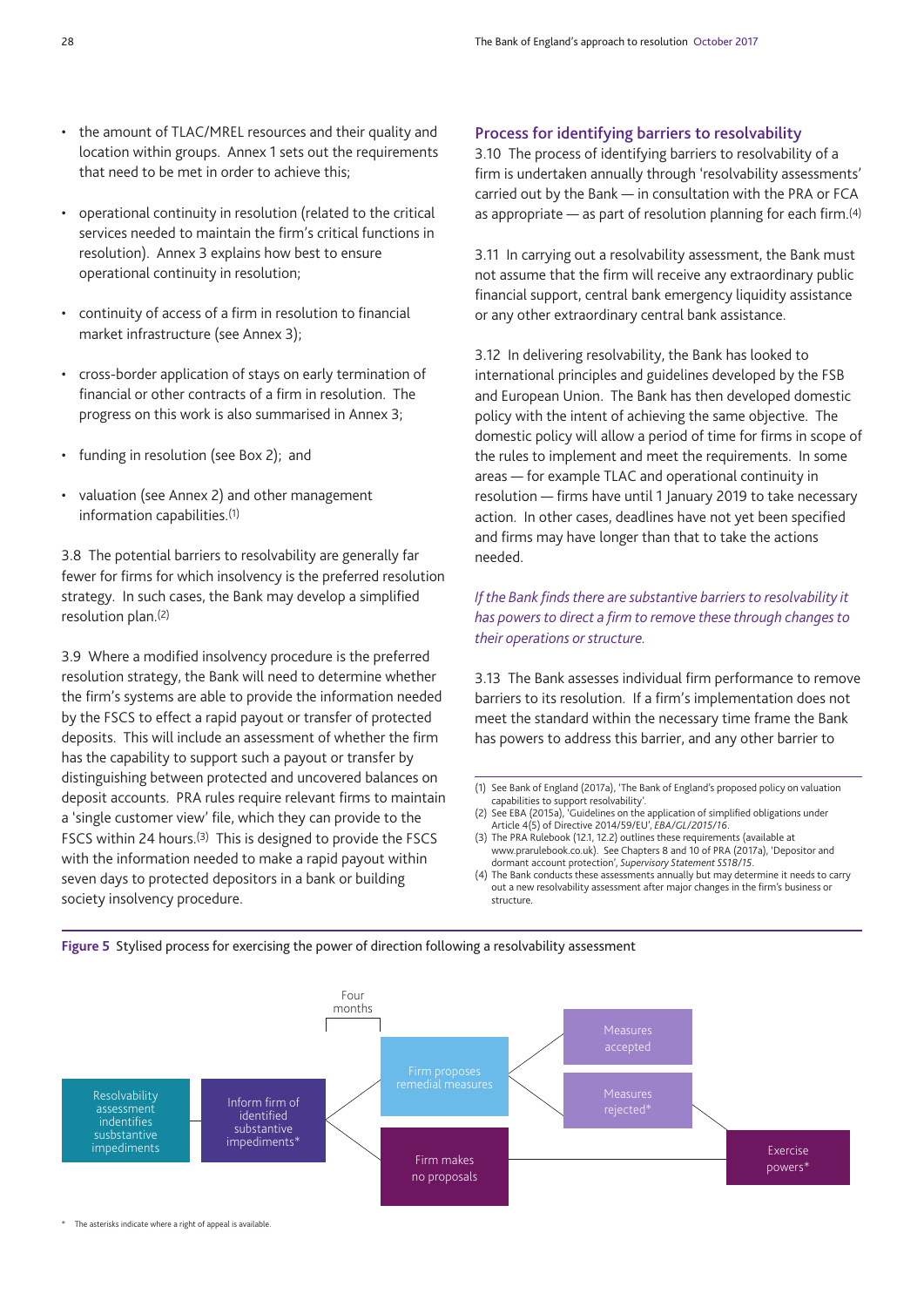- the amount of TLAC/MREL resources and their quality and location within groups. Annex 1 sets out the requirements that need to be met in order to achieve this;
- operational continuity in resolution (related to the critical services needed to maintain the firm's critical functions in resolution). Annex 3 explains how best to ensure operational continuity in resolution;
- continuity of access of a firm in resolution to financial market infrastructure (see Annex 3);
- cross-border application of stays on early termination of financial or other contracts of a firm in resolution. The progress on this work is also summarised in Annex 3;
- funding in resolution (see Box 2); and
- valuation (see Annex 2) and other management information capabilities.[1]

3.8 The potential barriers to resolvability are generally far fewer for firms for which insolvency is the preferred resolution strategy. In such cases, the Bank may develop a simplified resolution plan.[2]

3.9 Where a modified insolvency procedure is the preferred resolution strategy, the Bank will need to determine whether the firm's systems are able to provide the information needed by the FSCS to effect a rapid payout or transfer of protected deposits. This will include an assessment of whether the firm has the capability to support such a payout or transfer by distinguishing between protected and uncovered balances on deposit accounts. PRA rules require relevant firms to maintain a 'single customer view' file, which they can provide to the FSCS within 24 hours.[3] This is designed to provide the FSCS with the information needed to make a rapid payout within seven days to protected depositors in a bank or building society insolvency procedure.

## Process for identifying barriers to resolvability

3.10 The process of identifying barriers to resolvability of a firm is undertaken annually through 'resolvability assessments' carried out by the Bank — in consultation with the PRA or FCA as appropriate — as part of resolution planning for each firm.[4]

3.11 In carrying out a resolvability assessment, the Bank must not assume that the firm will receive any extraordinary public financial support, central bank emergency liquidity assistance or any other extraordinary central bank assistance.

3.12 In delivering resolvability, the Bank has looked to international principles and guidelines developed by the FSB and European Union. The Bank has then developed domestic policy with the intent of achieving the same objective. The domestic policy will allow a period of time for firms in scope of the rules to implement and meet the requirements. In some areas — for example TLAC and operational continuity in resolution — firms have until 1 January 2019 to take necessary action. In other cases, deadlines have not yet been specified and firms may have longer than that to take the actions needed.

*If the Bank finds there are substantive barriers to resolvability it has powers to direct a firm to remove these through changes to their operations or structure.*

3.13 The Bank assesses individual firm performance to remove barriers to its resolution. If a firm's implementation does not meet the standard within the necessary time frame the Bank has powers to address this barrier, and any other barrier to

(1) See Bank of England (2017a), 'The Bank of England's proposed policy on valuation capabilities to support resolvability'.
(2) See EBA (2015a), 'Guidelines on the application of simplified obligations under Article 4(5) of Directive 2014/59/EU', *EBA/GL/2015/16*.
(3) The PRA Rulebook (12.1, 12.2) outlines these requirements (available at www.prarulebook.co.uk). See Chapters 8 and 10 of PRA (2017a), 'Depositor and dormant account protection', *Supervisory Statement SS18/15*.
(4) The Bank conducts these assessments annually but may determine it needs to carry out a new resolvability assessment after major changes in the firm's business or structure.

**Figure 5** Stylised process for exercising the power of direction following a resolvability assessment

Resolvability assessment indentifies susbstantive impediments → Inform firm of identified substantive impediments* → (Four months) → Firm proposes remedial measures → Measures accepted / Measures rejected* → Exercise powers*

Inform firm of identified substantive impediments* → Firm makes no proposals → Exercise powers*

\* The asterisks indicate where a right of appeal is available.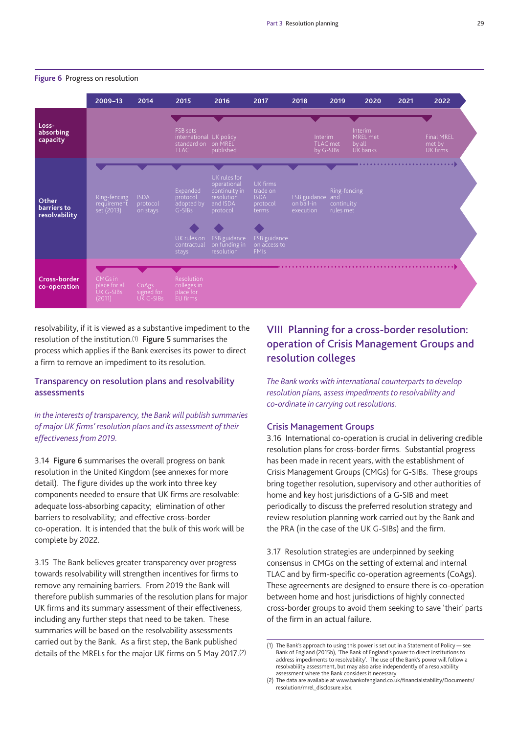**Figure 6** Progress on resolution

| | 2009–13 | 2014 | 2015 | 2016 | 2017 | 2018 | 2019 | 2020 | 2021 | 2022 |
|---|---|---|---|---|---|---|---|---|---|---|
| Loss-absorbing capacity | | | FSB sets international standard on TLAC | UK policy on MREL published | | | Interim TLAC met by G-SIBs | Interim MREL met by all UK banks | | Final MREL met by UK firms |
| Other barriers to resolvability | Ring-fencing requirement set (2013) | ISDA protocol on stays | Expanded protocol adopted by G-SIBs; UK rules on contractual stays | UK rules for operational continuity in resolution and ISDA protocol; FSB guidance on funding in resolution | UK firms trade on ISDA protocol terms; FSB guidance on access to FMIs | FSB guidance on bail-in execution | Ring-fencing and continuity rules met | | | |
| Cross-border co-operation | CMGs in place for all UK G-SIBs (2011) | CoAgs signed for UK G-SIBs | Resolution colleges in place for EU firms | | | | | | | |

resolvability, if it is viewed as a substantive impediment to the resolution of the institution.[1] **Figure 5** summarises the process which applies if the Bank exercises its power to direct a firm to remove an impediment to its resolution.

### Transparency on resolution plans and resolvability assessments

*In the interests of transparency, the Bank will publish summaries of major UK firms' resolution plans and its assessment of their effectiveness from 2019.*

3.14 **Figure 6** summarises the overall progress on bank resolution in the United Kingdom (see annexes for more detail). The figure divides up the work into three key components needed to ensure that UK firms are resolvable: adequate loss-absorbing capacity; elimination of other barriers to resolvability; and effective cross-border co-operation. It is intended that the bulk of this work will be complete by 2022.

3.15 The Bank believes greater transparency over progress towards resolvability will strengthen incentives for firms to remove any remaining barriers. From 2019 the Bank will therefore publish summaries of the resolution plans for major UK firms and its summary assessment of their effectiveness, including any further steps that need to be taken. These summaries will be based on the resolvability assessments carried out by the Bank. As a first step, the Bank published details of the MRELs for the major UK firms on 5 May 2017.[2]

## VIII Planning for a cross-border resolution: operation of Crisis Management Groups and resolution colleges

*The Bank works with international counterparts to develop resolution plans, assess impediments to resolvability and co-ordinate in carrying out resolutions.*

### Crisis Management Groups

3.16 International co-operation is crucial in delivering credible resolution plans for cross-border firms. Substantial progress has been made in recent years, with the establishment of Crisis Management Groups (CMGs) for G-SIBs. These groups bring together resolution, supervisory and other authorities of home and key host jurisdictions of a G-SIB and meet periodically to discuss the preferred resolution strategy and review resolution planning work carried out by the Bank and the PRA (in the case of the UK G-SIBs) and the firm.

3.17 Resolution strategies are underpinned by seeking consensus in CMGs on the setting of external and internal TLAC and by firm-specific co-operation agreements (CoAgs). These agreements are designed to ensure there is co-operation between home and host jurisdictions of highly connected cross-border groups to avoid them seeking to save 'their' parts of the firm in an actual failure.

(1) The Bank's approach to using this power is set out in a Statement of Policy — see Bank of England (2015b), 'The Bank of England's power to direct institutions to address impediments to resolvability'. The use of the Bank's power will follow a resolvability assessment, but may also arise independently of a resolvability assessment where the Bank considers it necessary.

(2) The data are available at www.bankofengland.co.uk/financialstability/Documents/resolution/mrel_disclosure.xlsx.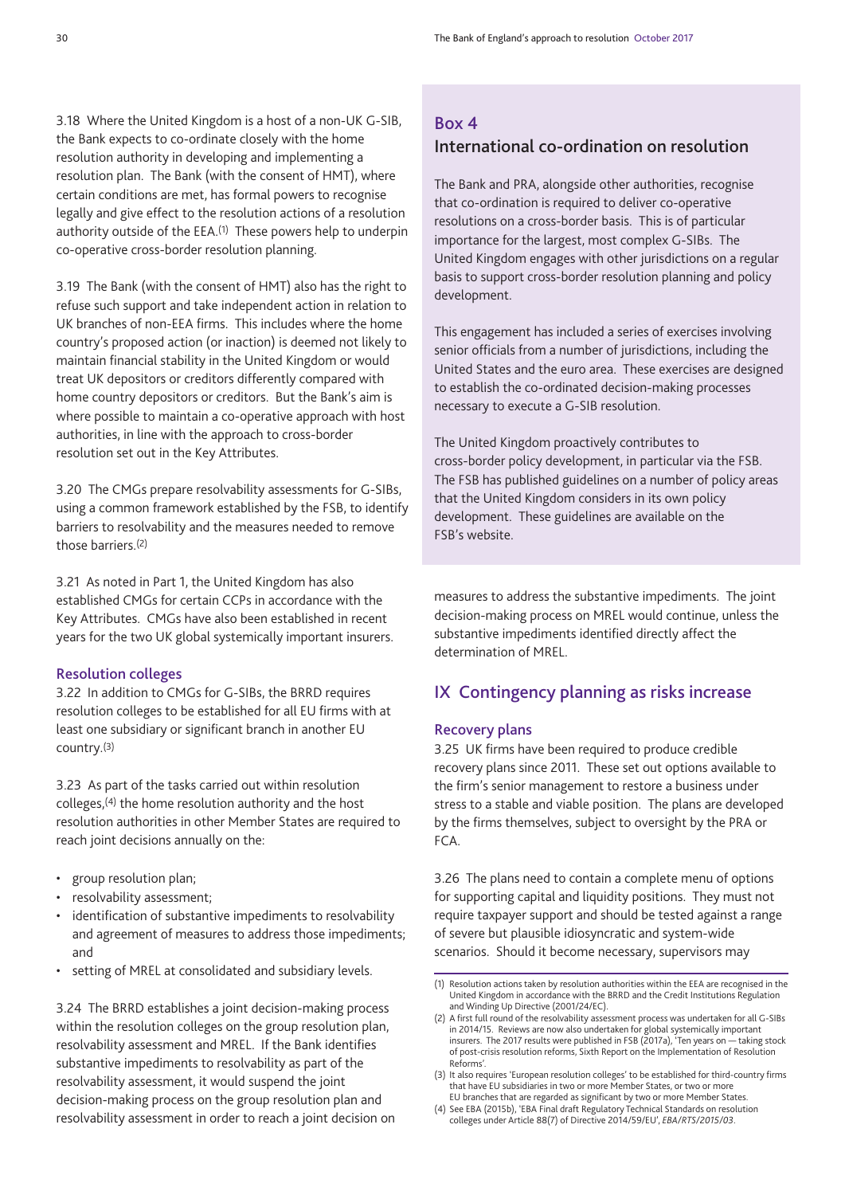3.18 Where the United Kingdom is a host of a non-UK G-SIB, the Bank expects to co-ordinate closely with the home resolution authority in developing and implementing a resolution plan. The Bank (with the consent of HMT), where certain conditions are met, has formal powers to recognise legally and give effect to the resolution actions of a resolution authority outside of the EEA.[1] These powers help to underpin co-operative cross-border resolution planning.

3.19 The Bank (with the consent of HMT) also has the right to refuse such support and take independent action in relation to UK branches of non-EEA firms. This includes where the home country's proposed action (or inaction) is deemed not likely to maintain financial stability in the United Kingdom or would treat UK depositors or creditors differently compared with home country depositors or creditors. But the Bank's aim is where possible to maintain a co-operative approach with host authorities, in line with the approach to cross-border resolution set out in the Key Attributes.

3.20 The CMGs prepare resolvability assessments for G-SIBs, using a common framework established by the FSB, to identify barriers to resolvability and the measures needed to remove those barriers.[2]

3.21 As noted in Part 1, the United Kingdom has also established CMGs for certain CCPs in accordance with the Key Attributes. CMGs have also been established in recent years for the two UK global systemically important insurers.

### Resolution colleges

3.22 In addition to CMGs for G-SIBs, the BRRD requires resolution colleges to be established for all EU firms with at least one subsidiary or significant branch in another EU country.[3]

3.23 As part of the tasks carried out within resolution colleges,[4] the home resolution authority and the host resolution authorities in other Member States are required to reach joint decisions annually on the:

- group resolution plan;
- resolvability assessment;
- identification of substantive impediments to resolvability and agreement of measures to address those impediments; and
- setting of MREL at consolidated and subsidiary levels.

3.24 The BRRD establishes a joint decision-making process within the resolution colleges on the group resolution plan, resolvability assessment and MREL. If the Bank identifies substantive impediments to resolvability as part of the resolvability assessment, it would suspend the joint decision-making process on the group resolution plan and resolvability assessment in order to reach a joint decision on measures to address the substantive impediments. The joint decision-making process on MREL would continue, unless the substantive impediments identified directly affect the determination of MREL.

## Box 4
## International co-ordination on resolution

The Bank and PRA, alongside other authorities, recognise that co-ordination is required to deliver co-operative resolutions on a cross-border basis. This is of particular importance for the largest, most complex G-SIBs. The United Kingdom engages with other jurisdictions on a regular basis to support cross-border resolution planning and policy development.

This engagement has included a series of exercises involving senior officials from a number of jurisdictions, including the United States and the euro area. These exercises are designed to establish the co-ordinated decision-making processes necessary to execute a G-SIB resolution.

The United Kingdom proactively contributes to cross-border policy development, in particular via the FSB. The FSB has published guidelines on a number of policy areas that the United Kingdom considers in its own policy development. These guidelines are available on the FSB's website.

## IX Contingency planning as risks increase

### Recovery plans

3.25 UK firms have been required to produce credible recovery plans since 2011. These set out options available to the firm's senior management to restore a business under stress to a stable and viable position. The plans are developed by the firms themselves, subject to oversight by the PRA or FCA.

3.26 The plans need to contain a complete menu of options for supporting capital and liquidity positions. They must not require taxpayer support and should be tested against a range of severe but plausible idiosyncratic and system-wide scenarios. Should it become necessary, supervisors may

(1) Resolution actions taken by resolution authorities within the EEA are recognised in the United Kingdom in accordance with the BRRD and the Credit Institutions Regulation and Winding Up Directive (2001/24/EC).

(2) A first full round of the resolvability assessment process was undertaken for all G-SIBs in 2014/15. Reviews are now also undertaken for global systemically important insurers. The 2017 results were published in FSB (2017a), 'Ten years on — taking stock of post-crisis resolution reforms, Sixth Report on the Implementation of Resolution Reforms'.

(3) It also requires 'European resolution colleges' to be established for third-country firms that have EU subsidiaries in two or more Member States, or two or more EU branches that are regarded as significant by two or more Member States.

(4) See EBA (2015b), 'EBA Final draft Regulatory Technical Standards on resolution colleges under Article 88(7) of Directive 2014/59/EU', *EBA/RTS/2015/03*.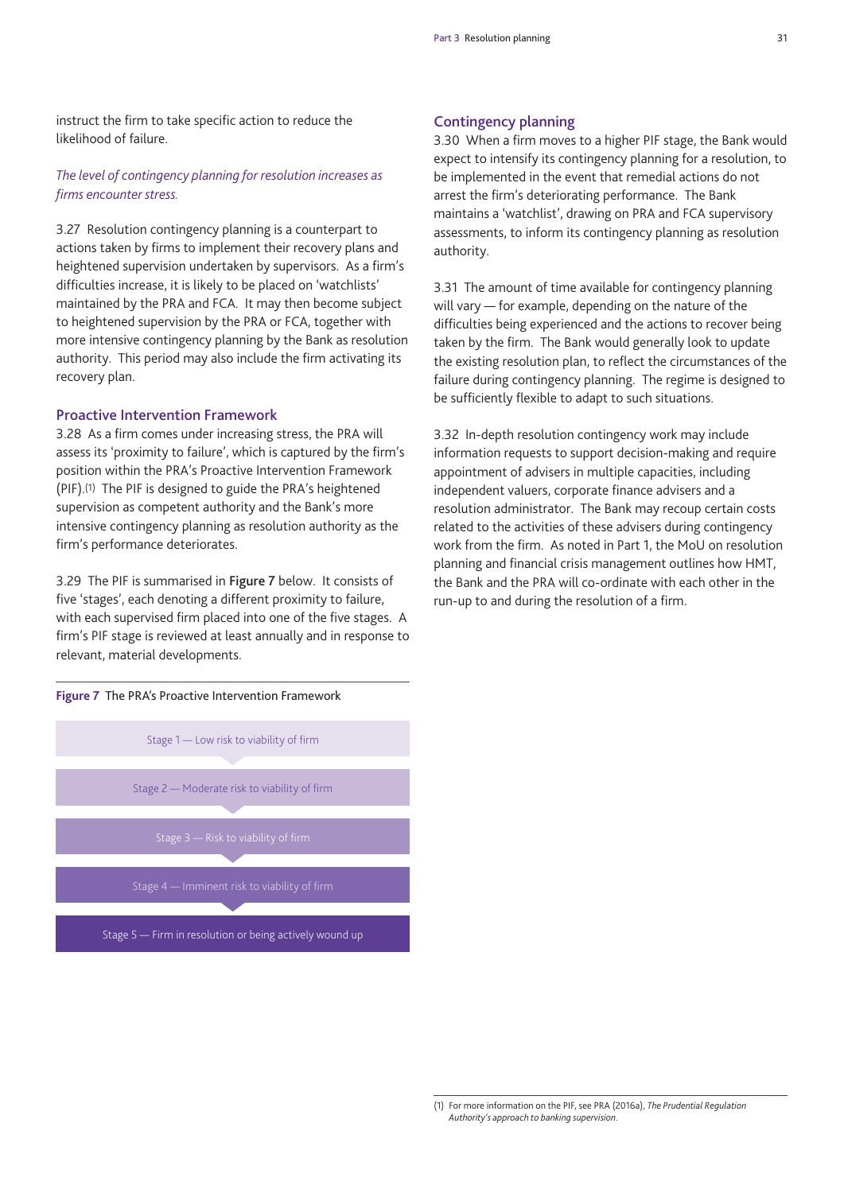instruct the firm to take specific action to reduce the likelihood of failure.

*The level of contingency planning for resolution increases as firms encounter stress.*

3.27 Resolution contingency planning is a counterpart to actions taken by firms to implement their recovery plans and heightened supervision undertaken by supervisors. As a firm's difficulties increase, it is likely to be placed on 'watchlists' maintained by the PRA and FCA. It may then become subject to heightened supervision by the PRA or FCA, together with more intensive contingency planning by the Bank as resolution authority. This period may also include the firm activating its recovery plan.

### Proactive Intervention Framework

3.28 As a firm comes under increasing stress, the PRA will assess its 'proximity to failure', which is captured by the firm's position within the PRA's Proactive Intervention Framework (PIF).[1] The PIF is designed to guide the PRA's heightened supervision as competent authority and the Bank's more intensive contingency planning as resolution authority as the firm's performance deteriorates.

3.29 The PIF is summarised in **Figure 7** below. It consists of five 'stages', each denoting a different proximity to failure, with each supervised firm placed into one of the five stages. A firm's PIF stage is reviewed at least annually and in response to relevant, material developments.

**Figure 7** The PRA's Proactive Intervention Framework

Stage 1 — Low risk to viability of firm

Stage 2 — Moderate risk to viability of firm

Stage 3 — Risk to viability of firm

Stage 4 — Imminent risk to viability of firm

Stage 5 — Firm in resolution or being actively wound up

### Contingency planning

3.30 When a firm moves to a higher PIF stage, the Bank would expect to intensify its contingency planning for a resolution, to be implemented in the event that remedial actions do not arrest the firm's deteriorating performance. The Bank maintains a 'watchlist', drawing on PRA and FCA supervisory assessments, to inform its contingency planning as resolution authority.

3.31 The amount of time available for contingency planning will vary — for example, depending on the nature of the difficulties being experienced and the actions to recover being taken by the firm. The Bank would generally look to update the existing resolution plan, to reflect the circumstances of the failure during contingency planning. The regime is designed to be sufficiently flexible to adapt to such situations.

3.32 In-depth resolution contingency work may include information requests to support decision-making and require appointment of advisers in multiple capacities, including independent valuers, corporate finance advisers and a resolution administrator. The Bank may recoup certain costs related to the activities of these advisers during contingency work from the firm. As noted in Part 1, the MoU on resolution planning and financial crisis management outlines how HMT, the Bank and the PRA will co-ordinate with each other in the run-up to and during the resolution of a firm.

(1) For more information on the PIF, see PRA (2016a), *The Prudential Regulation Authority's approach to banking supervision*.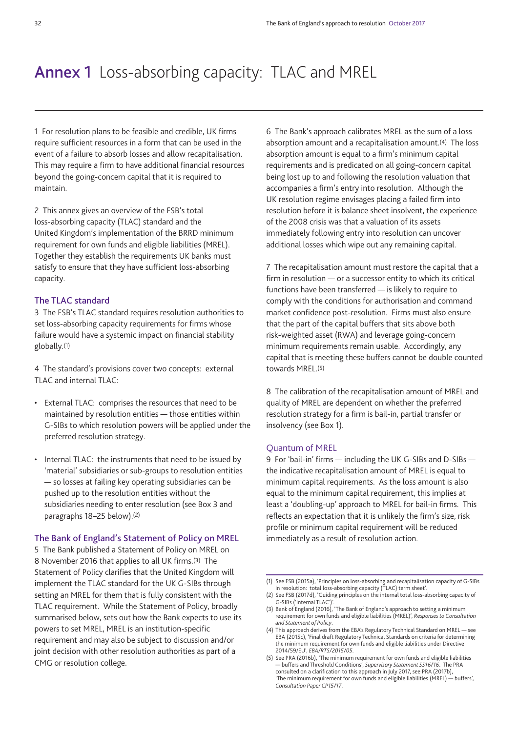# Annex 1 Loss-absorbing capacity: TLAC and MREL

1 For resolution plans to be feasible and credible, UK firms require sufficient resources in a form that can be used in the event of a failure to absorb losses and allow recapitalisation. This may require a firm to have additional financial resources beyond the going-concern capital that it is required to maintain.

2 This annex gives an overview of the FSB's total loss-absorbing capacity (TLAC) standard and the United Kingdom's implementation of the BRRD minimum requirement for own funds and eligible liabilities (MREL). Together they establish the requirements UK banks must satisfy to ensure that they have sufficient loss-absorbing capacity.

## The TLAC standard

3 The FSB's TLAC standard requires resolution authorities to set loss-absorbing capacity requirements for firms whose failure would have a systemic impact on financial stability globally.[1]

4 The standard's provisions cover two concepts: external TLAC and internal TLAC:

- External TLAC: comprises the resources that need to be maintained by resolution entities — those entities within G-SIBs to which resolution powers will be applied under the preferred resolution strategy.
- Internal TLAC: the instruments that need to be issued by 'material' subsidiaries or sub-groups to resolution entities — so losses at failing key operating subsidiaries can be pushed up to the resolution entities without the subsidiaries needing to enter resolution (see Box 3 and paragraphs 18–25 below).[2]

## The Bank of England's Statement of Policy on MREL

5 The Bank published a Statement of Policy on MREL on 8 November 2016 that applies to all UK firms.[3] The Statement of Policy clarifies that the United Kingdom will implement the TLAC standard for the UK G-SIBs through setting an MREL for them that is fully consistent with the TLAC requirement. While the Statement of Policy, broadly summarised below, sets out how the Bank expects to use its powers to set MREL, MREL is an institution-specific requirement and may also be subject to discussion and/or joint decision with other resolution authorities as part of a CMG or resolution college.

6 The Bank's approach calibrates MREL as the sum of a loss absorption amount and a recapitalisation amount.[4] The loss absorption amount is equal to a firm's minimum capital requirements and is predicated on all going-concern capital being lost up to and following the resolution valuation that accompanies a firm's entry into resolution. Although the UK resolution regime envisages placing a failed firm into resolution before it is balance sheet insolvent, the experience of the 2008 crisis was that a valuation of its assets immediately following entry into resolution can uncover additional losses which wipe out any remaining capital.

7 The recapitalisation amount must restore the capital that a firm in resolution — or a successor entity to which its critical functions have been transferred — is likely to require to comply with the conditions for authorisation and command market confidence post-resolution. Firms must also ensure that the part of the capital buffers that sits above both risk-weighted asset (RWA) and leverage going-concern minimum requirements remain usable. Accordingly, any capital that is meeting these buffers cannot be double counted towards MREL.[5]

8 The calibration of the recapitalisation amount of MREL and quality of MREL are dependent on whether the preferred resolution strategy for a firm is bail-in, partial transfer or insolvency (see Box 1).

### Quantum of MREL

9 For 'bail-in' firms — including the UK G-SIBs and D-SIBs — the indicative recapitalisation amount of MREL is equal to minimum capital requirements. As the loss amount is also equal to the minimum capital requirement, this implies at least a 'doubling-up' approach to MREL for bail-in firms. This reflects an expectation that it is unlikely the firm's size, risk profile or minimum capital requirement will be reduced immediately as a result of resolution action.

(1) See FSB (2015a), 'Principles on loss-absorbing and recapitalisation capacity of G-SIBs in resolution: total loss-absorbing capacity (TLAC) term sheet'.
(2) See FSB (2017d), 'Guiding principles on the internal total loss-absorbing capacity of G-SIBs ('Internal TLAC')'.
(3) Bank of England (2016), 'The Bank of England's approach to setting a minimum requirement for own funds and eligible liabilities (MREL)', *Responses to Consultation and Statement of Policy*.
(4) This approach derives from the EBA's Regulatory Technical Standard on MREL — see EBA (2015c), 'Final draft Regulatory Technical Standards on criteria for determining the minimum requirement for own funds and eligible liabilities under Directive 2014/59/EU', *EBA/RTS/2015/05*.
(5) See PRA (2016b), 'The minimum requirement for own funds and eligible liabilities — buffers and Threshold Conditions', *Supervisory Statement SS16/16*. The PRA consulted on a clarification to this approach in July 2017, see PRA (2017b), 'The minimum requirement for own funds and eligible liabilities (MREL) — buffers', *Consultation Paper CP15/17*.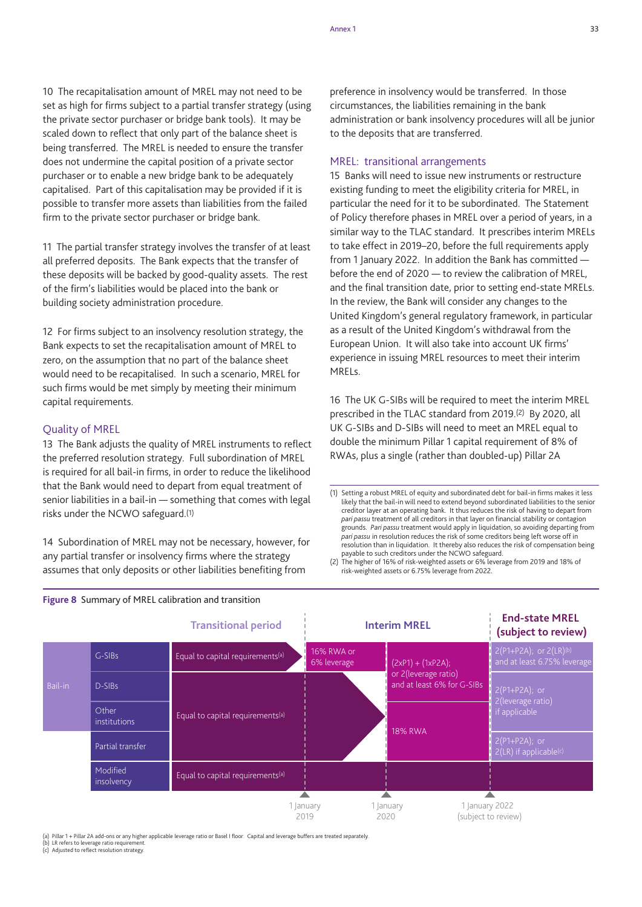10 The recapitalisation amount of MREL may not need to be set as high for firms subject to a partial transfer strategy (using the private sector purchaser or bridge bank tools). It may be scaled down to reflect that only part of the balance sheet is being transferred. The MREL is needed to ensure the transfer does not undermine the capital position of a private sector purchaser or to enable a new bridge bank to be adequately capitalised. Part of this capitalisation may be provided if it is possible to transfer more assets than liabilities from the failed firm to the private sector purchaser or bridge bank.

11 The partial transfer strategy involves the transfer of at least all preferred deposits. The Bank expects that the transfer of these deposits will be backed by good-quality assets. The rest of the firm's liabilities would be placed into the bank or building society administration procedure.

12 For firms subject to an insolvency resolution strategy, the Bank expects to set the recapitalisation amount of MREL to zero, on the assumption that no part of the balance sheet would need to be recapitalised. In such a scenario, MREL for such firms would be met simply by meeting their minimum capital requirements.

## Quality of MREL

13 The Bank adjusts the quality of MREL instruments to reflect the preferred resolution strategy. Full subordination of MREL is required for all bail-in firms, in order to reduce the likelihood that the Bank would need to depart from equal treatment of senior liabilities in a bail-in — something that comes with legal risks under the NCWO safeguard.(1)

14 Subordination of MREL may not be necessary, however, for any partial transfer or insolvency firms where the strategy assumes that only deposits or other liabilities benefiting from preference in insolvency would be transferred. In those circumstances, the liabilities remaining in the bank administration or bank insolvency procedures will all be junior to the deposits that are transferred.

## MREL: transitional arrangements

15 Banks will need to issue new instruments or restructure existing funding to meet the eligibility criteria for MREL, in particular the need for it to be subordinated. The Statement of Policy therefore phases in MREL over a period of years, in a similar way to the TLAC standard. It prescribes interim MRELs to take effect in 2019–20, before the full requirements apply from 1 January 2022. In addition the Bank has committed — before the end of 2020 — to review the calibration of MREL, and the final transition date, prior to setting end-state MRELs. In the review, the Bank will consider any changes to the United Kingdom's general regulatory framework, in particular as a result of the United Kingdom's withdrawal from the European Union. It will also take into account UK firms' experience in issuing MREL resources to meet their interim MRELs.

16 The UK G-SIBs will be required to meet the interim MREL prescribed in the TLAC standard from 2019.(2) By 2020, all UK G-SIBs and D-SIBs will need to meet an MREL equal to double the minimum Pillar 1 capital requirement of 8% of RWAs, plus a single (rather than doubled-up) Pillar 2A

(1) Setting a robust MREL of equity and subordinated debt for bail-in firms makes it less likely that the bail-in will need to extend beyond subordinated liabilities to the senior creditor layer at an operating bank. It thus reduces the risk of having to depart from *pari passu* treatment of all creditors in that layer on financial stability or contagion grounds. *Pari passu* treatment would apply in liquidation, so avoiding departing from *pari passu* in resolution reduces the risk of some creditors being left worse off in resolution than in liquidation. It thereby also reduces the risk of compensation being payable to such creditors under the NCWO safeguard.

(2) The higher of 16% of risk-weighted assets or 6% leverage from 2019 and 18% of risk-weighted assets or 6.75% leverage from 2022.

**Figure 8** Summary of MREL calibration and transition

| | | Transitional period | Interim MREL (from 1 January 2019) | Interim MREL (from 1 January 2020) | End-state MREL (subject to review) (from 1 January 2022, subject to review) |
|---|---|---|---|---|---|
| Bail-in | G-SIBs | Equal to capital requirements(a) | 16% RWA or 6% leverage | (2xP1) + (1xP2A); or 2(leverage ratio) and at least 6% for G-SIBs | 2(P1+P2A); or 2(LR)(b) and at least 6.75% leverage |
| | D-SIBs | Equal to capital requirements(a) | | (2xP1) + (1xP2A); or 2(leverage ratio) | 2(P1+P2A); or 2(leverage ratio) if applicable |
| | Other institutions | Equal to capital requirements(a) | | 18% RWA | 2(P1+P2A); or 2(leverage ratio) if applicable |
| | Partial transfer | Equal to capital requirements(a) | | 18% RWA | 2(P1+P2A); or 2(LR) if applicable(c) |
| | Modified insolvency | Equal to capital requirements(a) | | | |

(a) Pillar 1 + Pillar 2A add-ons or any higher applicable leverage ratio or Basel I floor. Capital and leverage buffers are treated separately.
(b) LR refers to leverage ratio requirement.
(c) Adjusted to reflect resolution strategy.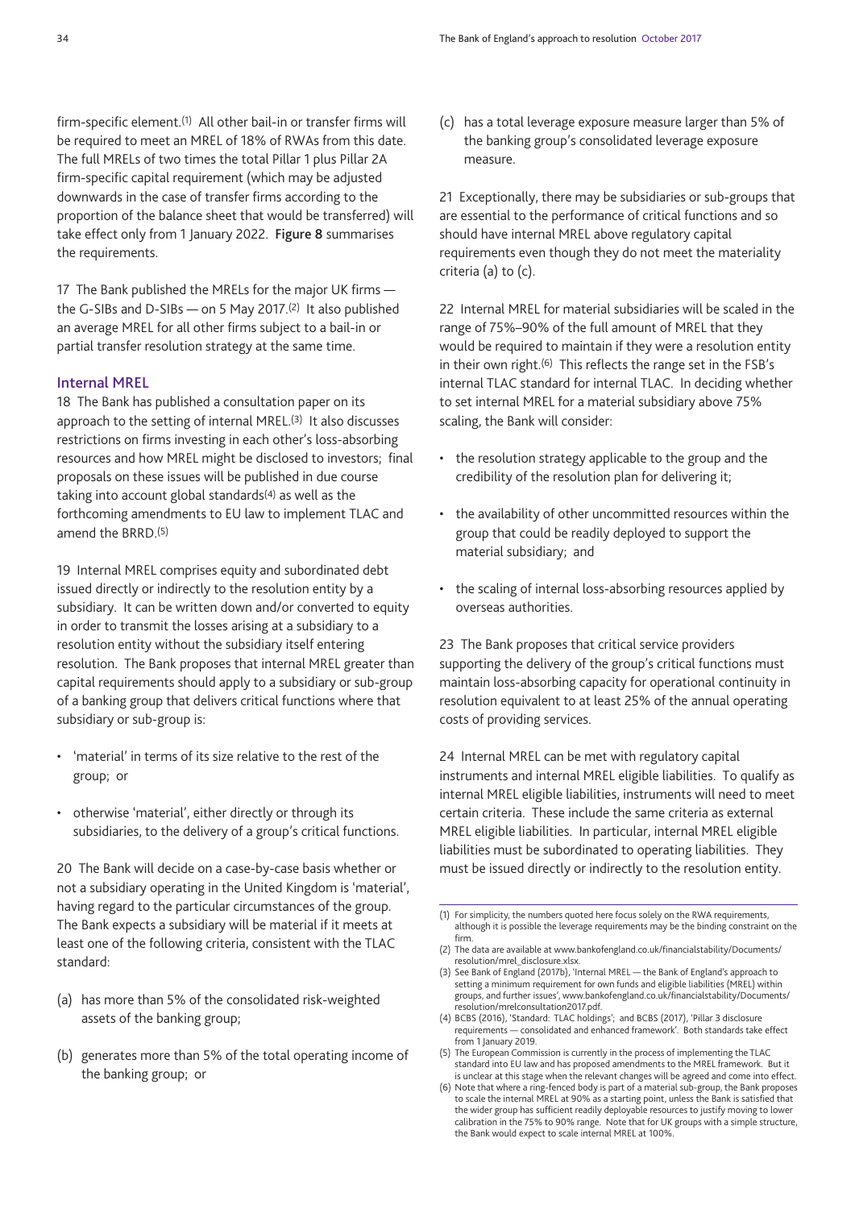firm-specific element.[1] All other bail-in or transfer firms will be required to meet an MREL of 18% of RWAs from this date. The full MRELs of two times the total Pillar 1 plus Pillar 2A firm-specific capital requirement (which may be adjusted downwards in the case of transfer firms according to the proportion of the balance sheet that would be transferred) will take effect only from 1 January 2022. **Figure 8** summarises the requirements.

17 The Bank published the MRELs for the major UK firms — the G-SIBs and D-SIBs — on 5 May 2017.[2] It also published an average MREL for all other firms subject to a bail-in or partial transfer resolution strategy at the same time.

## Internal MREL

18 The Bank has published a consultation paper on its approach to the setting of internal MREL.[3] It also discusses restrictions on firms investing in each other's loss-absorbing resources and how MREL might be disclosed to investors; final proposals on these issues will be published in due course taking into account global standards[4] as well as the forthcoming amendments to EU law to implement TLAC and amend the BRRD.[5]

19 Internal MREL comprises equity and subordinated debt issued directly or indirectly to the resolution entity by a subsidiary. It can be written down and/or converted to equity in order to transmit the losses arising at a subsidiary to a resolution entity without the subsidiary itself entering resolution. The Bank proposes that internal MREL greater than capital requirements should apply to a subsidiary or sub-group of a banking group that delivers critical functions where that subsidiary or sub-group is:

- 'material' in terms of its size relative to the rest of the group; or
- otherwise 'material', either directly or through its subsidiaries, to the delivery of a group's critical functions.

20 The Bank will decide on a case-by-case basis whether or not a subsidiary operating in the United Kingdom is 'material', having regard to the particular circumstances of the group. The Bank expects a subsidiary will be material if it meets at least one of the following criteria, consistent with the TLAC standard:

(a) has more than 5% of the consolidated risk-weighted assets of the banking group;

(b) generates more than 5% of the total operating income of the banking group; or

(c) has a total leverage exposure measure larger than 5% of the banking group's consolidated leverage exposure measure.

21 Exceptionally, there may be subsidiaries or sub-groups that are essential to the performance of critical functions and so should have internal MREL above regulatory capital requirements even though they do not meet the materiality criteria (a) to (c).

22 Internal MREL for material subsidiaries will be scaled in the range of 75%–90% of the full amount of MREL that they would be required to maintain if they were a resolution entity in their own right.[6] This reflects the range set in the FSB's internal TLAC standard for internal TLAC. In deciding whether to set internal MREL for a material subsidiary above 75% scaling, the Bank will consider:

- the resolution strategy applicable to the group and the credibility of the resolution plan for delivering it;
- the availability of other uncommitted resources within the group that could be readily deployed to support the material subsidiary; and
- the scaling of internal loss-absorbing resources applied by overseas authorities.

23 The Bank proposes that critical service providers supporting the delivery of the group's critical functions must maintain loss-absorbing capacity for operational continuity in resolution equivalent to at least 25% of the annual operating costs of providing services.

24 Internal MREL can be met with regulatory capital instruments and internal MREL eligible liabilities. To qualify as internal MREL eligible liabilities, instruments will need to meet certain criteria. These include the same criteria as external MREL eligible liabilities. In particular, internal MREL eligible liabilities must be subordinated to operating liabilities. They must be issued directly or indirectly to the resolution entity.

---

(1) For simplicity, the numbers quoted here focus solely on the RWA requirements, although it is possible the leverage requirements may be the binding constraint on the firm.

(2) The data are available at www.bankofengland.co.uk/financialstability/Documents/resolution/mrel_disclosure.xlsx.

(3) See Bank of England (2017b), 'Internal MREL — the Bank of England's approach to setting a minimum requirement for own funds and eligible liabilities (MREL) within groups, and further issues', www.bankofengland.co.uk/financialstability/Documents/resolution/mrelconsultation2017.pdf.

(4) BCBS (2016), 'Standard: TLAC holdings'; and BCBS (2017), 'Pillar 3 disclosure requirements — consolidated and enhanced framework'. Both standards take effect from 1 January 2019.

(5) The European Commission is currently in the process of implementing the TLAC standard into EU law and has proposed amendments to the MREL framework. But it is unclear at this stage when the relevant changes will be agreed and come into effect.

(6) Note that where a ring-fenced body is part of a material sub-group, the Bank proposes to scale the internal MREL at 90% as a starting point, unless the Bank is satisfied that the wider group has sufficient readily deployable resources to justify moving to lower calibration in the 75% to 90% range. Note that for UK groups with a simple structure, the Bank would expect to scale internal MREL at 100%.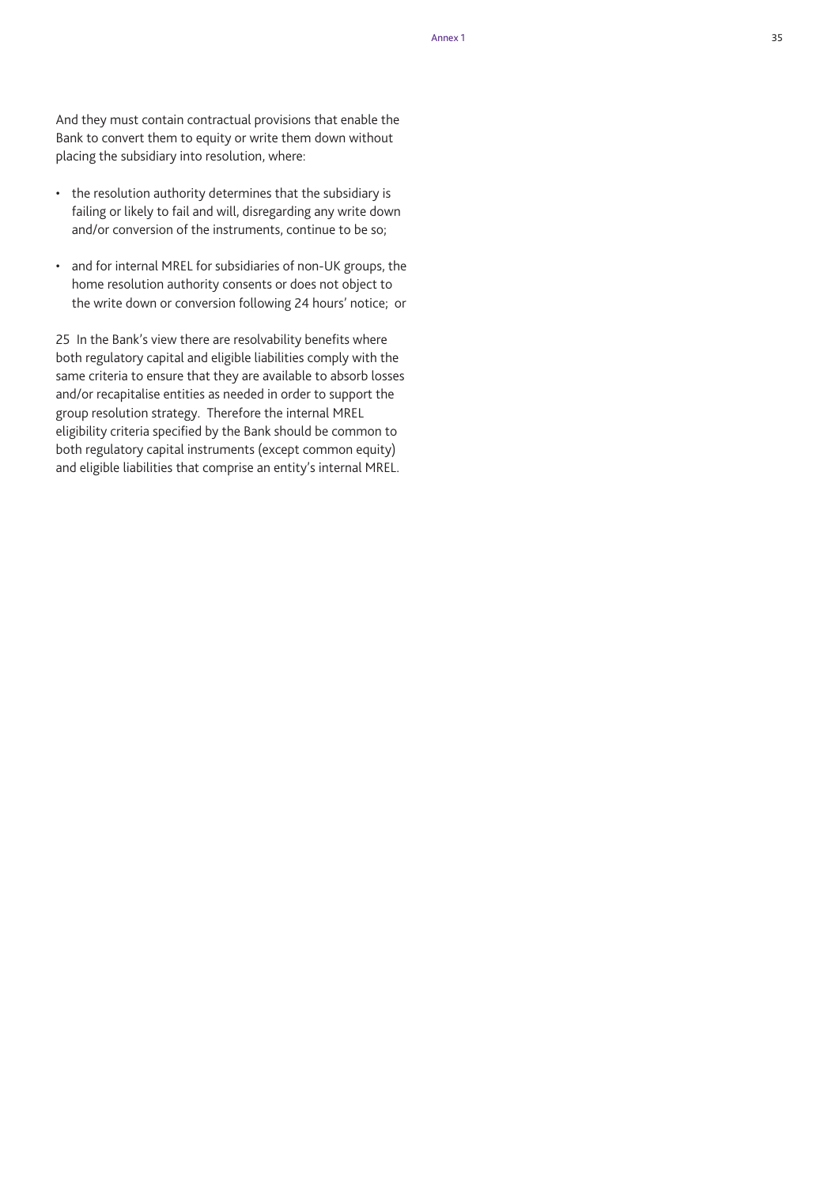And they must contain contractual provisions that enable the Bank to convert them to equity or write them down without placing the subsidiary into resolution, where:

- the resolution authority determines that the subsidiary is failing or likely to fail and will, disregarding any write down and/or conversion of the instruments, continue to be so;
- and for internal MREL for subsidiaries of non-UK groups, the home resolution authority consents or does not object to the write down or conversion following 24 hours' notice; or

25 In the Bank's view there are resolvability benefits where both regulatory capital and eligible liabilities comply with the same criteria to ensure that they are available to absorb losses and/or recapitalise entities as needed in order to support the group resolution strategy. Therefore the internal MREL eligibility criteria specified by the Bank should be common to both regulatory capital instruments (except common equity) and eligible liabilities that comprise an entity's internal MREL.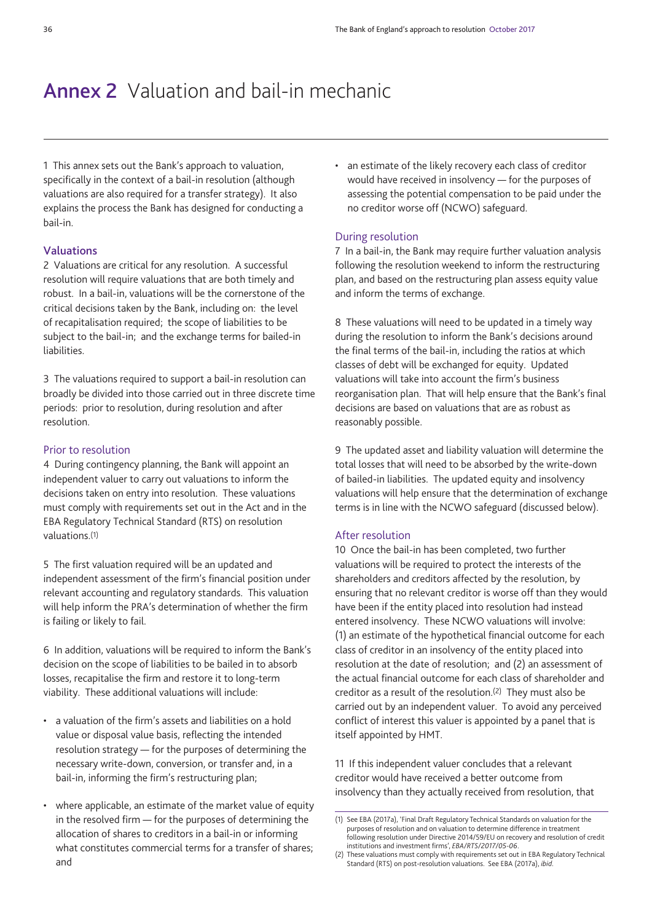# Annex 2 Valuation and bail-in mechanic

1 This annex sets out the Bank's approach to valuation, specifically in the context of a bail-in resolution (although valuations are also required for a transfer strategy). It also explains the process the Bank has designed for conducting a bail-in.

## Valuations

2 Valuations are critical for any resolution. A successful resolution will require valuations that are both timely and robust. In a bail-in, valuations will be the cornerstone of the critical decisions taken by the Bank, including on: the level of recapitalisation required; the scope of liabilities to be subject to the bail-in; and the exchange terms for bailed-in liabilities.

3 The valuations required to support a bail-in resolution can broadly be divided into those carried out in three discrete time periods: prior to resolution, during resolution and after resolution.

### Prior to resolution

4 During contingency planning, the Bank will appoint an independent valuer to carry out valuations to inform the decisions taken on entry into resolution. These valuations must comply with requirements set out in the Act and in the EBA Regulatory Technical Standard (RTS) on resolution valuations.[1]

5 The first valuation required will be an updated and independent assessment of the firm's financial position under relevant accounting and regulatory standards. This valuation will help inform the PRA's determination of whether the firm is failing or likely to fail.

6 In addition, valuations will be required to inform the Bank's decision on the scope of liabilities to be bailed in to absorb losses, recapitalise the firm and restore it to long-term viability. These additional valuations will include:

- a valuation of the firm's assets and liabilities on a hold value or disposal value basis, reflecting the intended resolution strategy — for the purposes of determining the necessary write-down, conversion, or transfer and, in a bail-in, informing the firm's restructuring plan;
- where applicable, an estimate of the market value of equity in the resolved firm — for the purposes of determining the allocation of shares to creditors in a bail-in or informing what constitutes commercial terms for a transfer of shares; and
- an estimate of the likely recovery each class of creditor would have received in insolvency — for the purposes of assessing the potential compensation to be paid under the no creditor worse off (NCWO) safeguard.

### During resolution

7 In a bail-in, the Bank may require further valuation analysis following the resolution weekend to inform the restructuring plan, and based on the restructuring plan assess equity value and inform the terms of exchange.

8 These valuations will need to be updated in a timely way during the resolution to inform the Bank's decisions around the final terms of the bail-in, including the ratios at which classes of debt will be exchanged for equity. Updated valuations will take into account the firm's business reorganisation plan. That will help ensure that the Bank's final decisions are based on valuations that are as robust as reasonably possible.

9 The updated asset and liability valuation will determine the total losses that will need to be absorbed by the write-down of bailed-in liabilities. The updated equity and insolvency valuations will help ensure that the determination of exchange terms is in line with the NCWO safeguard (discussed below).

### After resolution

10 Once the bail-in has been completed, two further valuations will be required to protect the interests of the shareholders and creditors affected by the resolution, by ensuring that no relevant creditor is worse off than they would have been if the entity placed into resolution had instead entered insolvency. These NCWO valuations will involve: (1) an estimate of the hypothetical financial outcome for each class of creditor in an insolvency of the entity placed into resolution at the date of resolution; and (2) an assessment of the actual financial outcome for each class of shareholder and creditor as a result of the resolution.[2] They must also be carried out by an independent valuer. To avoid any perceived conflict of interest this valuer is appointed by a panel that is itself appointed by HMT.

11 If this independent valuer concludes that a relevant creditor would have received a better outcome from insolvency than they actually received from resolution, that

(1) See EBA (2017a), 'Final Draft Regulatory Technical Standards on valuation for the purposes of resolution and on valuation to determine difference in treatment following resolution under Directive 2014/59/EU on recovery and resolution of credit institutions and investment firms', *EBA/RTS/2017/05-06*.

(2) These valuations must comply with requirements set out in EBA Regulatory Technical Standard (RTS) on post-resolution valuations. See EBA (2017a), *ibid*.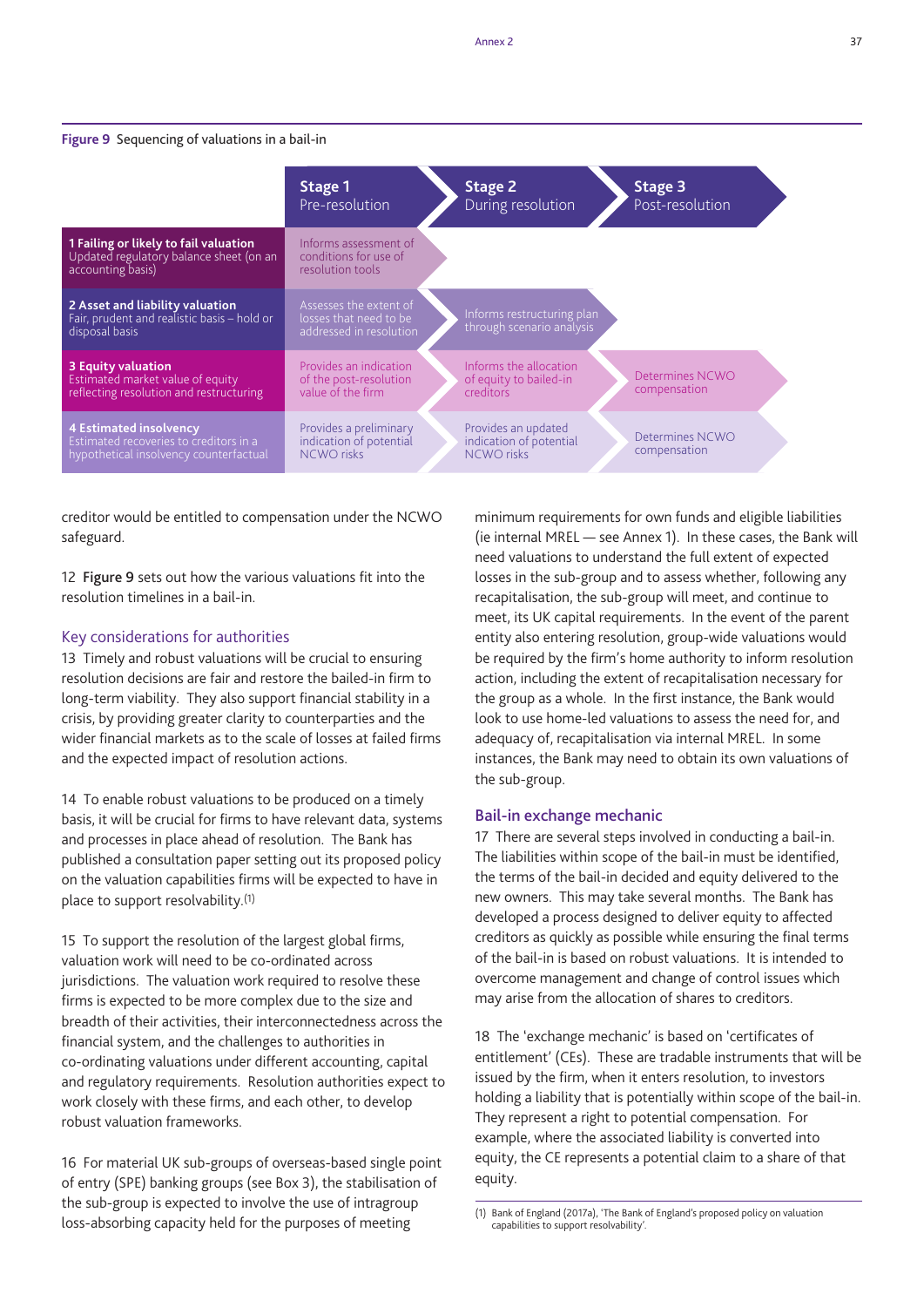**Figure 9** Sequencing of valuations in a bail-in

| | Stage 1 Pre-resolution | Stage 2 During resolution | Stage 3 Post-resolution |
|---|---|---|---|
| **1 Failing or likely to fail valuation** Updated regulatory balance sheet (on an accounting basis) | Informs assessment of conditions for use of resolution tools | | |
| **2 Asset and liability valuation** Fair, prudent and realistic basis – hold or disposal basis | Assesses the extent of losses that need to be addressed in resolution | Informs restructuring plan through scenario analysis | |
| **3 Equity valuation** Estimated market value of equity reflecting resolution and restructuring | Provides an indication of the post-resolution value of the firm | Informs the allocation of equity to bailed-in creditors | Determines NCWO compensation |
| **4 Estimated insolvency** Estimated recoveries to creditors in a hypothetical insolvency counterfactual | Provides a preliminary indication of potential NCWO risks | Provides an updated indication of potential NCWO risks | Determines NCWO compensation |

creditor would be entitled to compensation under the NCWO safeguard.

12 **Figure 9** sets out how the various valuations fit into the resolution timelines in a bail-in.

## Key considerations for authorities

13 Timely and robust valuations will be crucial to ensuring resolution decisions are fair and restore the bailed-in firm to long-term viability. They also support financial stability in a crisis, by providing greater clarity to counterparties and the wider financial markets as to the scale of losses at failed firms and the expected impact of resolution actions.

14 To enable robust valuations to be produced on a timely basis, it will be crucial for firms to have relevant data, systems and processes in place ahead of resolution. The Bank has published a consultation paper setting out its proposed policy on the valuation capabilities firms will be expected to have in place to support resolvability.(1)

15 To support the resolution of the largest global firms, valuation work will need to be co-ordinated across jurisdictions. The valuation work required to resolve these firms is expected to be more complex due to the size and breadth of their activities, their interconnectedness across the financial system, and the challenges to authorities in co-ordinating valuations under different accounting, capital and regulatory requirements. Resolution authorities expect to work closely with these firms, and each other, to develop robust valuation frameworks.

16 For material UK sub-groups of overseas-based single point of entry (SPE) banking groups (see Box 3), the stabilisation of the sub-group is expected to involve the use of intragroup loss-absorbing capacity held for the purposes of meeting minimum requirements for own funds and eligible liabilities (ie internal MREL — see Annex 1). In these cases, the Bank will need valuations to understand the full extent of expected losses in the sub-group and to assess whether, following any recapitalisation, the sub-group will meet, and continue to meet, its UK capital requirements. In the event of the parent entity also entering resolution, group-wide valuations would be required by the firm's home authority to inform resolution action, including the extent of recapitalisation necessary for the group as a whole. In the first instance, the Bank would look to use home-led valuations to assess the need for, and adequacy of, recapitalisation via internal MREL. In some instances, the Bank may need to obtain its own valuations of the sub-group.

## Bail-in exchange mechanic

17 There are several steps involved in conducting a bail-in. The liabilities within scope of the bail-in must be identified, the terms of the bail-in decided and equity delivered to the new owners. This may take several months. The Bank has developed a process designed to deliver equity to affected creditors as quickly as possible while ensuring the final terms of the bail-in is based on robust valuations. It is intended to overcome management and change of control issues which may arise from the allocation of shares to creditors.

18 The 'exchange mechanic' is based on 'certificates of entitlement' (CEs). These are tradable instruments that will be issued by the firm, when it enters resolution, to investors holding a liability that is potentially within scope of the bail-in. They represent a right to potential compensation. For example, where the associated liability is converted into equity, the CE represents a potential claim to a share of that equity.

(1) Bank of England (2017a), 'The Bank of England's proposed policy on valuation capabilities to support resolvability'.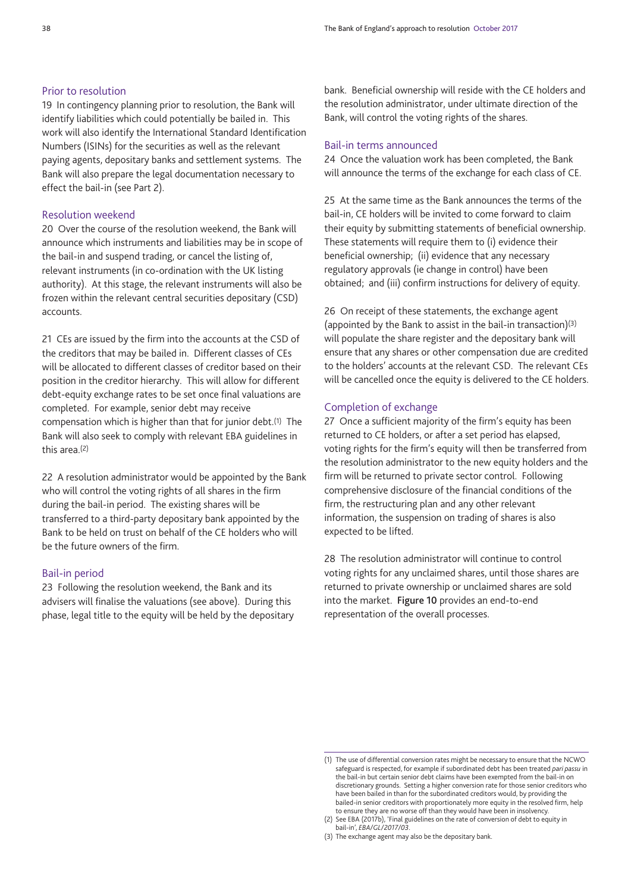### Prior to resolution

19 In contingency planning prior to resolution, the Bank will identify liabilities which could potentially be bailed in. This work will also identify the International Standard Identification Numbers (ISINs) for the securities as well as the relevant paying agents, depositary banks and settlement systems. The Bank will also prepare the legal documentation necessary to effect the bail-in (see Part 2).

### Resolution weekend

20 Over the course of the resolution weekend, the Bank will announce which instruments and liabilities may be in scope of the bail-in and suspend trading, or cancel the listing of, relevant instruments (in co-ordination with the UK listing authority). At this stage, the relevant instruments will also be frozen within the relevant central securities depositary (CSD) accounts.

21 CEs are issued by the firm into the accounts at the CSD of the creditors that may be bailed in. Different classes of CEs will be allocated to different classes of creditor based on their position in the creditor hierarchy. This will allow for different debt-equity exchange rates to be set once final valuations are completed. For example, senior debt may receive compensation which is higher than that for junior debt.[1] The Bank will also seek to comply with relevant EBA guidelines in this area.[2]

22 A resolution administrator would be appointed by the Bank who will control the voting rights of all shares in the firm during the bail-in period. The existing shares will be transferred to a third-party depositary bank appointed by the Bank to be held on trust on behalf of the CE holders who will be the future owners of the firm.

### Bail-in period

23 Following the resolution weekend, the Bank and its advisers will finalise the valuations (see above). During this phase, legal title to the equity will be held by the depositary bank. Beneficial ownership will reside with the CE holders and the resolution administrator, under ultimate direction of the Bank, will control the voting rights of the shares.

### Bail-in terms announced

24 Once the valuation work has been completed, the Bank will announce the terms of the exchange for each class of CE.

25 At the same time as the Bank announces the terms of the bail-in, CE holders will be invited to come forward to claim their equity by submitting statements of beneficial ownership. These statements will require them to (i) evidence their beneficial ownership; (ii) evidence that any necessary regulatory approvals (ie change in control) have been obtained; and (iii) confirm instructions for delivery of equity.

26 On receipt of these statements, the exchange agent (appointed by the Bank to assist in the bail-in transaction)[3] will populate the share register and the depositary bank will ensure that any shares or other compensation due are credited to the holders' accounts at the relevant CSD. The relevant CEs will be cancelled once the equity is delivered to the CE holders.

### Completion of exchange

27 Once a sufficient majority of the firm's equity has been returned to CE holders, or after a set period has elapsed, voting rights for the firm's equity will then be transferred from the resolution administrator to the new equity holders and the firm will be returned to private sector control. Following comprehensive disclosure of the financial conditions of the firm, the restructuring plan and any other relevant information, the suspension on trading of shares is also expected to be lifted.

28 The resolution administrator will continue to control voting rights for any unclaimed shares, until those shares are returned to private ownership or unclaimed shares are sold into the market. **Figure 10** provides an end-to-end representation of the overall processes.

---

(1) The use of differential conversion rates might be necessary to ensure that the NCWO safeguard is respected, for example if subordinated debt has been treated *pari passu* in the bail-in but certain senior debt claims have been exempted from the bail-in on discretionary grounds. Setting a higher conversion rate for those senior creditors who have been bailed in than for the subordinated creditors would, by providing the bailed-in senior creditors with proportionately more equity in the resolved firm, help to ensure they are no worse off than they would have been in insolvency.

(2) See EBA (2017b), 'Final guidelines on the rate of conversion of debt to equity in bail-in', *EBA/GL/2017/03*.

(3) The exchange agent may also be the depositary bank.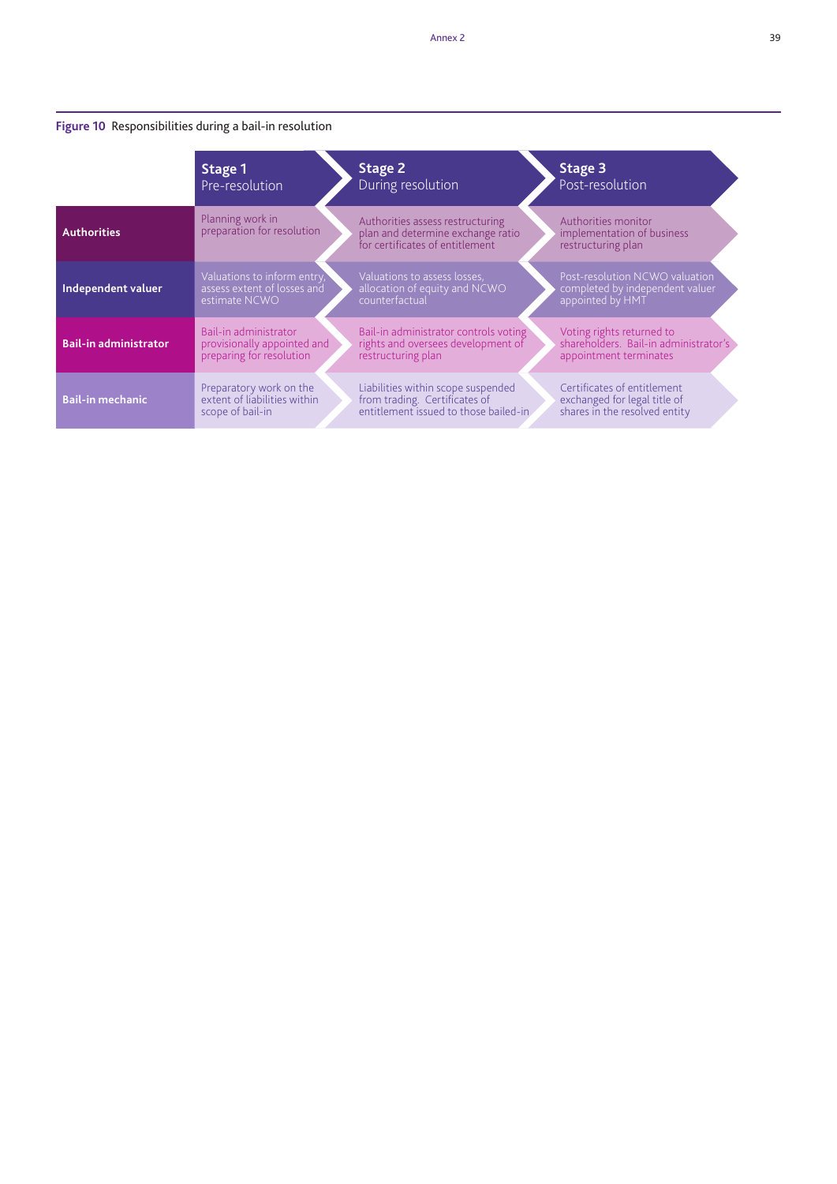**Figure 10** Responsibilities during a bail-in resolution

| | **Stage 1** Pre-resolution | **Stage 2** During resolution | **Stage 3** Post-resolution |
|---|---|---|---|
| **Authorities** | Planning work in preparation for resolution | Authorities assess restructuring plan and determine exchange ratio for certificates of entitlement | Authorities monitor implementation of business restructuring plan |
| **Independent valuer** | Valuations to inform entry, assess extent of losses and estimate NCWO | Valuations to assess losses, allocation of equity and NCWO counterfactual | Post-resolution NCWO valuation completed by independent valuer appointed by HMT |
| **Bail-in administrator** | Bail-in administrator provisionally appointed and preparing for resolution | Bail-in administrator controls voting rights and oversees development of restructuring plan | Voting rights returned to shareholders. Bail-in administrator's appointment terminates |
| **Bail-in mechanic** | Preparatory work on the extent of liabilities within scope of bail-in | Liabilities within scope suspended from trading. Certificates of entitlement issued to those bailed-in | Certificates of entitlement exchanged for legal title of shares in the resolved entity |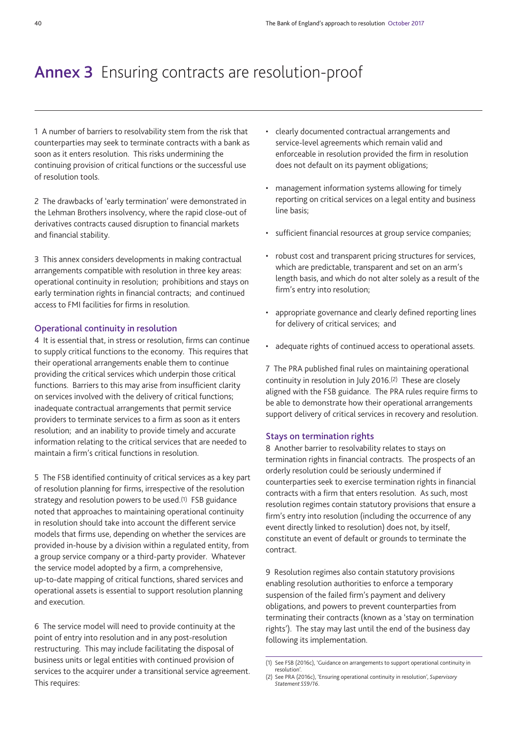# Annex 3 Ensuring contracts are resolution-proof

1 A number of barriers to resolvability stem from the risk that counterparties may seek to terminate contracts with a bank as soon as it enters resolution. This risks undermining the continuing provision of critical functions or the successful use of resolution tools.

2 The drawbacks of 'early termination' were demonstrated in the Lehman Brothers insolvency, where the rapid close-out of derivatives contracts caused disruption to financial markets and financial stability.

3 This annex considers developments in making contractual arrangements compatible with resolution in three key areas: operational continuity in resolution; prohibitions and stays on early termination rights in financial contracts; and continued access to FMI facilities for firms in resolution.

### Operational continuity in resolution

4 It is essential that, in stress or resolution, firms can continue to supply critical functions to the economy. This requires that their operational arrangements enable them to continue providing the critical services which underpin those critical functions. Barriers to this may arise from insufficient clarity on services involved with the delivery of critical functions; inadequate contractual arrangements that permit service providers to terminate services to a firm as soon as it enters resolution; and an inability to provide timely and accurate information relating to the critical services that are needed to maintain a firm's critical functions in resolution.

5 The FSB identified continuity of critical services as a key part of resolution planning for firms, irrespective of the resolution strategy and resolution powers to be used.[1] FSB guidance noted that approaches to maintaining operational continuity in resolution should take into account the different service models that firms use, depending on whether the services are provided in-house by a division within a regulated entity, from a group service company or a third-party provider. Whatever the service model adopted by a firm, a comprehensive, up-to-date mapping of critical functions, shared services and operational assets is essential to support resolution planning and execution.

6 The service model will need to provide continuity at the point of entry into resolution and in any post-resolution restructuring. This may include facilitating the disposal of business units or legal entities with continued provision of services to the acquirer under a transitional service agreement. This requires:

- clearly documented contractual arrangements and service-level agreements which remain valid and enforceable in resolution provided the firm in resolution does not default on its payment obligations;
- management information systems allowing for timely reporting on critical services on a legal entity and business line basis;
- sufficient financial resources at group service companies;
- robust cost and transparent pricing structures for services, which are predictable, transparent and set on an arm's length basis, and which do not alter solely as a result of the firm's entry into resolution;
- appropriate governance and clearly defined reporting lines for delivery of critical services; and
- adequate rights of continued access to operational assets.

7 The PRA published final rules on maintaining operational continuity in resolution in July 2016.[2] These are closely aligned with the FSB guidance. The PRA rules require firms to be able to demonstrate how their operational arrangements support delivery of critical services in recovery and resolution.

### Stays on termination rights

8 Another barrier to resolvability relates to stays on termination rights in financial contracts. The prospects of an orderly resolution could be seriously undermined if counterparties seek to exercise termination rights in financial contracts with a firm that enters resolution. As such, most resolution regimes contain statutory provisions that ensure a firm's entry into resolution (including the occurrence of any event directly linked to resolution) does not, by itself, constitute an event of default or grounds to terminate the contract.

9 Resolution regimes also contain statutory provisions enabling resolution authorities to enforce a temporary suspension of the failed firm's payment and delivery obligations, and powers to prevent counterparties from terminating their contracts (known as a 'stay on termination rights'). The stay may last until the end of the business day following its implementation.

(1) See FSB (2016c), 'Guidance on arrangements to support operational continuity in resolution'.

(2) See PRA (2016c), 'Ensuring operational continuity in resolution', *Supervisory Statement SS9/16*.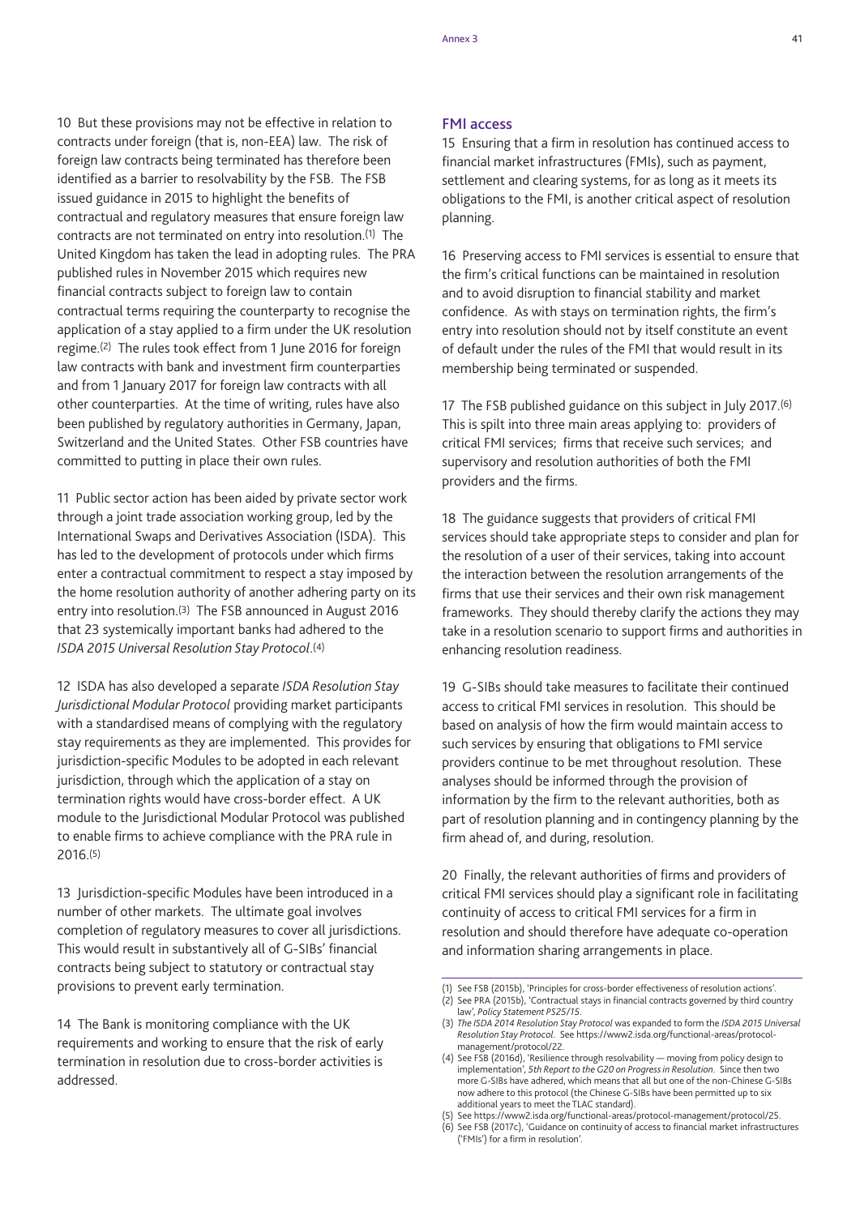10 But these provisions may not be effective in relation to contracts under foreign (that is, non-EEA) law. The risk of foreign law contracts being terminated has therefore been identified as a barrier to resolvability by the FSB. The FSB issued guidance in 2015 to highlight the benefits of contractual and regulatory measures that ensure foreign law contracts are not terminated on entry into resolution.[1] The United Kingdom has taken the lead in adopting rules. The PRA published rules in November 2015 which requires new financial contracts subject to foreign law to contain contractual terms requiring the counterparty to recognise the application of a stay applied to a firm under the UK resolution regime.[2] The rules took effect from 1 June 2016 for foreign law contracts with bank and investment firm counterparties and from 1 January 2017 for foreign law contracts with all other counterparties. At the time of writing, rules have also been published by regulatory authorities in Germany, Japan, Switzerland and the United States. Other FSB countries have committed to putting in place their own rules.

11 Public sector action has been aided by private sector work through a joint trade association working group, led by the International Swaps and Derivatives Association (ISDA). This has led to the development of protocols under which firms enter a contractual commitment to respect a stay imposed by the home resolution authority of another adhering party on its entry into resolution.[3] The FSB announced in August 2016 that 23 systemically important banks had adhered to the *ISDA 2015 Universal Resolution Stay Protocol*.[4]

12 ISDA has also developed a separate *ISDA Resolution Stay Jurisdictional Modular Protocol* providing market participants with a standardised means of complying with the regulatory stay requirements as they are implemented. This provides for jurisdiction-specific Modules to be adopted in each relevant jurisdiction, through which the application of a stay on termination rights would have cross-border effect. A UK module to the Jurisdictional Modular Protocol was published to enable firms to achieve compliance with the PRA rule in 2016.[5]

13 Jurisdiction-specific Modules have been introduced in a number of other markets. The ultimate goal involves completion of regulatory measures to cover all jurisdictions. This would result in substantively all of G-SIBs' financial contracts being subject to statutory or contractual stay provisions to prevent early termination.

14 The Bank is monitoring compliance with the UK requirements and working to ensure that the risk of early termination in resolution due to cross-border activities is addressed.

## FMI access

15 Ensuring that a firm in resolution has continued access to financial market infrastructures (FMIs), such as payment, settlement and clearing systems, for as long as it meets its obligations to the FMI, is another critical aspect of resolution planning.

16 Preserving access to FMI services is essential to ensure that the firm's critical functions can be maintained in resolution and to avoid disruption to financial stability and market confidence. As with stays on termination rights, the firm's entry into resolution should not by itself constitute an event of default under the rules of the FMI that would result in its membership being terminated or suspended.

17 The FSB published guidance on this subject in July 2017.[6] This is spilt into three main areas applying to: providers of critical FMI services; firms that receive such services; and supervisory and resolution authorities of both the FMI providers and the firms.

18 The guidance suggests that providers of critical FMI services should take appropriate steps to consider and plan for the resolution of a user of their services, taking into account the interaction between the resolution arrangements of the firms that use their services and their own risk management frameworks. They should thereby clarify the actions they may take in a resolution scenario to support firms and authorities in enhancing resolution readiness.

19 G-SIBs should take measures to facilitate their continued access to critical FMI services in resolution. This should be based on analysis of how the firm would maintain access to such services by ensuring that obligations to FMI service providers continue to be met throughout resolution. These analyses should be informed through the provision of information by the firm to the relevant authorities, both as part of resolution planning and in contingency planning by the firm ahead of, and during, resolution.

20 Finally, the relevant authorities of firms and providers of critical FMI services should play a significant role in facilitating continuity of access to critical FMI services for a firm in resolution and should therefore have adequate co-operation and information sharing arrangements in place.

(1) See FSB (2015b), 'Principles for cross-border effectiveness of resolution actions'.
(2) See PRA (2015b), 'Contractual stays in financial contracts governed by third country law', *Policy Statement PS25/15*.
(3) *The ISDA 2014 Resolution Stay Protocol* was expanded to form the *ISDA 2015 Universal Resolution Stay Protocol*. See https://www2.isda.org/functional-areas/protocol-management/protocol/22.
(4) See FSB (2016d), 'Resilience through resolvability — moving from policy design to implementation', *5th Report to the G20 on Progress in Resolution*. Since then two more G-SIBs have adhered, which means that all but one of the non-Chinese G-SIBs now adhere to this protocol (the Chinese G-SIBs have been permitted up to six additional years to meet the TLAC standard).
(5) See https://www2.isda.org/functional-areas/protocol-management/protocol/25.
(6) See FSB (2017c), 'Guidance on continuity of access to financial market infrastructures ('FMIs') for a firm in resolution'.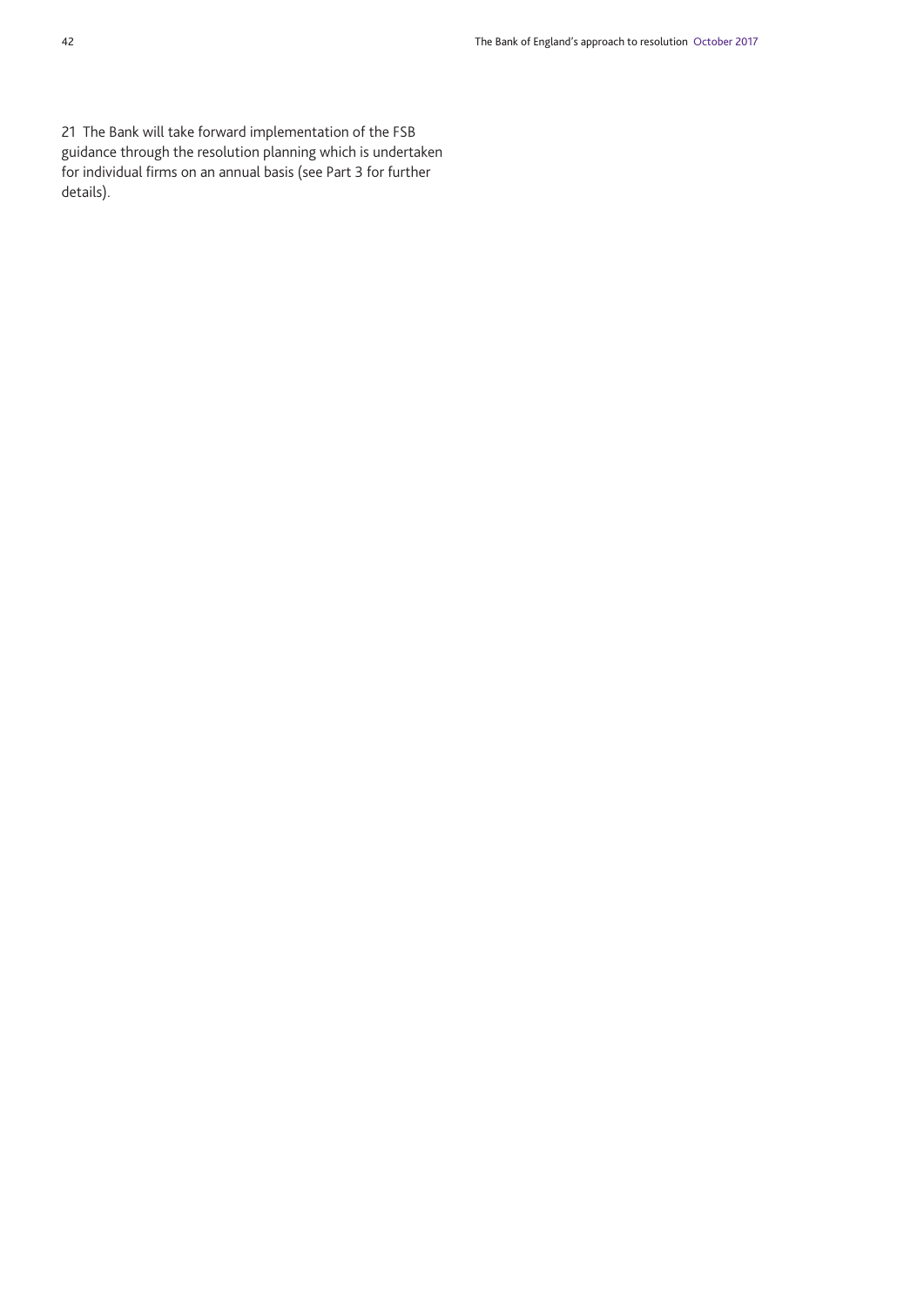21 The Bank will take forward implementation of the FSB guidance through the resolution planning which is undertaken for individual firms on an annual basis (see Part 3 for further details).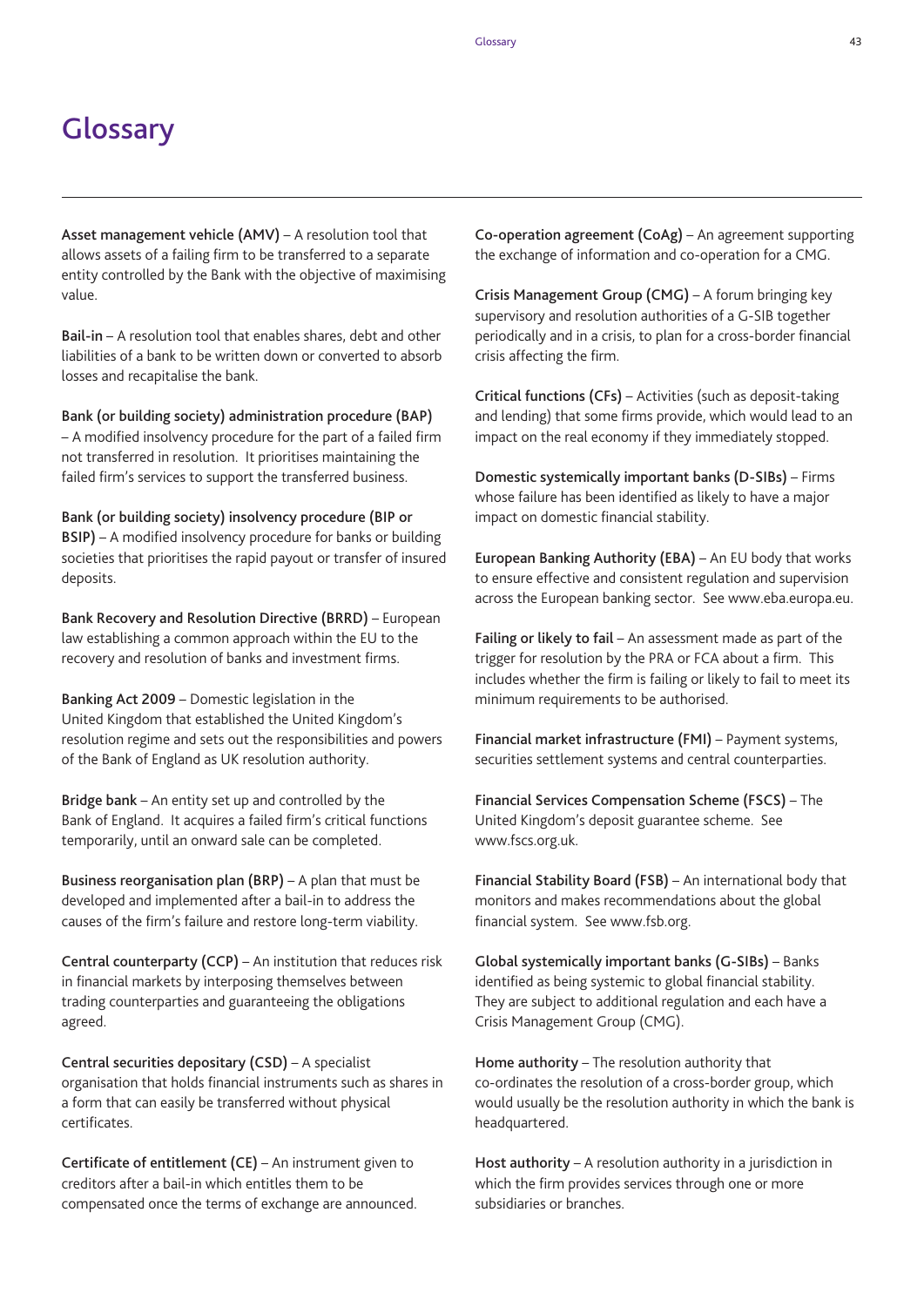# Glossary

**Asset management vehicle (AMV)** – A resolution tool that allows assets of a failing firm to be transferred to a separate entity controlled by the Bank with the objective of maximising value.

**Bail-in** – A resolution tool that enables shares, debt and other liabilities of a bank to be written down or converted to absorb losses and recapitalise the bank.

**Bank (or building society) administration procedure (BAP)** – A modified insolvency procedure for the part of a failed firm not transferred in resolution. It prioritises maintaining the failed firm's services to support the transferred business.

**Bank (or building society) insolvency procedure (BIP or BSIP)** – A modified insolvency procedure for banks or building societies that prioritises the rapid payout or transfer of insured deposits.

**Bank Recovery and Resolution Directive (BRRD)** – European law establishing a common approach within the EU to the recovery and resolution of banks and investment firms.

**Banking Act 2009** – Domestic legislation in the United Kingdom that established the United Kingdom's resolution regime and sets out the responsibilities and powers of the Bank of England as UK resolution authority.

**Bridge bank** – An entity set up and controlled by the Bank of England. It acquires a failed firm's critical functions temporarily, until an onward sale can be completed.

**Business reorganisation plan (BRP)** – A plan that must be developed and implemented after a bail-in to address the causes of the firm's failure and restore long-term viability.

**Central counterparty (CCP)** – An institution that reduces risk in financial markets by interposing themselves between trading counterparties and guaranteeing the obligations agreed.

**Central securities depositary (CSD)** – A specialist organisation that holds financial instruments such as shares in a form that can easily be transferred without physical certificates.

**Certificate of entitlement (CE)** – An instrument given to creditors after a bail-in which entitles them to be compensated once the terms of exchange are announced.

**Co-operation agreement (CoAg)** – An agreement supporting the exchange of information and co-operation for a CMG.

**Crisis Management Group (CMG)** – A forum bringing key supervisory and resolution authorities of a G-SIB together periodically and in a crisis, to plan for a cross-border financial crisis affecting the firm.

**Critical functions (CFs)** – Activities (such as deposit-taking and lending) that some firms provide, which would lead to an impact on the real economy if they immediately stopped.

**Domestic systemically important banks (D-SIBs)** – Firms whose failure has been identified as likely to have a major impact on domestic financial stability.

**European Banking Authority (EBA)** – An EU body that works to ensure effective and consistent regulation and supervision across the European banking sector. See www.eba.europa.eu.

**Failing or likely to fail** – An assessment made as part of the trigger for resolution by the PRA or FCA about a firm. This includes whether the firm is failing or likely to fail to meet its minimum requirements to be authorised.

**Financial market infrastructure (FMI)** – Payment systems, securities settlement systems and central counterparties.

**Financial Services Compensation Scheme (FSCS)** – The United Kingdom's deposit guarantee scheme. See www.fscs.org.uk.

**Financial Stability Board (FSB)** – An international body that monitors and makes recommendations about the global financial system. See www.fsb.org.

**Global systemically important banks (G-SIBs)** – Banks identified as being systemic to global financial stability. They are subject to additional regulation and each have a Crisis Management Group (CMG).

**Home authority** – The resolution authority that co-ordinates the resolution of a cross-border group, which would usually be the resolution authority in which the bank is headquartered.

**Host authority** – A resolution authority in a jurisdiction in which the firm provides services through one or more subsidiaries or branches.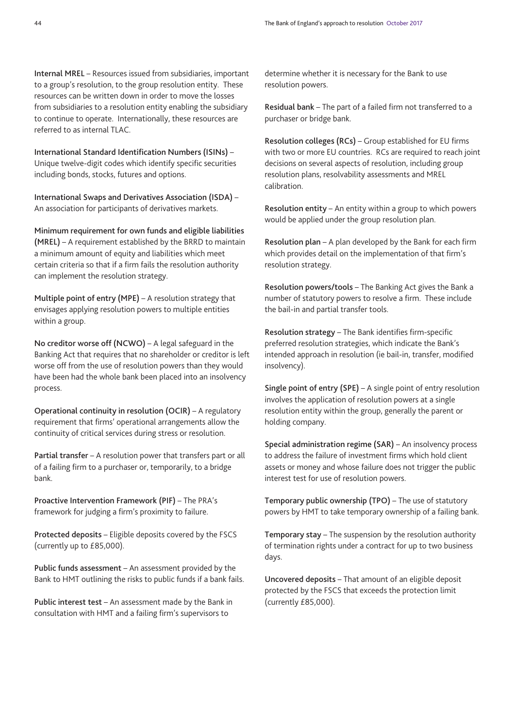**Internal MREL** – Resources issued from subsidiaries, important to a group's resolution, to the group resolution entity. These resources can be written down in order to move the losses from subsidiaries to a resolution entity enabling the subsidiary to continue to operate. Internationally, these resources are referred to as internal TLAC.

**International Standard Identification Numbers (ISINs)** – Unique twelve-digit codes which identify specific securities including bonds, stocks, futures and options.

**International Swaps and Derivatives Association (ISDA)** – An association for participants of derivatives markets.

**Minimum requirement for own funds and eligible liabilities (MREL)** – A requirement established by the BRRD to maintain a minimum amount of equity and liabilities which meet certain criteria so that if a firm fails the resolution authority can implement the resolution strategy.

**Multiple point of entry (MPE)** – A resolution strategy that envisages applying resolution powers to multiple entities within a group.

**No creditor worse off (NCWO)** – A legal safeguard in the Banking Act that requires that no shareholder or creditor is left worse off from the use of resolution powers than they would have been had the whole bank been placed into an insolvency process.

**Operational continuity in resolution (OCIR)** – A regulatory requirement that firms' operational arrangements allow the continuity of critical services during stress or resolution.

**Partial transfer** – A resolution power that transfers part or all of a failing firm to a purchaser or, temporarily, to a bridge bank.

**Proactive Intervention Framework (PIF)** – The PRA's framework for judging a firm's proximity to failure.

**Protected deposits** – Eligible deposits covered by the FSCS (currently up to £85,000).

**Public funds assessment** – An assessment provided by the Bank to HMT outlining the risks to public funds if a bank fails.

**Public interest test** – An assessment made by the Bank in consultation with HMT and a failing firm's supervisors to determine whether it is necessary for the Bank to use resolution powers.

**Residual bank** – The part of a failed firm not transferred to a purchaser or bridge bank.

**Resolution colleges (RCs)** – Group established for EU firms with two or more EU countries. RCs are required to reach joint decisions on several aspects of resolution, including group resolution plans, resolvability assessments and MREL calibration.

**Resolution entity** – An entity within a group to which powers would be applied under the group resolution plan.

**Resolution plan** – A plan developed by the Bank for each firm which provides detail on the implementation of that firm's resolution strategy.

**Resolution powers/tools** – The Banking Act gives the Bank a number of statutory powers to resolve a firm. These include the bail-in and partial transfer tools.

**Resolution strategy** – The Bank identifies firm-specific preferred resolution strategies, which indicate the Bank's intended approach in resolution (ie bail-in, transfer, modified insolvency).

**Single point of entry (SPE)** – A single point of entry resolution involves the application of resolution powers at a single resolution entity within the group, generally the parent or holding company.

**Special administration regime (SAR)** – An insolvency process to address the failure of investment firms which hold client assets or money and whose failure does not trigger the public interest test for use of resolution powers.

**Temporary public ownership (TPO)** – The use of statutory powers by HMT to take temporary ownership of a failing bank.

**Temporary stay** – The suspension by the resolution authority of termination rights under a contract for up to two business days.

**Uncovered deposits** – That amount of an eligible deposit protected by the FSCS that exceeds the protection limit (currently £85,000).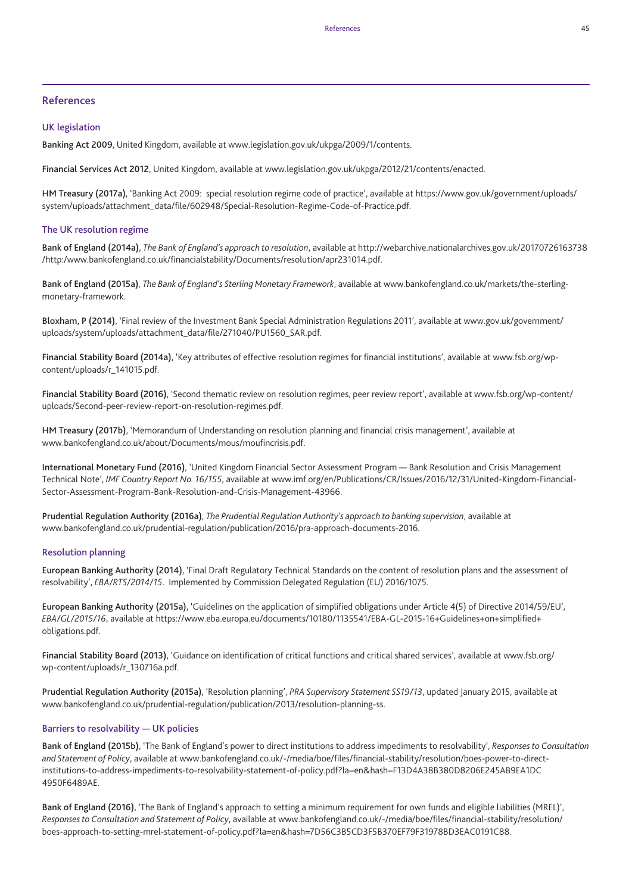## References

### UK legislation

**Banking Act 2009**, United Kingdom, available at www.legislation.gov.uk/ukpga/2009/1/contents.

**Financial Services Act 2012**, United Kingdom, available at www.legislation.gov.uk/ukpga/2012/21/contents/enacted.

**HM Treasury (2017a)**, 'Banking Act 2009: special resolution regime code of practice', available at https://www.gov.uk/government/uploads/system/uploads/attachment_data/file/602948/Special-Resolution-Regime-Code-of-Practice.pdf.

### The UK resolution regime

**Bank of England (2014a)**, *The Bank of England's approach to resolution*, available at http://webarchive.nationalarchives.gov.uk/20170726163738/http:/www.bankofengland.co.uk/financialstability/Documents/resolution/apr231014.pdf.

**Bank of England (2015a)**, *The Bank of England's Sterling Monetary Framework*, available at www.bankofengland.co.uk/markets/the-sterling-monetary-framework.

**Bloxham, P (2014)**, 'Final review of the Investment Bank Special Administration Regulations 2011', available at www.gov.uk/government/uploads/system/uploads/attachment_data/file/271040/PU1560_SAR.pdf.

**Financial Stability Board (2014a)**, 'Key attributes of effective resolution regimes for financial institutions', available at www.fsb.org/wp-content/uploads/r_141015.pdf.

**Financial Stability Board (2016)**, 'Second thematic review on resolution regimes, peer review report', available at www.fsb.org/wp-content/uploads/Second-peer-review-report-on-resolution-regimes.pdf.

**HM Treasury (2017b)**, 'Memorandum of Understanding on resolution planning and financial crisis management', available at www.bankofengland.co.uk/about/Documents/mous/moufincrisis.pdf.

**International Monetary Fund (2016)**, 'United Kingdom Financial Sector Assessment Program — Bank Resolution and Crisis Management Technical Note', *IMF Country Report No. 16/155*, available at www.imf.org/en/Publications/CR/Issues/2016/12/31/United-Kingdom-Financial-Sector-Assessment-Program-Bank-Resolution-and-Crisis-Management-43966.

**Prudential Regulation Authority (2016a)**, *The Prudential Regulation Authority's approach to banking supervision*, available at www.bankofengland.co.uk/prudential-regulation/publication/2016/pra-approach-documents-2016.

### Resolution planning

**European Banking Authority (2014)**, 'Final Draft Regulatory Technical Standards on the content of resolution plans and the assessment of resolvability', *EBA/RTS/2014/15*. Implemented by Commission Delegated Regulation (EU) 2016/1075.

**European Banking Authority (2015a)**, 'Guidelines on the application of simplified obligations under Article 4(5) of Directive 2014/59/EU', *EBA/GL/2015/16*, available at https://www.eba.europa.eu/documents/10180/1135541/EBA-GL-2015-16+Guidelines+on+simplified+obligations.pdf.

**Financial Stability Board (2013)**, 'Guidance on identification of critical functions and critical shared services', available at www.fsb.org/wp-content/uploads/r_130716a.pdf.

**Prudential Regulation Authority (2015a)**, 'Resolution planning', *PRA Supervisory Statement SS19/13*, updated January 2015, available at www.bankofengland.co.uk/prudential-regulation/publication/2013/resolution-planning-ss.

### Barriers to resolvability — UK policies

**Bank of England (2015b)**, 'The Bank of England's power to direct institutions to address impediments to resolvability', *Responses to Consultation and Statement of Policy*, available at www.bankofengland.co.uk/-/media/boe/files/financial-stability/resolution/boes-power-to-direct-institutions-to-address-impediments-to-resolvability-statement-of-policy.pdf?la=en&hash=F13D4A38B380D8206E245AB9EA1DC4950F6489AE.

**Bank of England (2016)**, 'The Bank of England's approach to setting a minimum requirement for own funds and eligible liabilities (MREL)', *Responses to Consultation and Statement of Policy*, available at www.bankofengland.co.uk/-/media/boe/files/financial-stability/resolution/boes-approach-to-setting-mrel-statement-of-policy.pdf?la=en&hash=7D56C3B5CD3F5B370EF79F31978BD3EAC0191C88.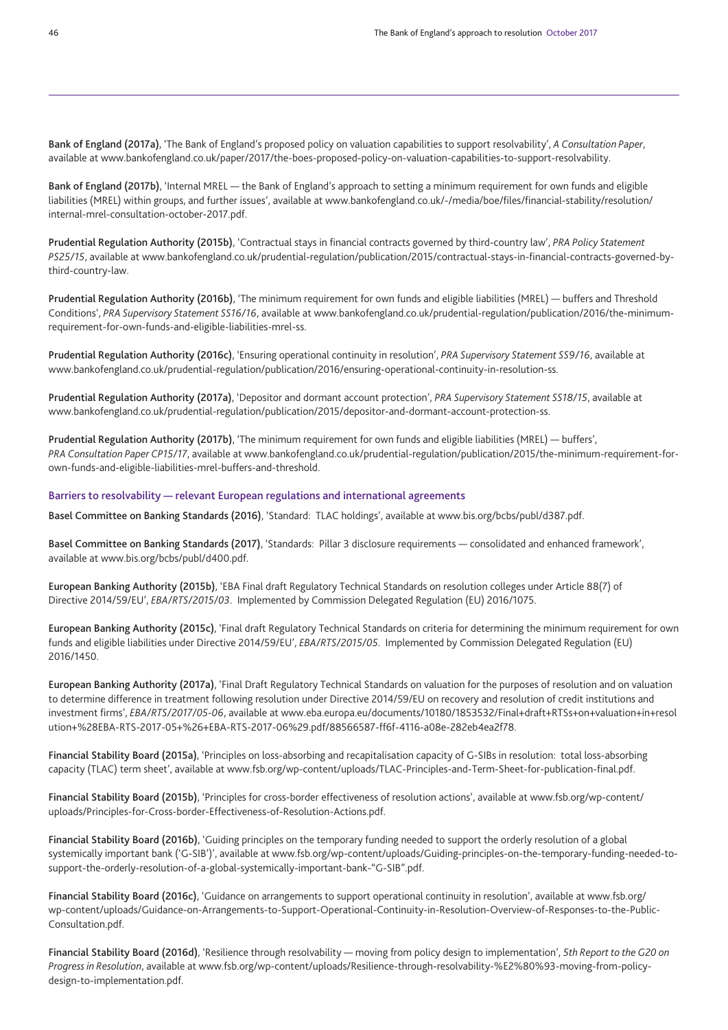**Bank of England (2017a)**, 'The Bank of England's proposed policy on valuation capabilities to support resolvability', *A Consultation Paper*, available at www.bankofengland.co.uk/paper/2017/the-boes-proposed-policy-on-valuation-capabilities-to-support-resolvability.

**Bank of England (2017b)**, 'Internal MREL — the Bank of England's approach to setting a minimum requirement for own funds and eligible liabilities (MREL) within groups, and further issues', available at www.bankofengland.co.uk/-/media/boe/files/financial-stability/resolution/internal-mrel-consultation-october-2017.pdf.

**Prudential Regulation Authority (2015b)**, 'Contractual stays in financial contracts governed by third-country law', *PRA Policy Statement PS25/15*, available at www.bankofengland.co.uk/prudential-regulation/publication/2015/contractual-stays-in-financial-contracts-governed-by-third-country-law.

**Prudential Regulation Authority (2016b)**, 'The minimum requirement for own funds and eligible liabilities (MREL) — buffers and Threshold Conditions', *PRA Supervisory Statement SS16/16*, available at www.bankofengland.co.uk/prudential-regulation/publication/2016/the-minimum-requirement-for-own-funds-and-eligible-liabilities-mrel-ss.

**Prudential Regulation Authority (2016c)**, 'Ensuring operational continuity in resolution', *PRA Supervisory Statement SS9/16*, available at www.bankofengland.co.uk/prudential-regulation/publication/2016/ensuring-operational-continuity-in-resolution-ss.

**Prudential Regulation Authority (2017a)**, 'Depositor and dormant account protection', *PRA Supervisory Statement SS18/15*, available at www.bankofengland.co.uk/prudential-regulation/publication/2015/depositor-and-dormant-account-protection-ss.

**Prudential Regulation Authority (2017b)**, 'The minimum requirement for own funds and eligible liabilities (MREL) — buffers', *PRA Consultation Paper CP15/17*, available at www.bankofengland.co.uk/prudential-regulation/publication/2015/the-minimum-requirement-for-own-funds-and-eligible-liabilities-mrel-buffers-and-threshold.

### Barriers to resolvability — relevant European regulations and international agreements

**Basel Committee on Banking Standards (2016)**, 'Standard: TLAC holdings', available at www.bis.org/bcbs/publ/d387.pdf.

**Basel Committee on Banking Standards (2017)**, 'Standards: Pillar 3 disclosure requirements — consolidated and enhanced framework', available at www.bis.org/bcbs/publ/d400.pdf.

**European Banking Authority (2015b)**, 'EBA Final draft Regulatory Technical Standards on resolution colleges under Article 88(7) of Directive 2014/59/EU', *EBA/RTS/2015/03*. Implemented by Commission Delegated Regulation (EU) 2016/1075.

**European Banking Authority (2015c)**, 'Final draft Regulatory Technical Standards on criteria for determining the minimum requirement for own funds and eligible liabilities under Directive 2014/59/EU', *EBA/RTS/2015/05*. Implemented by Commission Delegated Regulation (EU) 2016/1450.

**European Banking Authority (2017a)**, 'Final Draft Regulatory Technical Standards on valuation for the purposes of resolution and on valuation to determine difference in treatment following resolution under Directive 2014/59/EU on recovery and resolution of credit institutions and investment firms', *EBA/RTS/2017/05-06*, available at www.eba.europa.eu/documents/10180/1853532/Final+draft+RTSs+on+valuation+in+resolution+%28EBA-RTS-2017-05+%26+EBA-RTS-2017-06%29.pdf/88566587-ff6f-4116-a08e-282eb4ea2f78.

**Financial Stability Board (2015a)**, 'Principles on loss-absorbing and recapitalisation capacity of G-SIBs in resolution: total loss-absorbing capacity (TLAC) term sheet', available at www.fsb.org/wp-content/uploads/TLAC-Principles-and-Term-Sheet-for-publication-final.pdf.

**Financial Stability Board (2015b)**, 'Principles for cross-border effectiveness of resolution actions', available at www.fsb.org/wp-content/uploads/Principles-for-Cross-border-Effectiveness-of-Resolution-Actions.pdf.

**Financial Stability Board (2016b)**, 'Guiding principles on the temporary funding needed to support the orderly resolution of a global systemically important bank ('G-SIB')', available at www.fsb.org/wp-content/uploads/Guiding-principles-on-the-temporary-funding-needed-to-support-the-orderly-resolution-of-a-global-systemically-important-bank-"G-SIB".pdf.

**Financial Stability Board (2016c)**, 'Guidance on arrangements to support operational continuity in resolution', available at www.fsb.org/wp-content/uploads/Guidance-on-Arrangements-to-Support-Operational-Continuity-in-Resolution-Overview-of-Responses-to-the-Public-Consultation.pdf.

**Financial Stability Board (2016d)**, 'Resilience through resolvability — moving from policy design to implementation', *5th Report to the G20 on Progress in Resolution*, available at www.fsb.org/wp-content/uploads/Resilience-through-resolvability-%E2%80%93-moving-from-policy-design-to-implementation.pdf.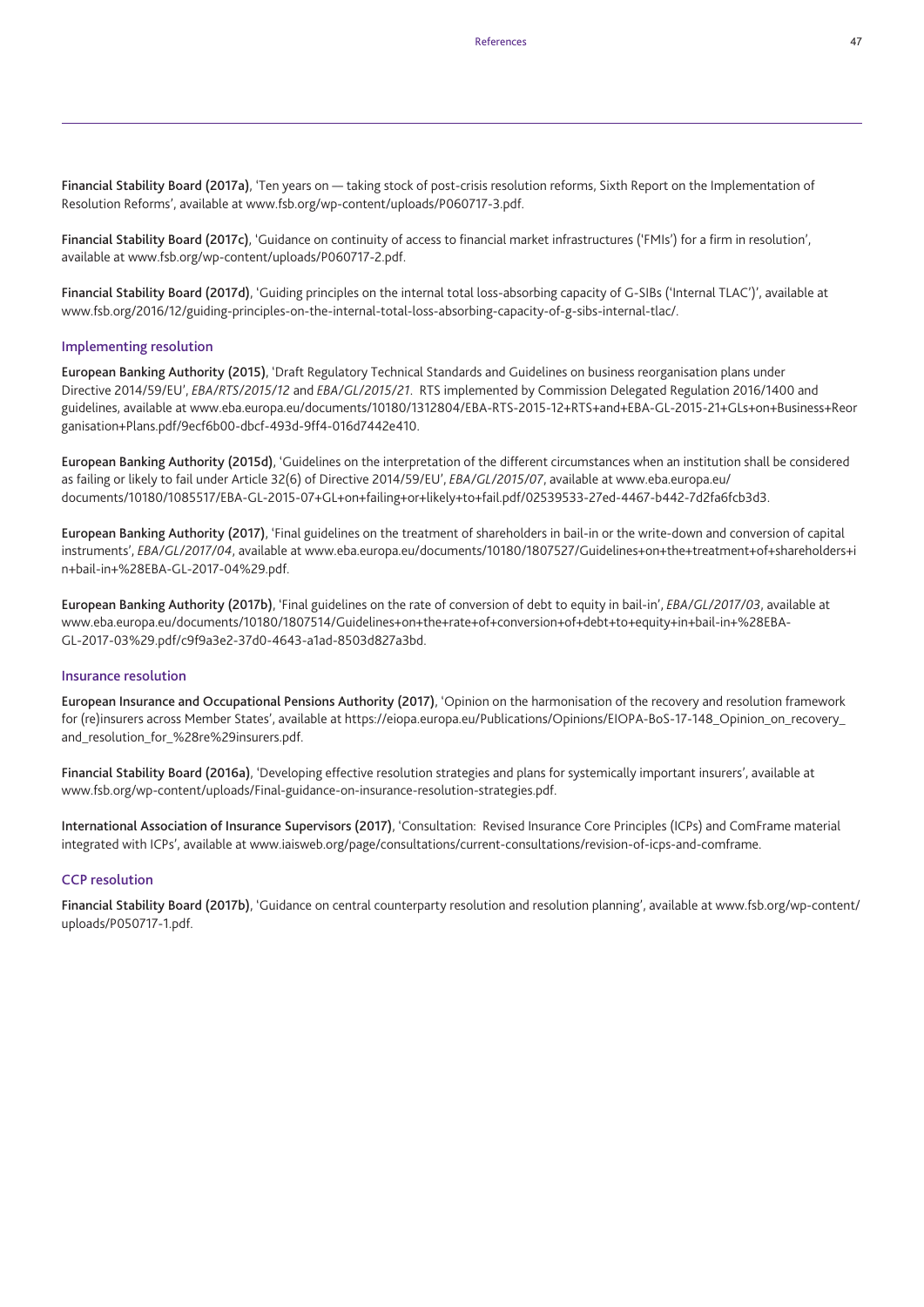**Financial Stability Board (2017a)**, 'Ten years on — taking stock of post-crisis resolution reforms, Sixth Report on the Implementation of Resolution Reforms', available at www.fsb.org/wp-content/uploads/P060717-3.pdf.

**Financial Stability Board (2017c)**, 'Guidance on continuity of access to financial market infrastructures ('FMIs') for a firm in resolution', available at www.fsb.org/wp-content/uploads/P060717-2.pdf.

**Financial Stability Board (2017d)**, 'Guiding principles on the internal total loss-absorbing capacity of G-SIBs ('Internal TLAC')', available at www.fsb.org/2016/12/guiding-principles-on-the-internal-total-loss-absorbing-capacity-of-g-sibs-internal-tlac/.

### Implementing resolution

**European Banking Authority (2015)**, 'Draft Regulatory Technical Standards and Guidelines on business reorganisation plans under Directive 2014/59/EU', *EBA/RTS/2015/12* and *EBA/GL/2015/21*. RTS implemented by Commission Delegated Regulation 2016/1400 and guidelines, available at www.eba.europa.eu/documents/10180/1312804/EBA-RTS-2015-12+RTS+and+EBA-GL-2015-21+GLs+on+Business+Reorganisation+Plans.pdf/9ecf6b00-dbcf-493d-9ff4-016d7442e410.

**European Banking Authority (2015d)**, 'Guidelines on the interpretation of the different circumstances when an institution shall be considered as failing or likely to fail under Article 32(6) of Directive 2014/59/EU', *EBA/GL/2015/07*, available at www.eba.europa.eu/documents/10180/1085517/EBA-GL-2015-07+GL+on+failing+or+likely+to+fail.pdf/02539533-27ed-4467-b442-7d2fa6fcb3d3.

**European Banking Authority (2017)**, 'Final guidelines on the treatment of shareholders in bail-in or the write-down and conversion of capital instruments', *EBA/GL/2017/04*, available at www.eba.europa.eu/documents/10180/1807527/Guidelines+on+the+treatment+of+shareholders+in+bail-in+%28EBA-GL-2017-04%29.pdf.

**European Banking Authority (2017b)**, 'Final guidelines on the rate of conversion of debt to equity in bail-in', *EBA/GL/2017/03*, available at www.eba.europa.eu/documents/10180/1807514/Guidelines+on+the+rate+of+conversion+of+debt+to+equity+in+bail-in+%28EBA-GL-2017-03%29.pdf/c9f9a3e2-37d0-4643-a1ad-8503d827a3bd.

### Insurance resolution

**European Insurance and Occupational Pensions Authority (2017)**, 'Opinion on the harmonisation of the recovery and resolution framework for (re)insurers across Member States', available at https://eiopa.europa.eu/Publications/Opinions/EIOPA-BoS-17-148_Opinion_on_recovery_and_resolution_for_%28re%29insurers.pdf.

**Financial Stability Board (2016a)**, 'Developing effective resolution strategies and plans for systemically important insurers', available at www.fsb.org/wp-content/uploads/Final-guidance-on-insurance-resolution-strategies.pdf.

**International Association of Insurance Supervisors (2017)**, 'Consultation: Revised Insurance Core Principles (ICPs) and ComFrame material integrated with ICPs', available at www.iaisweb.org/page/consultations/current-consultations/revision-of-icps-and-comframe.

### CCP resolution

**Financial Stability Board (2017b)**, 'Guidance on central counterparty resolution and resolution planning', available at www.fsb.org/wp-content/uploads/P050717-1.pdf.